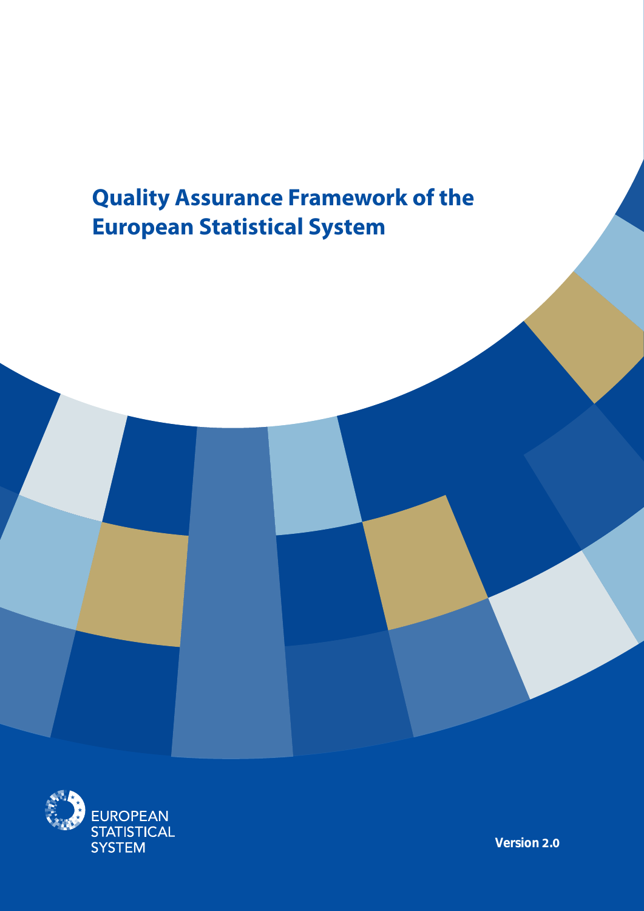# Quality Assurance Framework of the European Statistical System

EUROPEAN STATISTICAL SYSTEM

Version 2.0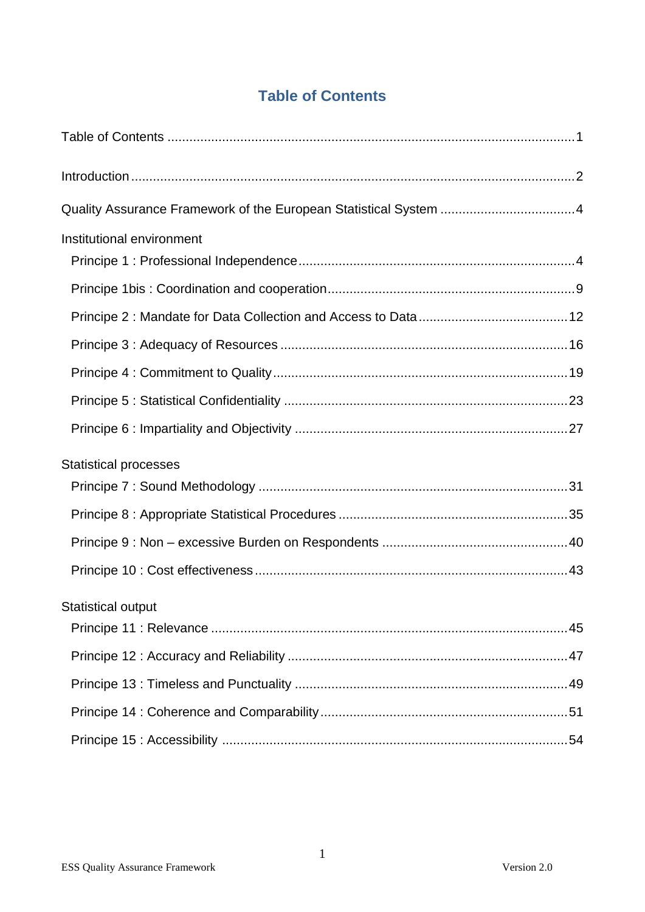# Table of Contents

Table of Contents ........................................................................................................1

Introduction ....................................................................................................................2

Quality Assurance Framework of the European Statistical System ....................................4

Institutional environment

- Principle 1 : Professional Independence ..........................................................................4
- Principle 1bis : Coordination and cooperation ..................................................................9
- Principle 2 : Mandate for Data Collection and Access to Data ........................................12
- Principle 3 : Adequacy of Resources .............................................................................16
- Principle 4 : Commitment to Quality ...............................................................................19
- Principle 5 : Statistical Confidentiality ............................................................................23
- Principle 6 : Impartiality and Objectivity .........................................................................27

Statistical processes

- Principle 7 : Sound Methodology ...................................................................................31
- Principle 8 : Appropriate Statistical Procedures .............................................................35
- Principle 9 : Non – excessive Burden on Respondents .................................................40
- Principle 10 : Cost effectiveness ....................................................................................43

Statistical output

- Principle 11 : Relevance ................................................................................................45
- Principle 12 : Accuracy and Reliability ...........................................................................47
- Principle 13 : Timeless and Punctuality .........................................................................49
- Principle 14 : Coherence and Comparability ..................................................................51
- Principle 15 : Accessibility .............................................................................................54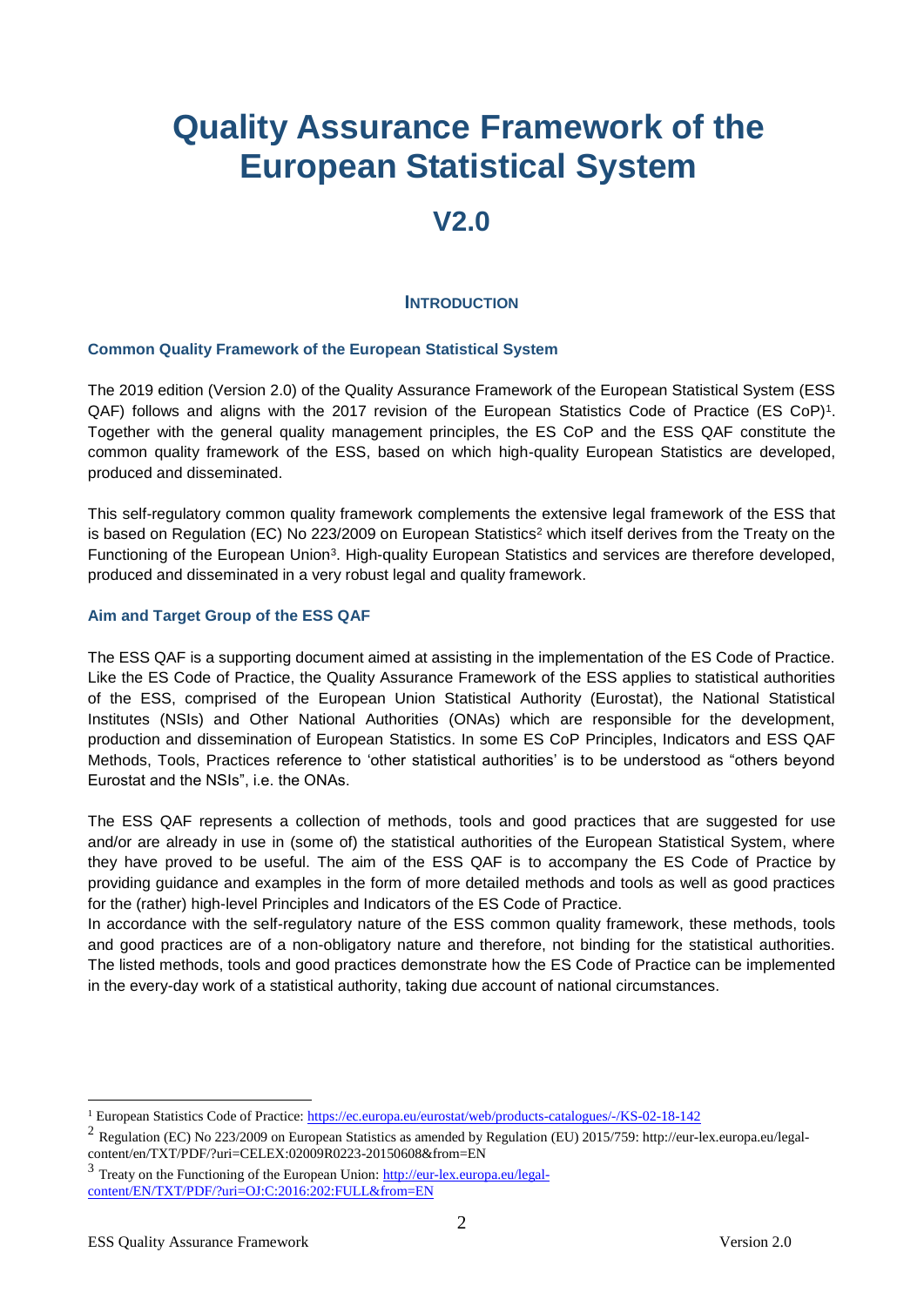# Quality Assurance Framework of the European Statistical System

# V2.0

## INTRODUCTION

### Common Quality Framework of the European Statistical System

The 2019 edition (Version 2.0) of the Quality Assurance Framework of the European Statistical System (ESS QAF) follows and aligns with the 2017 revision of the European Statistics Code of Practice (ES CoP)[1]. Together with the general quality management principles, the ES CoP and the ESS QAF constitute the common quality framework of the ESS, based on which high-quality European Statistics are developed, produced and disseminated.

This self-regulatory common quality framework complements the extensive legal framework of the ESS that is based on Regulation (EC) No 223/2009 on European Statistics[2] which itself derives from the Treaty on the Functioning of the European Union[3]. High-quality European Statistics and services are therefore developed, produced and disseminated in a very robust legal and quality framework.

### Aim and Target Group of the ESS QAF

The ESS QAF is a supporting document aimed at assisting in the implementation of the ES Code of Practice. Like the ES Code of Practice, the Quality Assurance Framework of the ESS applies to statistical authorities of the ESS, comprised of the European Union Statistical Authority (Eurostat), the National Statistical Institutes (NSIs) and Other National Authorities (ONAs) which are responsible for the development, production and dissemination of European Statistics. In some ES CoP Principles, Indicators and ESS QAF Methods, Tools, Practices reference to 'other statistical authorities' is to be understood as "others beyond Eurostat and the NSIs", i.e. the ONAs.

The ESS QAF represents a collection of methods, tools and good practices that are suggested for use and/or are already in use in (some of) the statistical authorities of the European Statistical System, where they have proved to be useful. The aim of the ESS QAF is to accompany the ES Code of Practice by providing guidance and examples in the form of more detailed methods and tools as well as good practices for the (rather) high-level Principles and Indicators of the ES Code of Practice.
In accordance with the self-regulatory nature of the ESS common quality framework, these methods, tools and good practices are of a non-obligatory nature and therefore, not binding for the statistical authorities. The listed methods, tools and good practices demonstrate how the ES Code of Practice can be implemented in the every-day work of a statistical authority, taking due account of national circumstances.

---

[1] European Statistics Code of Practice: https://ec.europa.eu/eurostat/web/products-catalogues/-/KS-02-18-142

[2] Regulation (EC) No 223/2009 on European Statistics as amended by Regulation (EU) 2015/759: http://eur-lex.europa.eu/legal-content/en/TXT/PDF/?uri=CELEX:02009R0223-20150608&from=EN

[3] Treaty on the Functioning of the European Union: http://eur-lex.europa.eu/legal-content/EN/TXT/PDF/?uri=OJ:C:2016:202:FULL&from=EN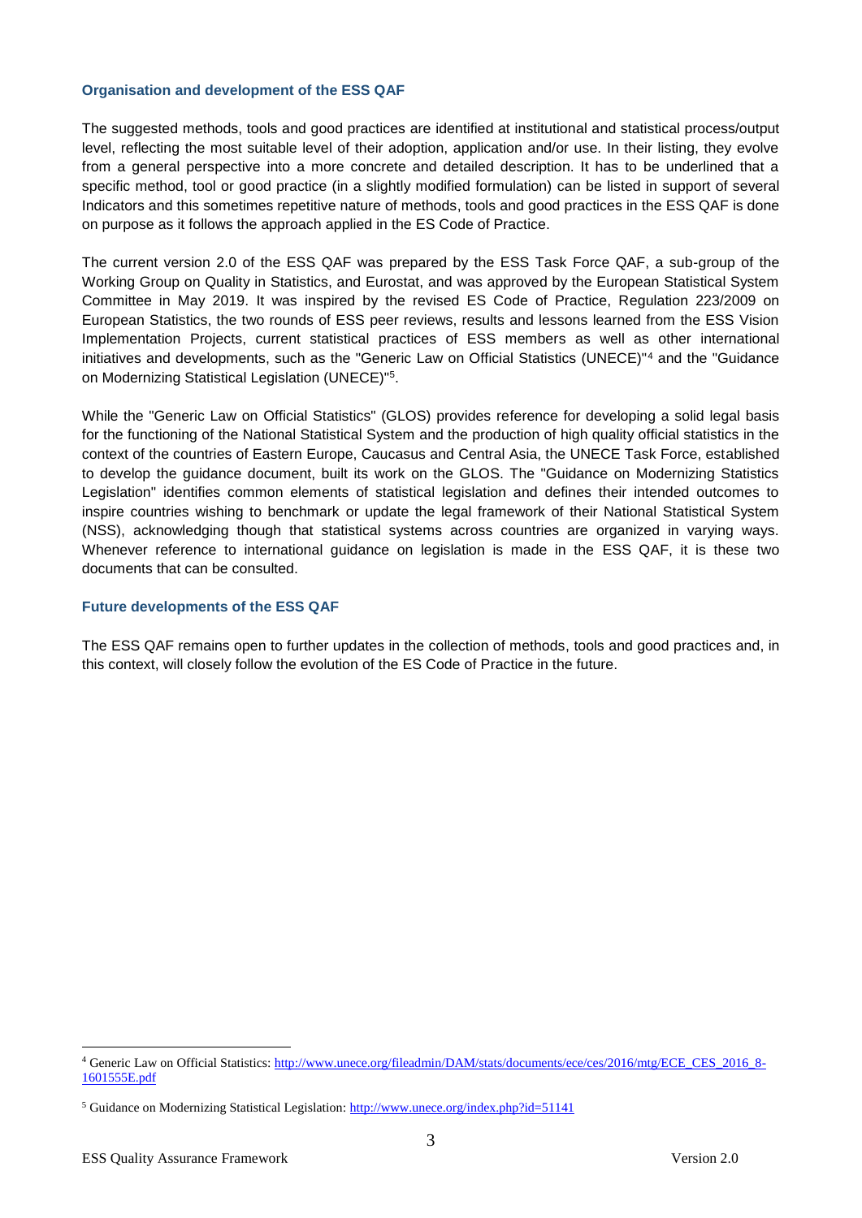### Organisation and development of the ESS QAF

The suggested methods, tools and good practices are identified at institutional and statistical process/output level, reflecting the most suitable level of their adoption, application and/or use. In their listing, they evolve from a general perspective into a more concrete and detailed description. It has to be underlined that a specific method, tool or good practice (in a slightly modified formulation) can be listed in support of several Indicators and this sometimes repetitive nature of methods, tools and good practices in the ESS QAF is done on purpose as it follows the approach applied in the ES Code of Practice.

The current version 2.0 of the ESS QAF was prepared by the ESS Task Force QAF, a sub-group of the Working Group on Quality in Statistics, and Eurostat, and was approved by the European Statistical System Committee in May 2019. It was inspired by the revised ES Code of Practice, Regulation 223/2009 on European Statistics, the two rounds of ESS peer reviews, results and lessons learned from the ESS Vision Implementation Projects, current statistical practices of ESS members as well as other international initiatives and developments, such as the "Generic Law on Official Statistics (UNECE)"[4] and the "Guidance on Modernizing Statistical Legislation (UNECE)"[5].

While the "Generic Law on Official Statistics" (GLOS) provides reference for developing a solid legal basis for the functioning of the National Statistical System and the production of high quality official statistics in the context of the countries of Eastern Europe, Caucasus and Central Asia, the UNECE Task Force, established to develop the guidance document, built its work on the GLOS. The "Guidance on Modernizing Statistics Legislation" identifies common elements of statistical legislation and defines their intended outcomes to inspire countries wishing to benchmark or update the legal framework of their National Statistical System (NSS), acknowledging though that statistical systems across countries are organized in varying ways. Whenever reference to international guidance on legislation is made in the ESS QAF, it is these two documents that can be consulted.

### Future developments of the ESS QAF

The ESS QAF remains open to further updates in the collection of methods, tools and good practices and, in this context, will closely follow the evolution of the ES Code of Practice in the future.

---

[4] Generic Law on Official Statistics: http://www.unece.org/fileadmin/DAM/stats/documents/ece/ces/2016/mtg/ECE_CES_2016_8-1601555E.pdf

[5] Guidance on Modernizing Statistical Legislation: http://www.unece.org/index.php?id=51141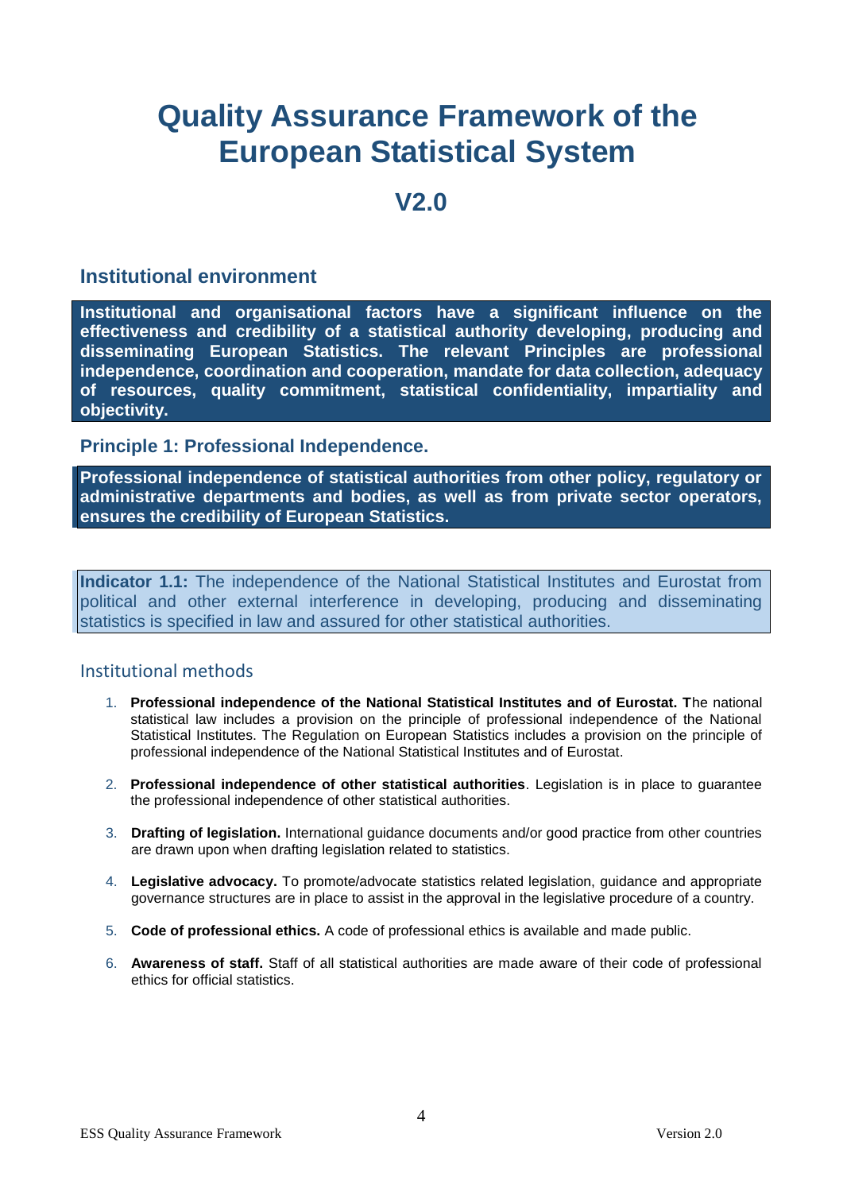# Quality Assurance Framework of the European Statistical System

## V2.0

## Institutional environment

**Institutional and organisational factors have a significant influence on the effectiveness and credibility of a statistical authority developing, producing and disseminating European Statistics. The relevant Principles are professional independence, coordination and cooperation, mandate for data collection, adequacy of resources, quality commitment, statistical confidentiality, impartiality and objectivity.**

### Principle 1: Professional Independence.

**Professional independence of statistical authorities from other policy, regulatory or administrative departments and bodies, as well as from private sector operators, ensures the credibility of European Statistics.**

**Indicator 1.1:** The independence of the National Statistical Institutes and Eurostat from political and other external interference in developing, producing and disseminating statistics is specified in law and assured for other statistical authorities.

### Institutional methods

1. **Professional independence of the National Statistical Institutes and of Eurostat. T**he national statistical law includes a provision on the principle of professional independence of the National Statistical Institutes. The Regulation on European Statistics includes a provision on the principle of professional independence of the National Statistical Institutes and of Eurostat.
2. **Professional independence of other statistical authorities**. Legislation is in place to guarantee the professional independence of other statistical authorities.
3. **Drafting of legislation.** International guidance documents and/or good practice from other countries are drawn upon when drafting legislation related to statistics.
4. **Legislative advocacy.** To promote/advocate statistics related legislation, guidance and appropriate governance structures are in place to assist in the approval in the legislative procedure of a country.
5. **Code of professional ethics.** A code of professional ethics is available and made public.
6. **Awareness of staff.** Staff of all statistical authorities are made aware of their code of professional ethics for official statistics.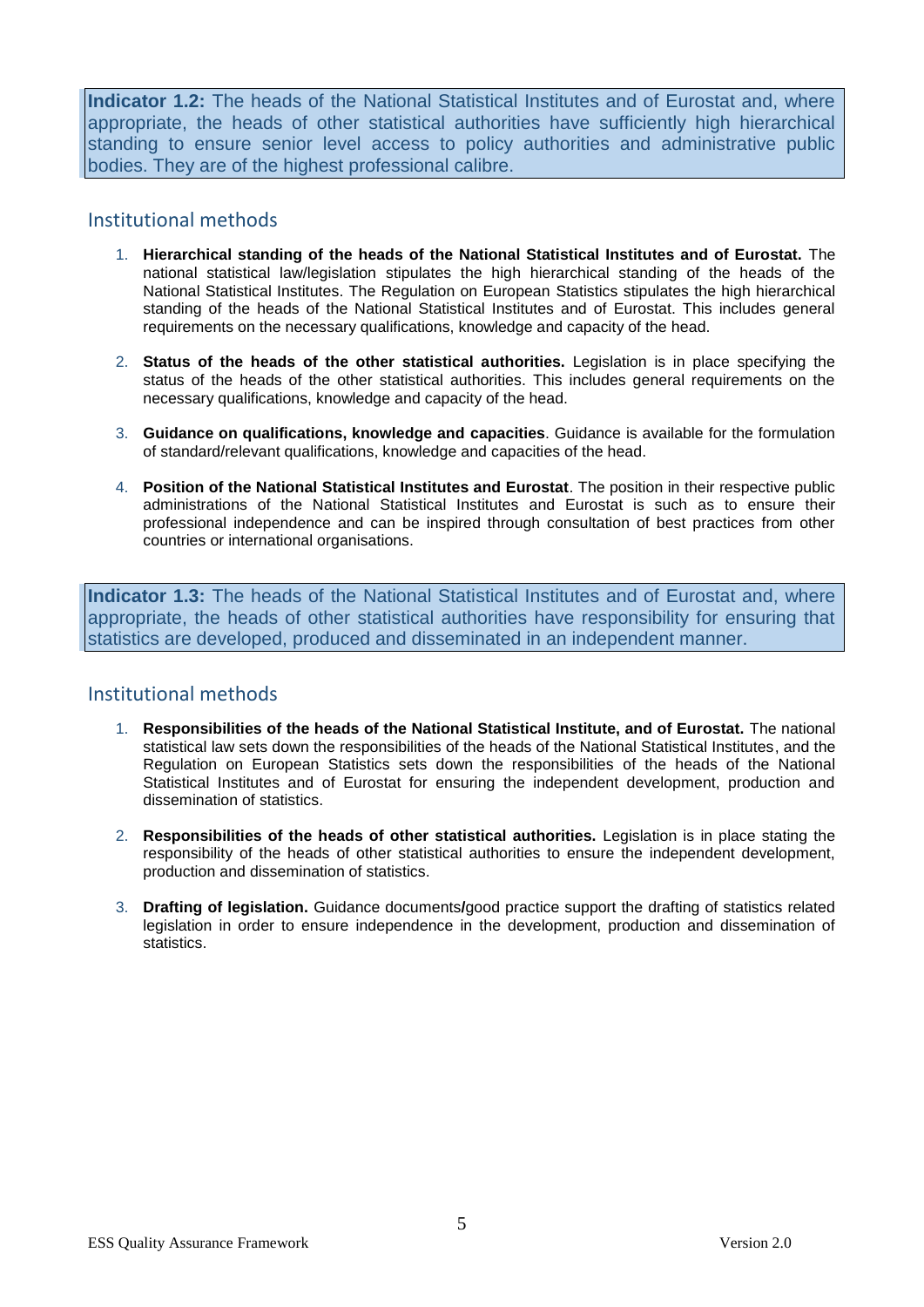**Indicator 1.2:** The heads of the National Statistical Institutes and of Eurostat and, where appropriate, the heads of other statistical authorities have sufficiently high hierarchical standing to ensure senior level access to policy authorities and administrative public bodies. They are of the highest professional calibre.

## Institutional methods

1. **Hierarchical standing of the heads of the National Statistical Institutes and of Eurostat.** The national statistical law/legislation stipulates the high hierarchical standing of the heads of the National Statistical Institutes. The Regulation on European Statistics stipulates the high hierarchical standing of the heads of the National Statistical Institutes and of Eurostat. This includes general requirements on the necessary qualifications, knowledge and capacity of the head.

2. **Status of the heads of the other statistical authorities.** Legislation is in place specifying the status of the heads of the other statistical authorities. This includes general requirements on the necessary qualifications, knowledge and capacity of the head.

3. **Guidance on qualifications, knowledge and capacities**. Guidance is available for the formulation of standard/relevant qualifications, knowledge and capacities of the head.

4. **Position of the National Statistical Institutes and Eurostat**. The position in their respective public administrations of the National Statistical Institutes and Eurostat is such as to ensure their professional independence and can be inspired through consultation of best practices from other countries or international organisations.

**Indicator 1.3:** The heads of the National Statistical Institutes and of Eurostat and, where appropriate, the heads of other statistical authorities have responsibility for ensuring that statistics are developed, produced and disseminated in an independent manner.

## Institutional methods

1. **Responsibilities of the heads of the National Statistical Institute, and of Eurostat.** The national statistical law sets down the responsibilities of the heads of the National Statistical Institutes, and the Regulation on European Statistics sets down the responsibilities of the heads of the National Statistical Institutes and of Eurostat for ensuring the independent development, production and dissemination of statistics.

2. **Responsibilities of the heads of other statistical authorities.** Legislation is in place stating the responsibility of the heads of other statistical authorities to ensure the independent development, production and dissemination of statistics.

3. **Drafting of legislation.** Guidance documents**/**good practice support the drafting of statistics related legislation in order to ensure independence in the development, production and dissemination of statistics.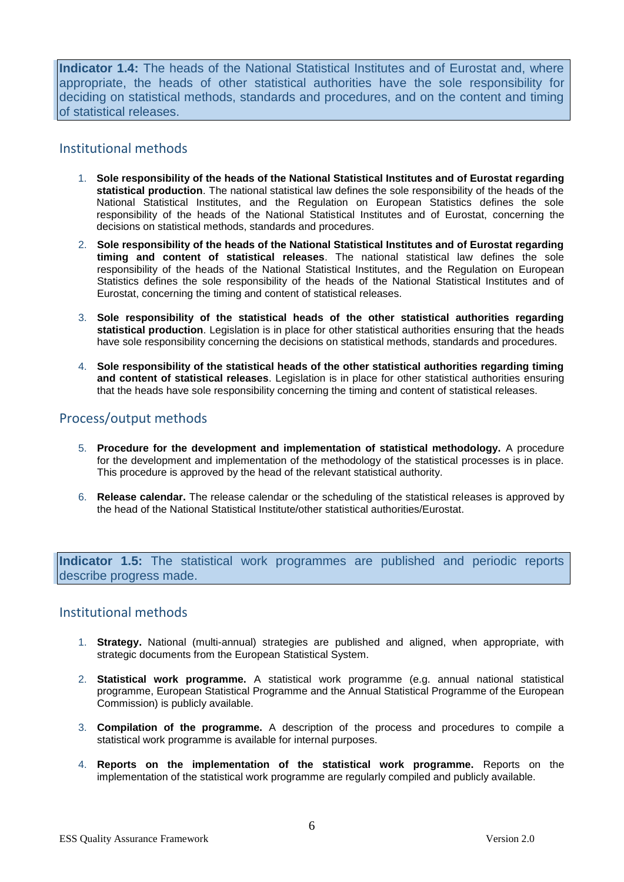**Indicator 1.4:** The heads of the National Statistical Institutes and of Eurostat and, where appropriate, the heads of other statistical authorities have the sole responsibility for deciding on statistical methods, standards and procedures, and on the content and timing of statistical releases.

## Institutional methods

1. **Sole responsibility of the heads of the National Statistical Institutes and of Eurostat regarding statistical production**. The national statistical law defines the sole responsibility of the heads of the National Statistical Institutes, and the Regulation on European Statistics defines the sole responsibility of the heads of the National Statistical Institutes and of Eurostat, concerning the decisions on statistical methods, standards and procedures.
2. **Sole responsibility of the heads of the National Statistical Institutes and of Eurostat regarding timing and content of statistical releases**. The national statistical law defines the sole responsibility of the heads of the National Statistical Institutes, and the Regulation on European Statistics defines the sole responsibility of the heads of the National Statistical Institutes and of Eurostat, concerning the timing and content of statistical releases.
3. **Sole responsibility of the statistical heads of the other statistical authorities regarding statistical production**. Legislation is in place for other statistical authorities ensuring that the heads have sole responsibility concerning the decisions on statistical methods, standards and procedures.
4. **Sole responsibility of the statistical heads of the other statistical authorities regarding timing and content of statistical releases**. Legislation is in place for other statistical authorities ensuring that the heads have sole responsibility concerning the timing and content of statistical releases.

## Process/output methods

5. **Procedure for the development and implementation of statistical methodology.** A procedure for the development and implementation of the methodology of the statistical processes is in place. This procedure is approved by the head of the relevant statistical authority.
6. **Release calendar.** The release calendar or the scheduling of the statistical releases is approved by the head of the National Statistical Institute/other statistical authorities/Eurostat.

**Indicator 1.5:** The statistical work programmes are published and periodic reports describe progress made.

## Institutional methods

1. **Strategy.** National (multi-annual) strategies are published and aligned, when appropriate, with strategic documents from the European Statistical System.
2. **Statistical work programme.** A statistical work programme (e.g. annual national statistical programme, European Statistical Programme and the Annual Statistical Programme of the European Commission) is publicly available.
3. **Compilation of the programme.** A description of the process and procedures to compile a statistical work programme is available for internal purposes.
4. **Reports on the implementation of the statistical work programme.** Reports on the implementation of the statistical work programme are regularly compiled and publicly available.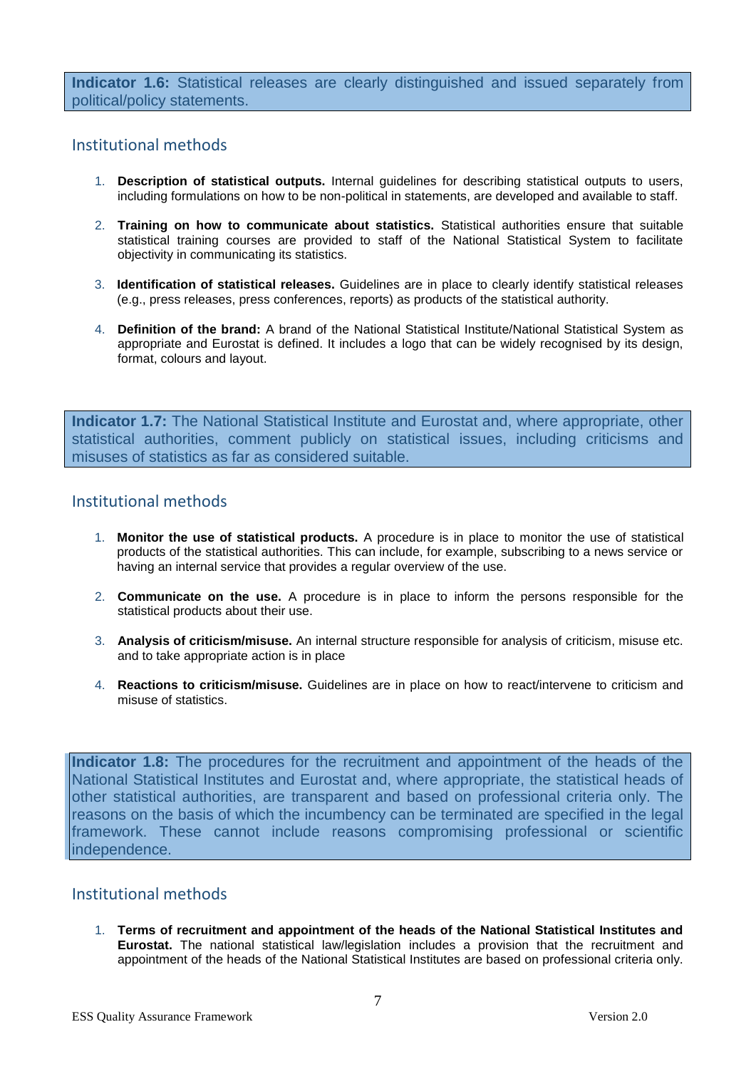**Indicator 1.6:** Statistical releases are clearly distinguished and issued separately from political/policy statements.

## Institutional methods

1. **Description of statistical outputs.** Internal guidelines for describing statistical outputs to users, including formulations on how to be non-political in statements, are developed and available to staff.

2. **Training on how to communicate about statistics.** Statistical authorities ensure that suitable statistical training courses are provided to staff of the National Statistical System to facilitate objectivity in communicating its statistics.

3. **Identification of statistical releases.** Guidelines are in place to clearly identify statistical releases (e.g., press releases, press conferences, reports) as products of the statistical authority.

4. **Definition of the brand:** A brand of the National Statistical Institute/National Statistical System as appropriate and Eurostat is defined. It includes a logo that can be widely recognised by its design, format, colours and layout.

**Indicator 1.7:** The National Statistical Institute and Eurostat and, where appropriate, other statistical authorities, comment publicly on statistical issues, including criticisms and misuses of statistics as far as considered suitable.

## Institutional methods

1. **Monitor the use of statistical products.** A procedure is in place to monitor the use of statistical products of the statistical authorities. This can include, for example, subscribing to a news service or having an internal service that provides a regular overview of the use.

2. **Communicate on the use.** A procedure is in place to inform the persons responsible for the statistical products about their use.

3. **Analysis of criticism/misuse.** An internal structure responsible for analysis of criticism, misuse etc. and to take appropriate action is in place

4. **Reactions to criticism/misuse.** Guidelines are in place on how to react/intervene to criticism and misuse of statistics.

**Indicator 1.8:** The procedures for the recruitment and appointment of the heads of the National Statistical Institutes and Eurostat and, where appropriate, the statistical heads of other statistical authorities, are transparent and based on professional criteria only. The reasons on the basis of which the incumbency can be terminated are specified in the legal framework. These cannot include reasons compromising professional or scientific independence.

## Institutional methods

1. **Terms of recruitment and appointment of the heads of the National Statistical Institutes and Eurostat.** The national statistical law/legislation includes a provision that the recruitment and appointment of the heads of the National Statistical Institutes are based on professional criteria only.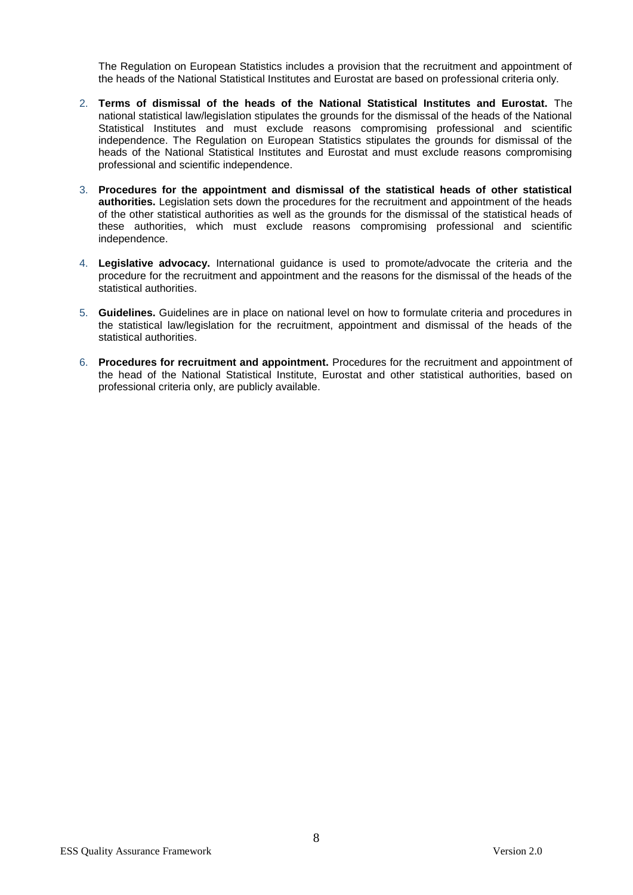The Regulation on European Statistics includes a provision that the recruitment and appointment of the heads of the National Statistical Institutes and Eurostat are based on professional criteria only.

2. **Terms of dismissal of the heads of the National Statistical Institutes and Eurostat.** The national statistical law/legislation stipulates the grounds for the dismissal of the heads of the National Statistical Institutes and must exclude reasons compromising professional and scientific independence. The Regulation on European Statistics stipulates the grounds for dismissal of the heads of the National Statistical Institutes and Eurostat and must exclude reasons compromising professional and scientific independence.

3. **Procedures for the appointment and dismissal of the statistical heads of other statistical authorities.** Legislation sets down the procedures for the recruitment and appointment of the heads of the other statistical authorities as well as the grounds for the dismissal of the statistical heads of these authorities, which must exclude reasons compromising professional and scientific independence.

4. **Legislative advocacy.** International guidance is used to promote/advocate the criteria and the procedure for the recruitment and appointment and the reasons for the dismissal of the heads of the statistical authorities.

5. **Guidelines.** Guidelines are in place on national level on how to formulate criteria and procedures in the statistical law/legislation for the recruitment, appointment and dismissal of the heads of the statistical authorities.

6. **Procedures for recruitment and appointment.** Procedures for the recruitment and appointment of the head of the National Statistical Institute, Eurostat and other statistical authorities, based on professional criteria only, are publicly available.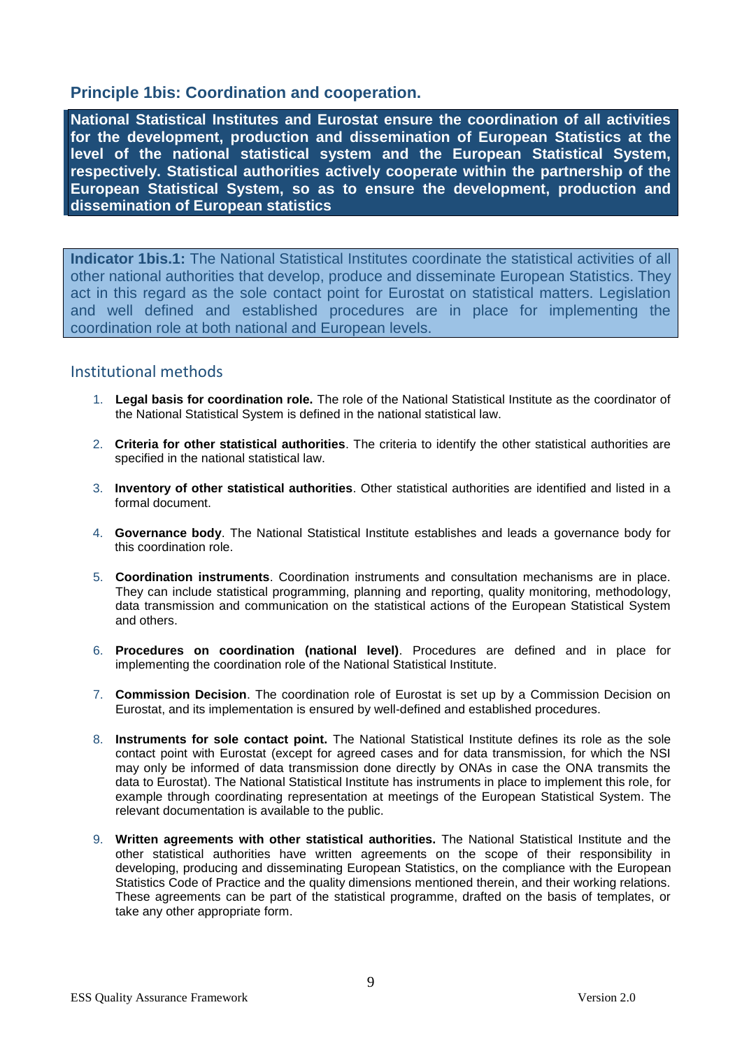## Principle 1bis: Coordination and cooperation.

**National Statistical Institutes and Eurostat ensure the coordination of all activities for the development, production and dissemination of European Statistics at the level of the national statistical system and the European Statistical System, respectively. Statistical authorities actively cooperate within the partnership of the European Statistical System, so as to ensure the development, production and dissemination of European statistics**

**Indicator 1bis.1:** The National Statistical Institutes coordinate the statistical activities of all other national authorities that develop, produce and disseminate European Statistics. They act in this regard as the sole contact point for Eurostat on statistical matters. Legislation and well defined and established procedures are in place for implementing the coordination role at both national and European levels.

### Institutional methods

1. **Legal basis for coordination role.** The role of the National Statistical Institute as the coordinator of the National Statistical System is defined in the national statistical law.

2. **Criteria for other statistical authorities**. The criteria to identify the other statistical authorities are specified in the national statistical law.

3. **Inventory of other statistical authorities**. Other statistical authorities are identified and listed in a formal document.

4. **Governance body**. The National Statistical Institute establishes and leads a governance body for this coordination role.

5. **Coordination instruments**. Coordination instruments and consultation mechanisms are in place. They can include statistical programming, planning and reporting, quality monitoring, methodology, data transmission and communication on the statistical actions of the European Statistical System and others.

6. **Procedures on coordination (national level)**. Procedures are defined and in place for implementing the coordination role of the National Statistical Institute.

7. **Commission Decision**. The coordination role of Eurostat is set up by a Commission Decision on Eurostat, and its implementation is ensured by well-defined and established procedures.

8. **Instruments for sole contact point.** The National Statistical Institute defines its role as the sole contact point with Eurostat (except for agreed cases and for data transmission, for which the NSI may only be informed of data transmission done directly by ONAs in case the ONA transmits the data to Eurostat). The National Statistical Institute has instruments in place to implement this role, for example through coordinating representation at meetings of the European Statistical System. The relevant documentation is available to the public.

9. **Written agreements with other statistical authorities.** The National Statistical Institute and the other statistical authorities have written agreements on the scope of their responsibility in developing, producing and disseminating European Statistics, on the compliance with the European Statistics Code of Practice and the quality dimensions mentioned therein, and their working relations. These agreements can be part of the statistical programme, drafted on the basis of templates, or take any other appropriate form.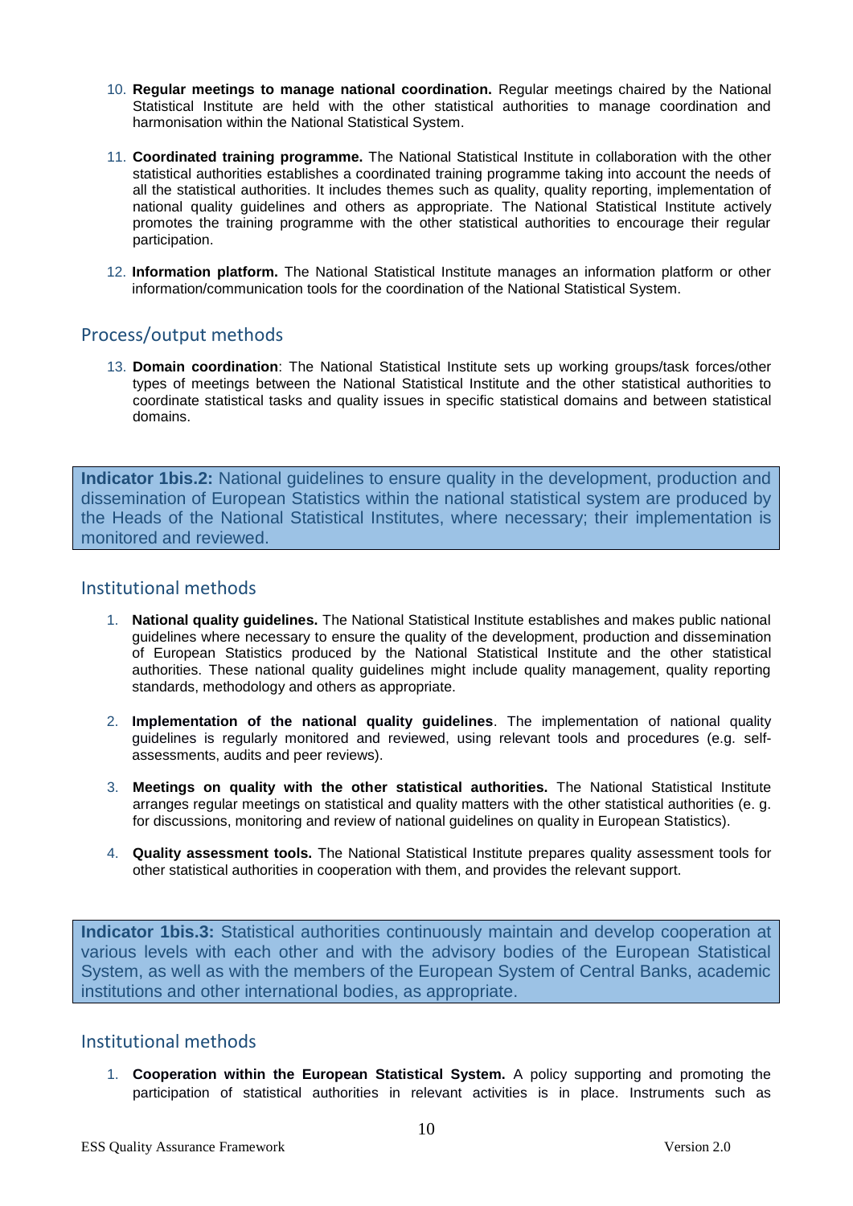10. **Regular meetings to manage national coordination.** Regular meetings chaired by the National Statistical Institute are held with the other statistical authorities to manage coordination and harmonisation within the National Statistical System.

11. **Coordinated training programme.** The National Statistical Institute in collaboration with the other statistical authorities establishes a coordinated training programme taking into account the needs of all the statistical authorities. It includes themes such as quality, quality reporting, implementation of national quality guidelines and others as appropriate. The National Statistical Institute actively promotes the training programme with the other statistical authorities to encourage their regular participation.

12. **Information platform.** The National Statistical Institute manages an information platform or other information/communication tools for the coordination of the National Statistical System.

## Process/output methods

13. **Domain coordination**: The National Statistical Institute sets up working groups/task forces/other types of meetings between the National Statistical Institute and the other statistical authorities to coordinate statistical tasks and quality issues in specific statistical domains and between statistical domains.

**Indicator 1bis.2:** National guidelines to ensure quality in the development, production and dissemination of European Statistics within the national statistical system are produced by the Heads of the National Statistical Institutes, where necessary; their implementation is monitored and reviewed.

## Institutional methods

1. **National quality guidelines.** The National Statistical Institute establishes and makes public national guidelines where necessary to ensure the quality of the development, production and dissemination of European Statistics produced by the National Statistical Institute and the other statistical authorities. These national quality guidelines might include quality management, quality reporting standards, methodology and others as appropriate.

2. **Implementation of the national quality guidelines**. The implementation of national quality guidelines is regularly monitored and reviewed, using relevant tools and procedures (e.g. self-assessments, audits and peer reviews).

3. **Meetings on quality with the other statistical authorities.** The National Statistical Institute arranges regular meetings on statistical and quality matters with the other statistical authorities (e. g. for discussions, monitoring and review of national guidelines on quality in European Statistics).

4. **Quality assessment tools.** The National Statistical Institute prepares quality assessment tools for other statistical authorities in cooperation with them, and provides the relevant support.

**Indicator 1bis.3:** Statistical authorities continuously maintain and develop cooperation at various levels with each other and with the advisory bodies of the European Statistical System, as well as with the members of the European System of Central Banks, academic institutions and other international bodies, as appropriate.

## Institutional methods

1. **Cooperation within the European Statistical System.** A policy supporting and promoting the participation of statistical authorities in relevant activities is in place. Instruments such as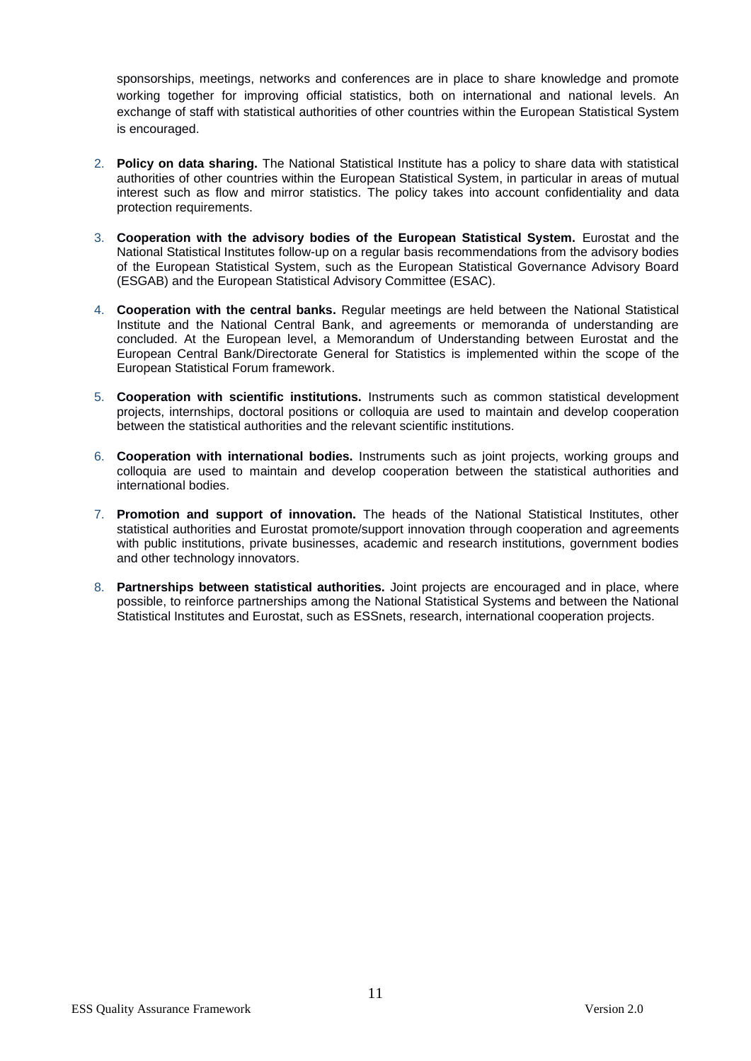sponsorships, meetings, networks and conferences are in place to share knowledge and promote working together for improving official statistics, both on international and national levels. An exchange of staff with statistical authorities of other countries within the European Statistical System is encouraged.

2. **Policy on data sharing.** The National Statistical Institute has a policy to share data with statistical authorities of other countries within the European Statistical System, in particular in areas of mutual interest such as flow and mirror statistics. The policy takes into account confidentiality and data protection requirements.

3. **Cooperation with the advisory bodies of the European Statistical System.** Eurostat and the National Statistical Institutes follow-up on a regular basis recommendations from the advisory bodies of the European Statistical System, such as the European Statistical Governance Advisory Board (ESGAB) and the European Statistical Advisory Committee (ESAC).

4. **Cooperation with the central banks.** Regular meetings are held between the National Statistical Institute and the National Central Bank, and agreements or memoranda of understanding are concluded. At the European level, a Memorandum of Understanding between Eurostat and the European Central Bank/Directorate General for Statistics is implemented within the scope of the European Statistical Forum framework.

5. **Cooperation with scientific institutions.** Instruments such as common statistical development projects, internships, doctoral positions or colloquia are used to maintain and develop cooperation between the statistical authorities and the relevant scientific institutions.

6. **Cooperation with international bodies.** Instruments such as joint projects, working groups and colloquia are used to maintain and develop cooperation between the statistical authorities and international bodies.

7. **Promotion and support of innovation.** The heads of the National Statistical Institutes, other statistical authorities and Eurostat promote/support innovation through cooperation and agreements with public institutions, private businesses, academic and research institutions, government bodies and other technology innovators.

8. **Partnerships between statistical authorities.** Joint projects are encouraged and in place, where possible, to reinforce partnerships among the National Statistical Systems and between the National Statistical Institutes and Eurostat, such as ESSnets, research, international cooperation projects.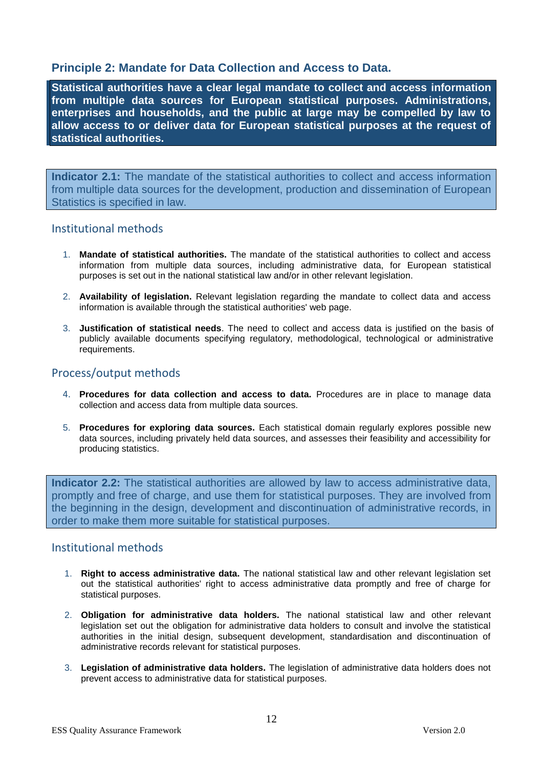## Principle 2: Mandate for Data Collection and Access to Data.

**Statistical authorities have a clear legal mandate to collect and access information from multiple data sources for European statistical purposes. Administrations, enterprises and households, and the public at large may be compelled by law to allow access to or deliver data for European statistical purposes at the request of statistical authorities.**

**Indicator 2.1:** The mandate of the statistical authorities to collect and access information from multiple data sources for the development, production and dissemination of European Statistics is specified in law.

### Institutional methods

1. **Mandate of statistical authorities.** The mandate of the statistical authorities to collect and access information from multiple data sources, including administrative data, for European statistical purposes is set out in the national statistical law and/or in other relevant legislation.

2. **Availability of legislation.** Relevant legislation regarding the mandate to collect data and access information is available through the statistical authorities' web page.

3. **Justification of statistical needs**. The need to collect and access data is justified on the basis of publicly available documents specifying regulatory, methodological, technological or administrative requirements.

### Process/output methods

4. **Procedures for data collection and access to data.** Procedures are in place to manage data collection and access data from multiple data sources.

5. **Procedures for exploring data sources.** Each statistical domain regularly explores possible new data sources, including privately held data sources, and assesses their feasibility and accessibility for producing statistics.

**Indicator 2.2:** The statistical authorities are allowed by law to access administrative data, promptly and free of charge, and use them for statistical purposes. They are involved from the beginning in the design, development and discontinuation of administrative records, in order to make them more suitable for statistical purposes.

### Institutional methods

1. **Right to access administrative data.** The national statistical law and other relevant legislation set out the statistical authorities' right to access administrative data promptly and free of charge for statistical purposes.

2. **Obligation for administrative data holders.** The national statistical law and other relevant legislation set out the obligation for administrative data holders to consult and involve the statistical authorities in the initial design, subsequent development, standardisation and discontinuation of administrative records relevant for statistical purposes.

3. **Legislation of administrative data holders.** The legislation of administrative data holders does not prevent access to administrative data for statistical purposes.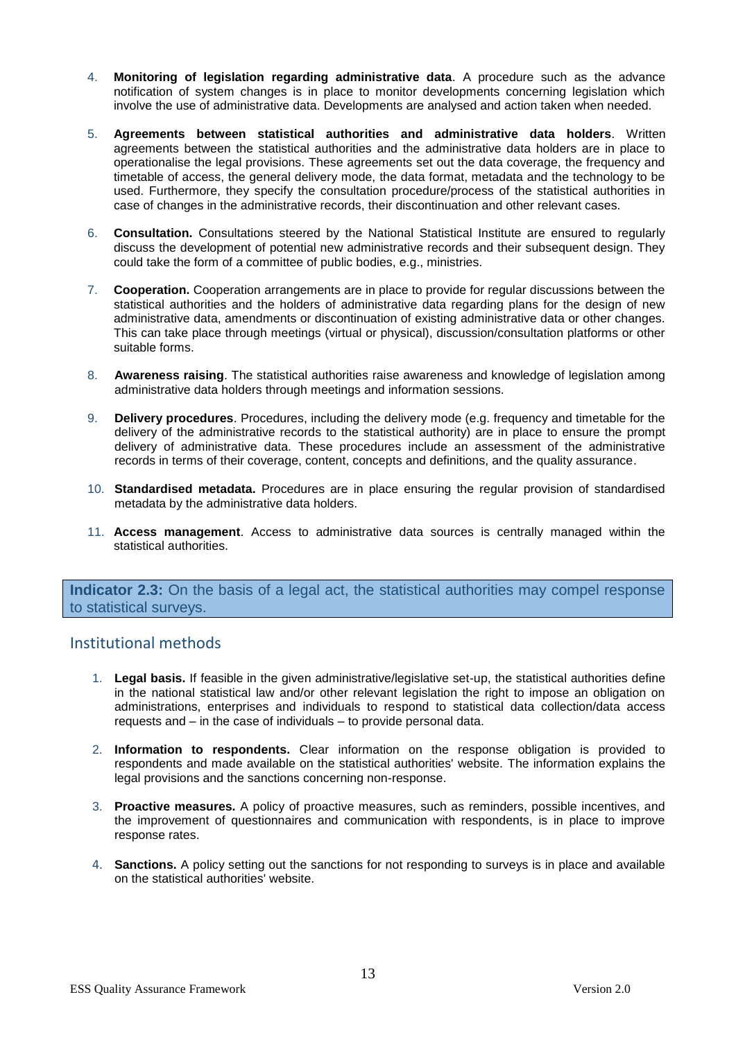4. **Monitoring of legislation regarding administrative data**. A procedure such as the advance notification of system changes is in place to monitor developments concerning legislation which involve the use of administrative data. Developments are analysed and action taken when needed.

5. **Agreements between statistical authorities and administrative data holders**. Written agreements between the statistical authorities and the administrative data holders are in place to operationalise the legal provisions. These agreements set out the data coverage, the frequency and timetable of access, the general delivery mode, the data format, metadata and the technology to be used. Furthermore, they specify the consultation procedure/process of the statistical authorities in case of changes in the administrative records, their discontinuation and other relevant cases.

6. **Consultation.** Consultations steered by the National Statistical Institute are ensured to regularly discuss the development of potential new administrative records and their subsequent design. They could take the form of a committee of public bodies, e.g., ministries.

7. **Cooperation.** Cooperation arrangements are in place to provide for regular discussions between the statistical authorities and the holders of administrative data regarding plans for the design of new administrative data, amendments or discontinuation of existing administrative data or other changes. This can take place through meetings (virtual or physical), discussion/consultation platforms or other suitable forms.

8. **Awareness raising**. The statistical authorities raise awareness and knowledge of legislation among administrative data holders through meetings and information sessions.

9. **Delivery procedures**. Procedures, including the delivery mode (e.g. frequency and timetable for the delivery of the administrative records to the statistical authority) are in place to ensure the prompt delivery of administrative data. These procedures include an assessment of the administrative records in terms of their coverage, content, concepts and definitions, and the quality assurance.

10. **Standardised metadata.** Procedures are in place ensuring the regular provision of standardised metadata by the administrative data holders.

11. **Access management**. Access to administrative data sources is centrally managed within the statistical authorities.

**Indicator 2.3:** On the basis of a legal act, the statistical authorities may compel response to statistical surveys.

## Institutional methods

1. **Legal basis.** If feasible in the given administrative/legislative set-up, the statistical authorities define in the national statistical law and/or other relevant legislation the right to impose an obligation on administrations, enterprises and individuals to respond to statistical data collection/data access requests and – in the case of individuals – to provide personal data.

2. **Information to respondents.** Clear information on the response obligation is provided to respondents and made available on the statistical authorities' website. The information explains the legal provisions and the sanctions concerning non-response.

3. **Proactive measures.** A policy of proactive measures, such as reminders, possible incentives, and the improvement of questionnaires and communication with respondents, is in place to improve response rates.

4. **Sanctions.** A policy setting out the sanctions for not responding to surveys is in place and available on the statistical authorities' website.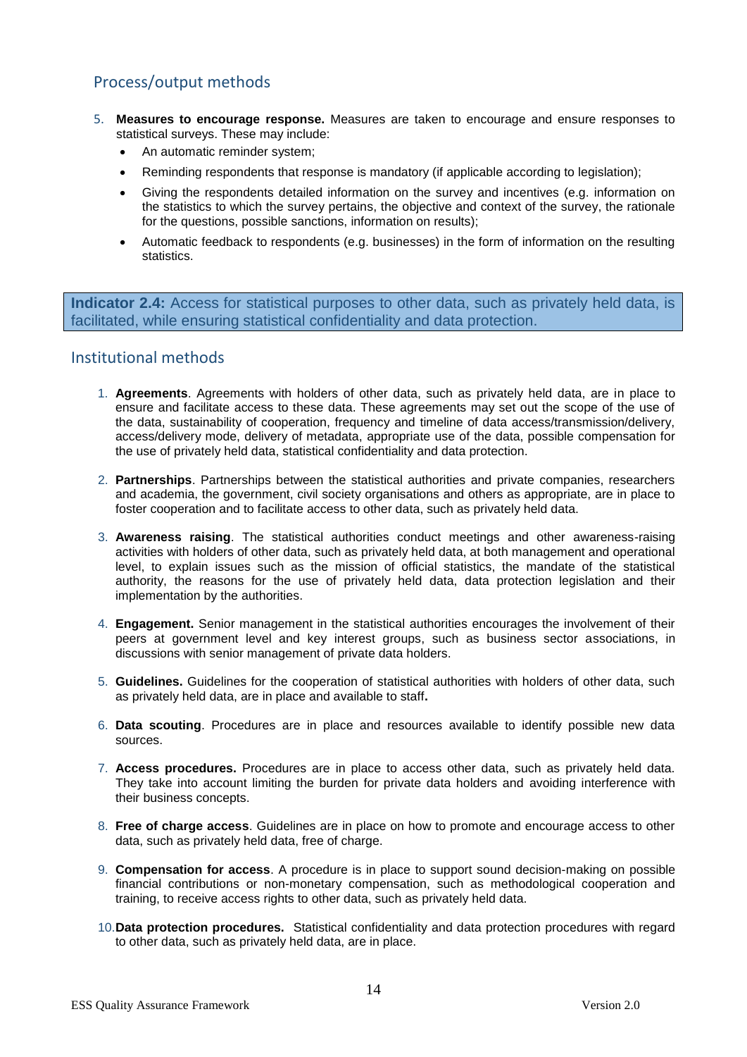## Process/output methods

5. **Measures to encourage response.** Measures are taken to encourage and ensure responses to statistical surveys. These may include:
   - An automatic reminder system;
   - Reminding respondents that response is mandatory (if applicable according to legislation);
   - Giving the respondents detailed information on the survey and incentives (e.g. information on the statistics to which the survey pertains, the objective and context of the survey, the rationale for the questions, possible sanctions, information on results);
   - Automatic feedback to respondents (e.g. businesses) in the form of information on the resulting statistics.

**Indicator 2.4:** Access for statistical purposes to other data, such as privately held data, is facilitated, while ensuring statistical confidentiality and data protection.

## Institutional methods

1. **Agreements**. Agreements with holders of other data, such as privately held data, are in place to ensure and facilitate access to these data. These agreements may set out the scope of the use of the data, sustainability of cooperation, frequency and timeline of data access/transmission/delivery, access/delivery mode, delivery of metadata, appropriate use of the data, possible compensation for the use of privately held data, statistical confidentiality and data protection.

2. **Partnerships**. Partnerships between the statistical authorities and private companies, researchers and academia, the government, civil society organisations and others as appropriate, are in place to foster cooperation and to facilitate access to other data, such as privately held data.

3. **Awareness raising**. The statistical authorities conduct meetings and other awareness-raising activities with holders of other data, such as privately held data, at both management and operational level, to explain issues such as the mission of official statistics, the mandate of the statistical authority, the reasons for the use of privately held data, data protection legislation and their implementation by the authorities.

4. **Engagement.** Senior management in the statistical authorities encourages the involvement of their peers at government level and key interest groups, such as business sector associations, in discussions with senior management of private data holders.

5. **Guidelines.** Guidelines for the cooperation of statistical authorities with holders of other data, such as privately held data, are in place and available to staff**.**

6. **Data scouting**. Procedures are in place and resources available to identify possible new data sources.

7. **Access procedures.** Procedures are in place to access other data, such as privately held data. They take into account limiting the burden for private data holders and avoiding interference with their business concepts.

8. **Free of charge access**. Guidelines are in place on how to promote and encourage access to other data, such as privately held data, free of charge.

9. **Compensation for access**. A procedure is in place to support sound decision-making on possible financial contributions or non-monetary compensation, such as methodological cooperation and training, to receive access rights to other data, such as privately held data.

10. **Data protection procedures.** Statistical confidentiality and data protection procedures with regard to other data, such as privately held data, are in place.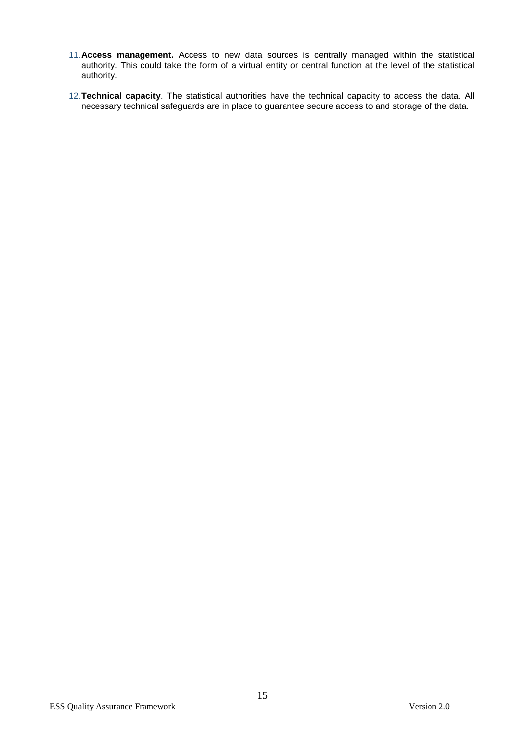11. **Access management.** Access to new data sources is centrally managed within the statistical authority. This could take the form of a virtual entity or central function at the level of the statistical authority.

12. **Technical capacity**. The statistical authorities have the technical capacity to access the data. All necessary technical safeguards are in place to guarantee secure access to and storage of the data.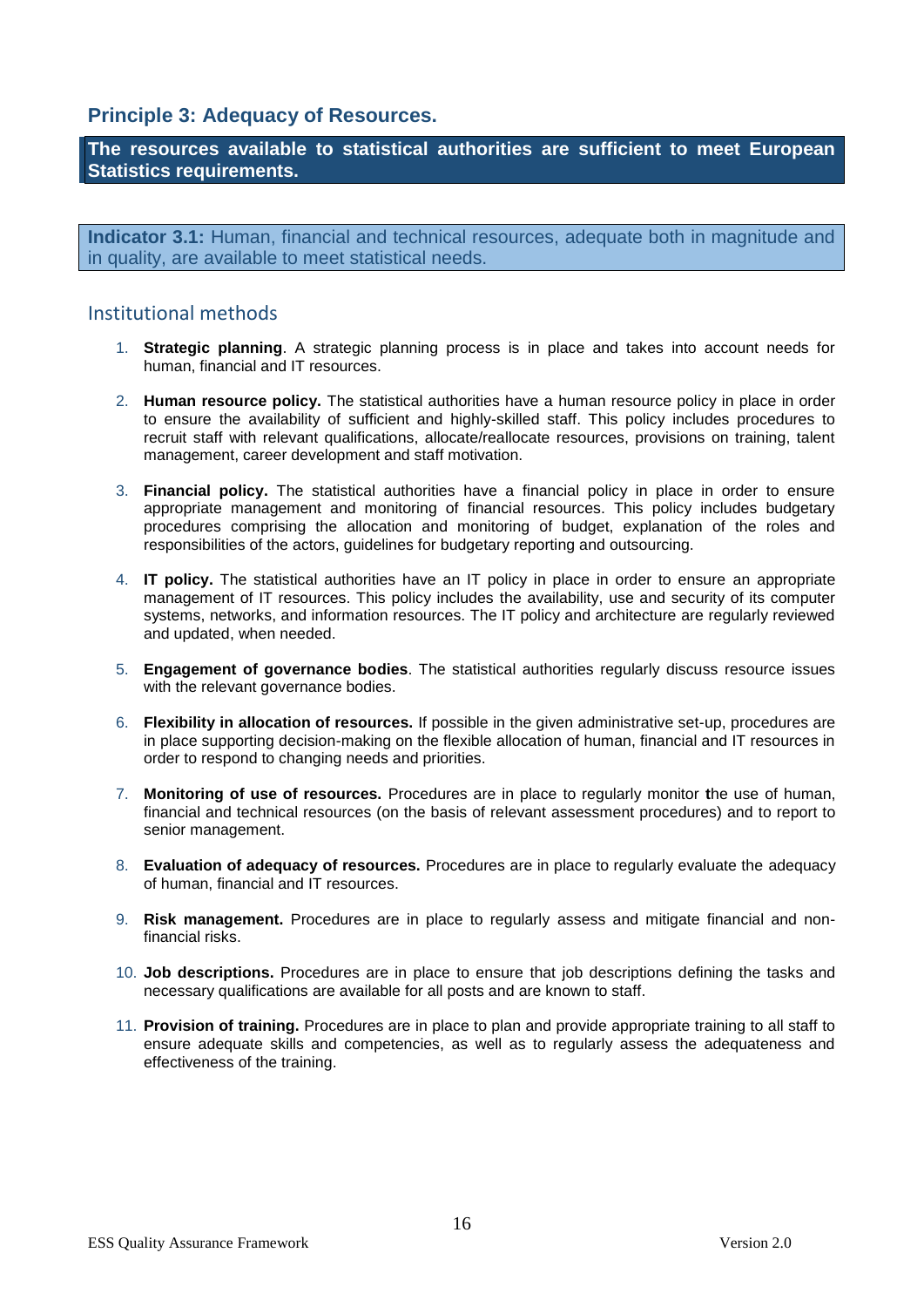## Principle 3: Adequacy of Resources.

**The resources available to statistical authorities are sufficient to meet European Statistics requirements.**

**Indicator 3.1:** Human, financial and technical resources, adequate both in magnitude and in quality, are available to meet statistical needs.

### Institutional methods

1. **Strategic planning**. A strategic planning process is in place and takes into account needs for human, financial and IT resources.
2. **Human resource policy.** The statistical authorities have a human resource policy in place in order to ensure the availability of sufficient and highly-skilled staff. This policy includes procedures to recruit staff with relevant qualifications, allocate/reallocate resources, provisions on training, talent management, career development and staff motivation.
3. **Financial policy.** The statistical authorities have a financial policy in place in order to ensure appropriate management and monitoring of financial resources. This policy includes budgetary procedures comprising the allocation and monitoring of budget, explanation of the roles and responsibilities of the actors, guidelines for budgetary reporting and outsourcing.
4. **IT policy.** The statistical authorities have an IT policy in place in order to ensure an appropriate management of IT resources. This policy includes the availability, use and security of its computer systems, networks, and information resources. The IT policy and architecture are regularly reviewed and updated, when needed.
5. **Engagement of governance bodies**. The statistical authorities regularly discuss resource issues with the relevant governance bodies.
6. **Flexibility in allocation of resources.** If possible in the given administrative set-up, procedures are in place supporting decision-making on the flexible allocation of human, financial and IT resources in order to respond to changing needs and priorities.
7. **Monitoring of use of resources.** Procedures are in place to regularly monitor the use of human, financial and technical resources (on the basis of relevant assessment procedures) and to report to senior management.
8. **Evaluation of adequacy of resources.** Procedures are in place to regularly evaluate the adequacy of human, financial and IT resources.
9. **Risk management.** Procedures are in place to regularly assess and mitigate financial and non-financial risks.
10. **Job descriptions.** Procedures are in place to ensure that job descriptions defining the tasks and necessary qualifications are available for all posts and are known to staff.
11. **Provision of training.** Procedures are in place to plan and provide appropriate training to all staff to ensure adequate skills and competencies, as well as to regularly assess the adequateness and effectiveness of the training.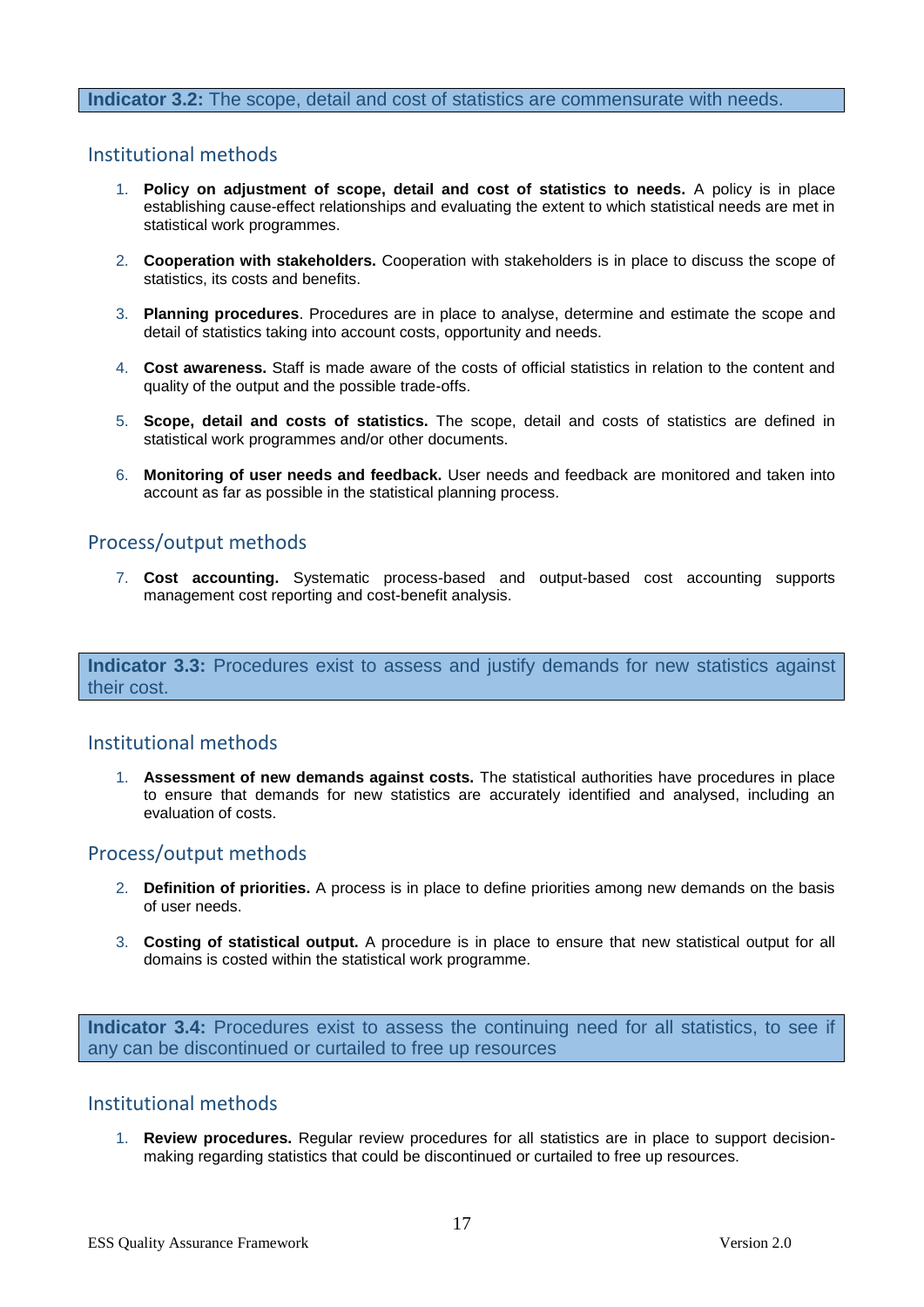**Indicator 3.2:** The scope, detail and cost of statistics are commensurate with needs.

## Institutional methods

1. **Policy on adjustment of scope, detail and cost of statistics to needs.** A policy is in place establishing cause-effect relationships and evaluating the extent to which statistical needs are met in statistical work programmes.

2. **Cooperation with stakeholders.** Cooperation with stakeholders is in place to discuss the scope of statistics, its costs and benefits.

3. **Planning procedures**. Procedures are in place to analyse, determine and estimate the scope and detail of statistics taking into account costs, opportunity and needs.

4. **Cost awareness.** Staff is made aware of the costs of official statistics in relation to the content and quality of the output and the possible trade-offs.

5. **Scope, detail and costs of statistics.** The scope, detail and costs of statistics are defined in statistical work programmes and/or other documents.

6. **Monitoring of user needs and feedback.** User needs and feedback are monitored and taken into account as far as possible in the statistical planning process.

## Process/output methods

7. **Cost accounting.** Systematic process-based and output-based cost accounting supports management cost reporting and cost-benefit analysis.

**Indicator 3.3:** Procedures exist to assess and justify demands for new statistics against their cost.

## Institutional methods

1. **Assessment of new demands against costs.** The statistical authorities have procedures in place to ensure that demands for new statistics are accurately identified and analysed, including an evaluation of costs.

## Process/output methods

2. **Definition of priorities.** A process is in place to define priorities among new demands on the basis of user needs.

3. **Costing of statistical output.** A procedure is in place to ensure that new statistical output for all domains is costed within the statistical work programme.

**Indicator 3.4:** Procedures exist to assess the continuing need for all statistics, to see if any can be discontinued or curtailed to free up resources

## Institutional methods

1. **Review procedures.** Regular review procedures for all statistics are in place to support decision-making regarding statistics that could be discontinued or curtailed to free up resources.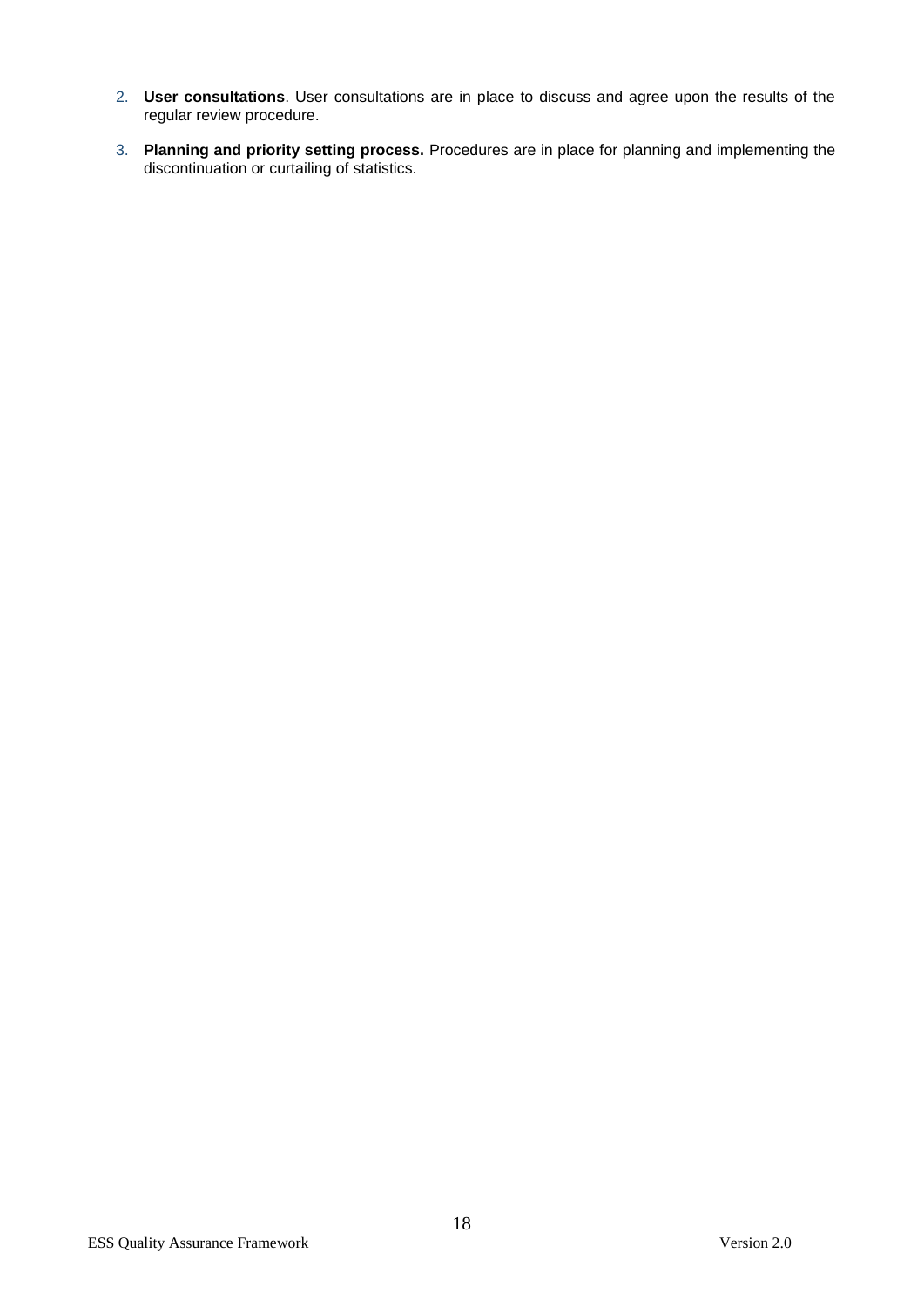2. **User consultations**. User consultations are in place to discuss and agree upon the results of the regular review procedure.

3. **Planning and priority setting process.** Procedures are in place for planning and implementing the discontinuation or curtailing of statistics.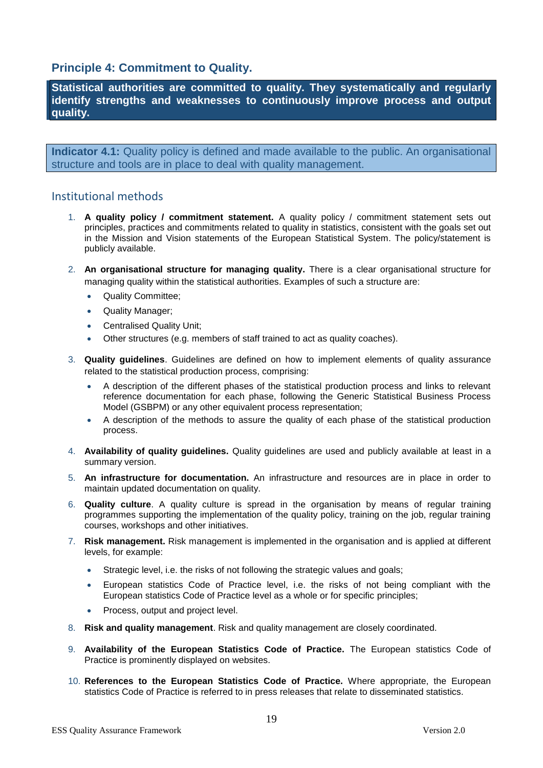## Principle 4: Commitment to Quality.

**Statistical authorities are committed to quality. They systematically and regularly identify strengths and weaknesses to continuously improve process and output quality.**

**Indicator 4.1:** Quality policy is defined and made available to the public. An organisational structure and tools are in place to deal with quality management.

### Institutional methods

1. **A quality policy / commitment statement.** A quality policy / commitment statement sets out principles, practices and commitments related to quality in statistics, consistent with the goals set out in the Mission and Vision statements of the European Statistical System. The policy/statement is publicly available.

2. **An organisational structure for managing quality.** There is a clear organisational structure for managing quality within the statistical authorities. Examples of such a structure are:
   - Quality Committee;
   - Quality Manager;
   - Centralised Quality Unit;
   - Other structures (e.g. members of staff trained to act as quality coaches).

3. **Quality guidelines**. Guidelines are defined on how to implement elements of quality assurance related to the statistical production process, comprising:
   - A description of the different phases of the statistical production process and links to relevant reference documentation for each phase, following the Generic Statistical Business Process Model (GSBPM) or any other equivalent process representation;
   - A description of the methods to assure the quality of each phase of the statistical production process.

4. **Availability of quality guidelines.** Quality guidelines are used and publicly available at least in a summary version.

5. **An infrastructure for documentation.** An infrastructure and resources are in place in order to maintain updated documentation on quality.

6. **Quality culture**. A quality culture is spread in the organisation by means of regular training programmes supporting the implementation of the quality policy, training on the job, regular training courses, workshops and other initiatives.

7. **Risk management.** Risk management is implemented in the organisation and is applied at different levels, for example:
   - Strategic level, i.e. the risks of not following the strategic values and goals;
   - European statistics Code of Practice level, i.e. the risks of not being compliant with the European statistics Code of Practice level as a whole or for specific principles;
   - Process, output and project level.

8. **Risk and quality management**. Risk and quality management are closely coordinated.

9. **Availability of the European Statistics Code of Practice.** The European statistics Code of Practice is prominently displayed on websites.

10. **References to the European Statistics Code of Practice.** Where appropriate, the European statistics Code of Practice is referred to in press releases that relate to disseminated statistics.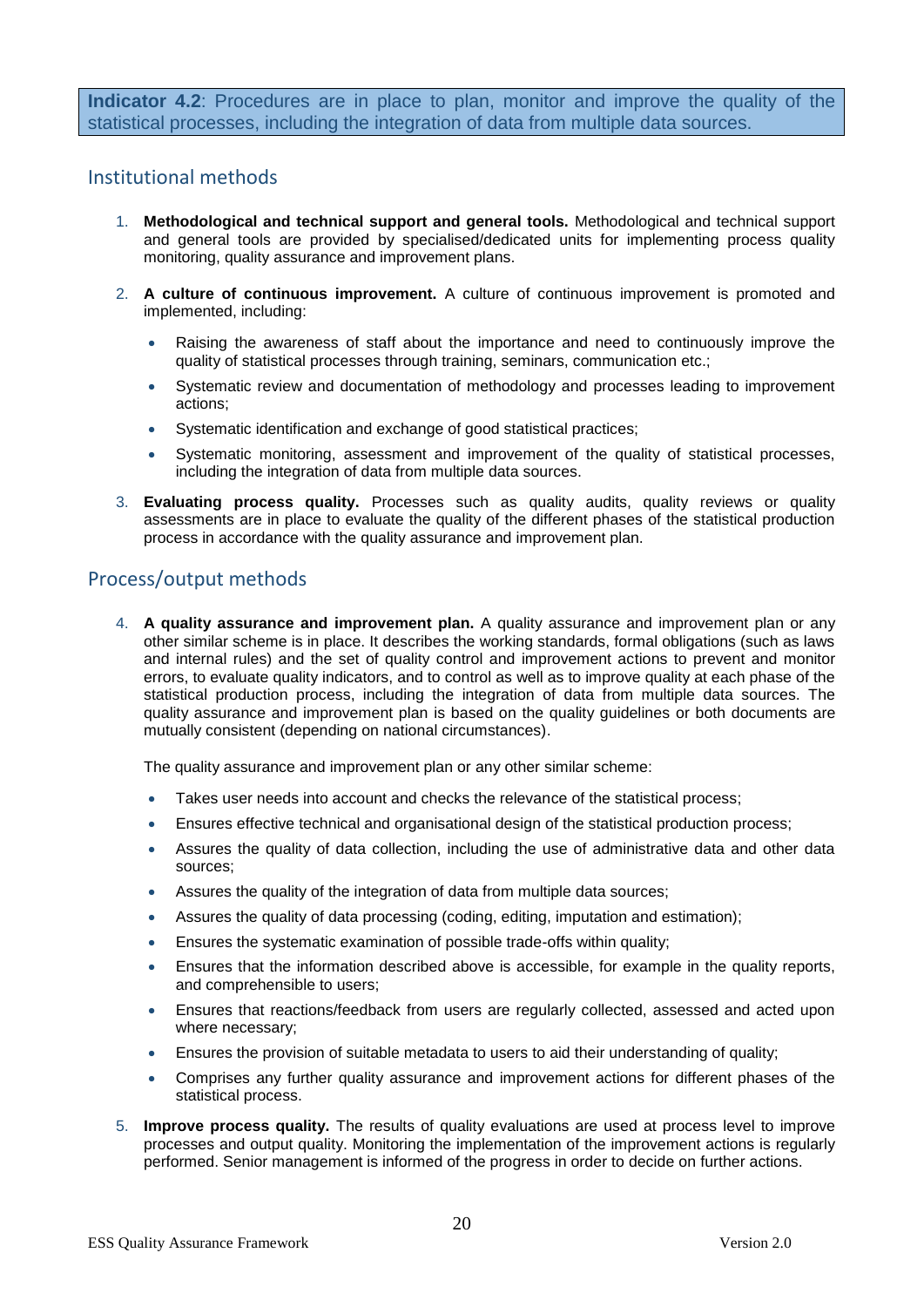**Indicator 4.2**: Procedures are in place to plan, monitor and improve the quality of the statistical processes, including the integration of data from multiple data sources.

## Institutional methods

1. **Methodological and technical support and general tools.** Methodological and technical support and general tools are provided by specialised/dedicated units for implementing process quality monitoring, quality assurance and improvement plans.

2. **A culture of continuous improvement.** A culture of continuous improvement is promoted and implemented, including:

   - Raising the awareness of staff about the importance and need to continuously improve the quality of statistical processes through training, seminars, communication etc.;
   - Systematic review and documentation of methodology and processes leading to improvement actions;
   - Systematic identification and exchange of good statistical practices;
   - Systematic monitoring, assessment and improvement of the quality of statistical processes, including the integration of data from multiple data sources.

3. **Evaluating process quality.** Processes such as quality audits, quality reviews or quality assessments are in place to evaluate the quality of the different phases of the statistical production process in accordance with the quality assurance and improvement plan.

## Process/output methods

4. **A quality assurance and improvement plan.** A quality assurance and improvement plan or any other similar scheme is in place. It describes the working standards, formal obligations (such as laws and internal rules) and the set of quality control and improvement actions to prevent and monitor errors, to evaluate quality indicators, and to control as well as to improve quality at each phase of the statistical production process, including the integration of data from multiple data sources. The quality assurance and improvement plan is based on the quality guidelines or both documents are mutually consistent (depending on national circumstances).

   The quality assurance and improvement plan or any other similar scheme:

   - Takes user needs into account and checks the relevance of the statistical process;
   - Ensures effective technical and organisational design of the statistical production process;
   - Assures the quality of data collection, including the use of administrative data and other data sources;
   - Assures the quality of the integration of data from multiple data sources;
   - Assures the quality of data processing (coding, editing, imputation and estimation);
   - Ensures the systematic examination of possible trade-offs within quality;
   - Ensures that the information described above is accessible, for example in the quality reports, and comprehensible to users;
   - Ensures that reactions/feedback from users are regularly collected, assessed and acted upon where necessary;
   - Ensures the provision of suitable metadata to users to aid their understanding of quality;
   - Comprises any further quality assurance and improvement actions for different phases of the statistical process.

5. **Improve process quality.** The results of quality evaluations are used at process level to improve processes and output quality. Monitoring the implementation of the improvement actions is regularly performed. Senior management is informed of the progress in order to decide on further actions.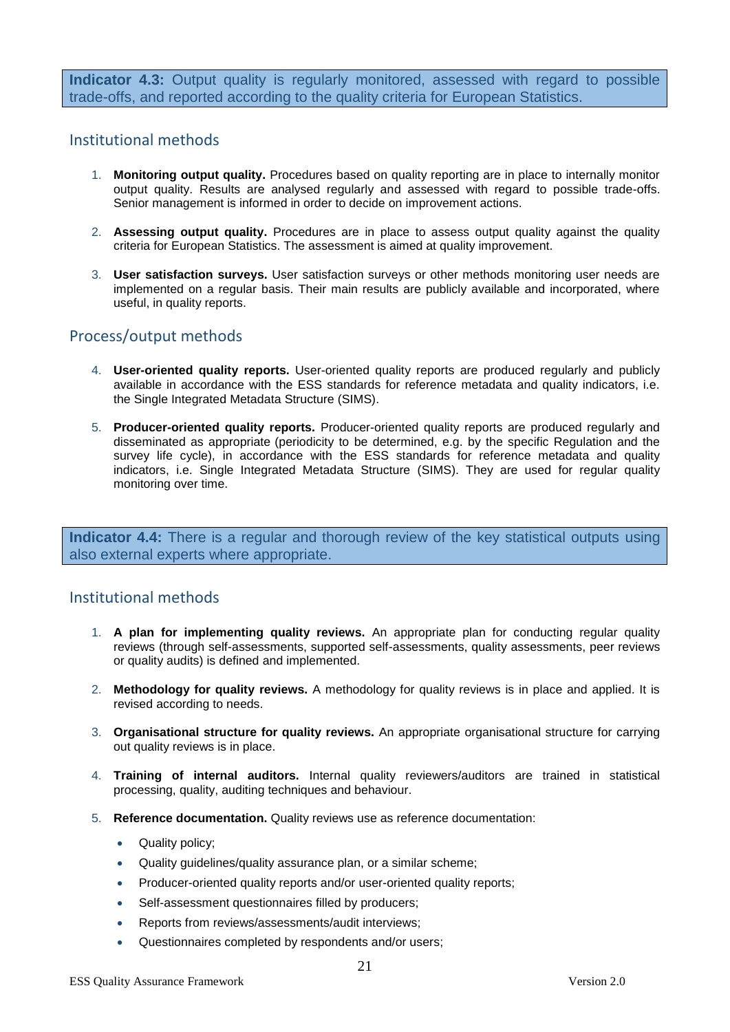**Indicator 4.3:** Output quality is regularly monitored, assessed with regard to possible trade-offs, and reported according to the quality criteria for European Statistics.

## Institutional methods

1. **Monitoring output quality.** Procedures based on quality reporting are in place to internally monitor output quality. Results are analysed regularly and assessed with regard to possible trade-offs. Senior management is informed in order to decide on improvement actions.

2. **Assessing output quality.** Procedures are in place to assess output quality against the quality criteria for European Statistics. The assessment is aimed at quality improvement.

3. **User satisfaction surveys.** User satisfaction surveys or other methods monitoring user needs are implemented on a regular basis. Their main results are publicly available and incorporated, where useful, in quality reports.

## Process/output methods

4. **User-oriented quality reports.** User-oriented quality reports are produced regularly and publicly available in accordance with the ESS standards for reference metadata and quality indicators, i.e. the Single Integrated Metadata Structure (SIMS).

5. **Producer-oriented quality reports.** Producer-oriented quality reports are produced regularly and disseminated as appropriate (periodicity to be determined, e.g. by the specific Regulation and the survey life cycle), in accordance with the ESS standards for reference metadata and quality indicators, i.e. Single Integrated Metadata Structure (SIMS). They are used for regular quality monitoring over time.

**Indicator 4.4:** There is a regular and thorough review of the key statistical outputs using also external experts where appropriate.

## Institutional methods

1. **A plan for implementing quality reviews.** An appropriate plan for conducting regular quality reviews (through self-assessments, supported self-assessments, quality assessments, peer reviews or quality audits) is defined and implemented.

2. **Methodology for quality reviews.** A methodology for quality reviews is in place and applied. It is revised according to needs.

3. **Organisational structure for quality reviews.** An appropriate organisational structure for carrying out quality reviews is in place.

4. **Training of internal auditors.** Internal quality reviewers/auditors are trained in statistical processing, quality, auditing techniques and behaviour.

5. **Reference documentation.** Quality reviews use as reference documentation:

   - Quality policy;
   - Quality guidelines/quality assurance plan, or a similar scheme;
   - Producer-oriented quality reports and/or user-oriented quality reports;
   - Self-assessment questionnaires filled by producers;
   - Reports from reviews/assessments/audit interviews;
   - Questionnaires completed by respondents and/or users;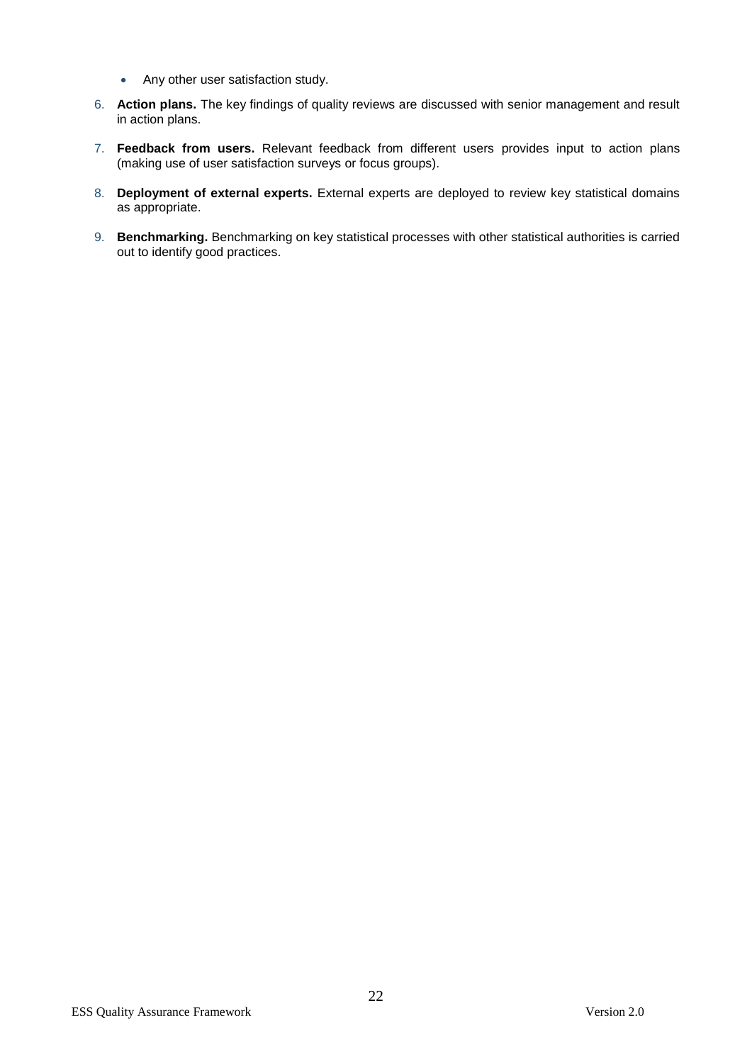- Any other user satisfaction study.

6. **Action plans.** The key findings of quality reviews are discussed with senior management and result in action plans.
7. **Feedback from users.** Relevant feedback from different users provides input to action plans (making use of user satisfaction surveys or focus groups).
8. **Deployment of external experts.** External experts are deployed to review key statistical domains as appropriate.
9. **Benchmarking.** Benchmarking on key statistical processes with other statistical authorities is carried out to identify good practices.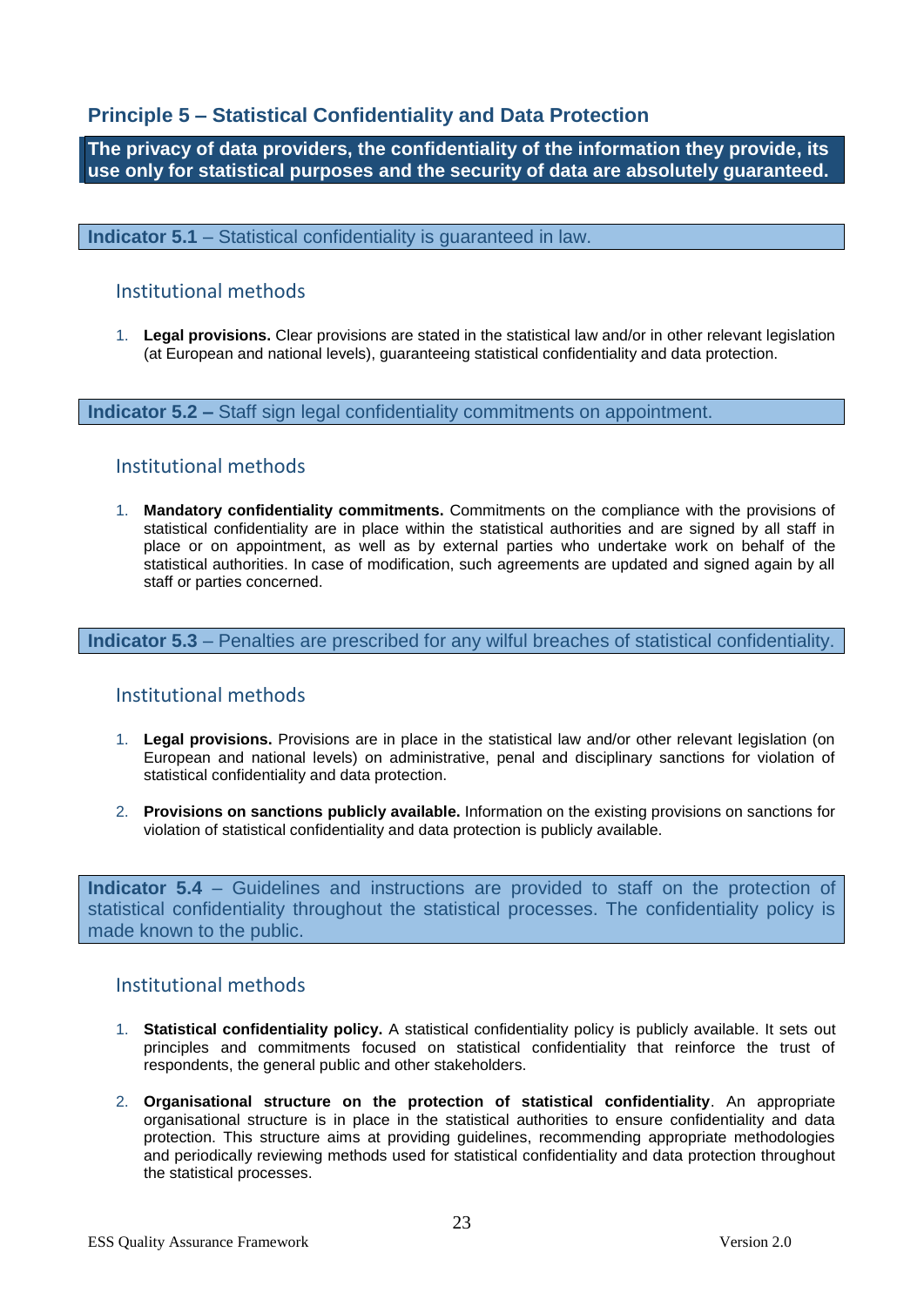## Principle 5 – Statistical Confidentiality and Data Protection

**The privacy of data providers, the confidentiality of the information they provide, its use only for statistical purposes and the security of data are absolutely guaranteed.**

**Indicator 5.1** – Statistical confidentiality is guaranteed in law.

### Institutional methods

1. **Legal provisions.** Clear provisions are stated in the statistical law and/or in other relevant legislation (at European and national levels), guaranteeing statistical confidentiality and data protection.

**Indicator 5.2 –** Staff sign legal confidentiality commitments on appointment.

### Institutional methods

1. **Mandatory confidentiality commitments.** Commitments on the compliance with the provisions of statistical confidentiality are in place within the statistical authorities and are signed by all staff in place or on appointment, as well as by external parties who undertake work on behalf of the statistical authorities. In case of modification, such agreements are updated and signed again by all staff or parties concerned.

**Indicator 5.3** – Penalties are prescribed for any wilful breaches of statistical confidentiality.

### Institutional methods

1. **Legal provisions.** Provisions are in place in the statistical law and/or other relevant legislation (on European and national levels) on administrative, penal and disciplinary sanctions for violation of statistical confidentiality and data protection.
2. **Provisions on sanctions publicly available.** Information on the existing provisions on sanctions for violation of statistical confidentiality and data protection is publicly available.

**Indicator 5.4** – Guidelines and instructions are provided to staff on the protection of statistical confidentiality throughout the statistical processes. The confidentiality policy is made known to the public.

### Institutional methods

1. **Statistical confidentiality policy.** A statistical confidentiality policy is publicly available. It sets out principles and commitments focused on statistical confidentiality that reinforce the trust of respondents, the general public and other stakeholders.
2. **Organisational structure on the protection of statistical confidentiality**. An appropriate organisational structure is in place in the statistical authorities to ensure confidentiality and data protection. This structure aims at providing guidelines, recommending appropriate methodologies and periodically reviewing methods used for statistical confidentiality and data protection throughout the statistical processes.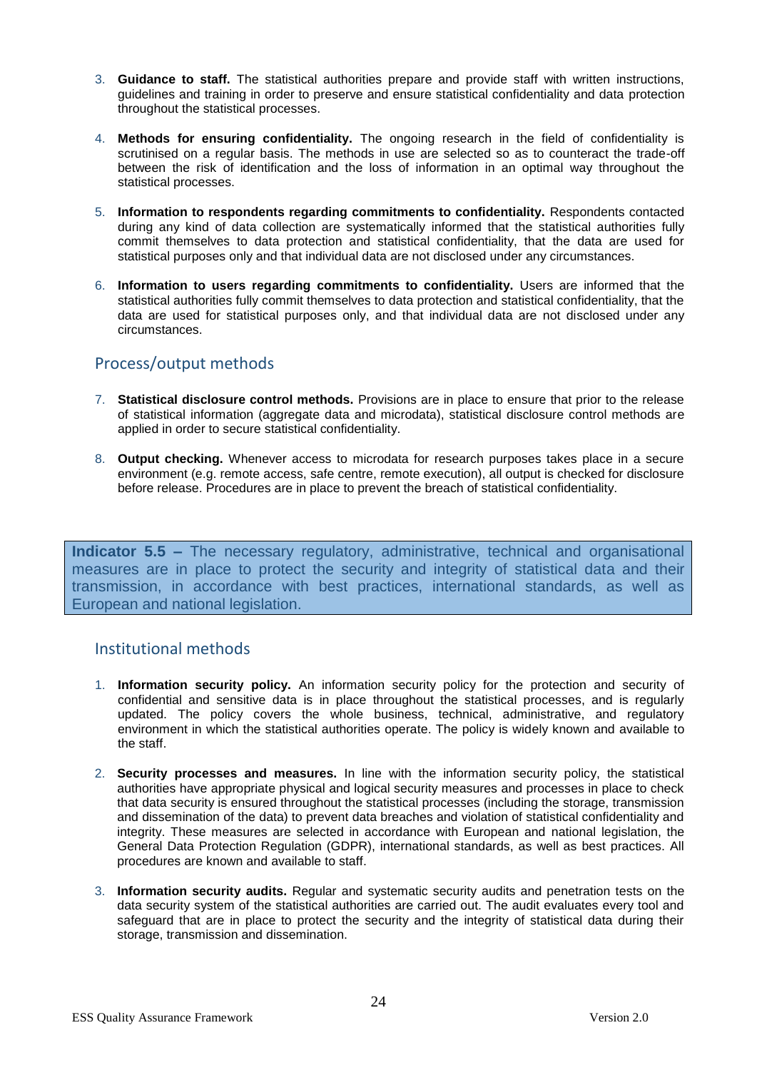3. **Guidance to staff.** The statistical authorities prepare and provide staff with written instructions, guidelines and training in order to preserve and ensure statistical confidentiality and data protection throughout the statistical processes.

4. **Methods for ensuring confidentiality.** The ongoing research in the field of confidentiality is scrutinised on a regular basis. The methods in use are selected so as to counteract the trade-off between the risk of identification and the loss of information in an optimal way throughout the statistical processes.

5. **Information to respondents regarding commitments to confidentiality.** Respondents contacted during any kind of data collection are systematically informed that the statistical authorities fully commit themselves to data protection and statistical confidentiality, that the data are used for statistical purposes only and that individual data are not disclosed under any circumstances.

6. **Information to users regarding commitments to confidentiality.** Users are informed that the statistical authorities fully commit themselves to data protection and statistical confidentiality, that the data are used for statistical purposes only, and that individual data are not disclosed under any circumstances.

## Process/output methods

7. **Statistical disclosure control methods.** Provisions are in place to ensure that prior to the release of statistical information (aggregate data and microdata), statistical disclosure control methods are applied in order to secure statistical confidentiality.

8. **Output checking.** Whenever access to microdata for research purposes takes place in a secure environment (e.g. remote access, safe centre, remote execution), all output is checked for disclosure before release. Procedures are in place to prevent the breach of statistical confidentiality.

**Indicator 5.5 –** The necessary regulatory, administrative, technical and organisational measures are in place to protect the security and integrity of statistical data and their transmission, in accordance with best practices, international standards, as well as European and national legislation.

## Institutional methods

1. **Information security policy.** An information security policy for the protection and security of confidential and sensitive data is in place throughout the statistical processes, and is regularly updated. The policy covers the whole business, technical, administrative, and regulatory environment in which the statistical authorities operate. The policy is widely known and available to the staff.

2. **Security processes and measures.** In line with the information security policy, the statistical authorities have appropriate physical and logical security measures and processes in place to check that data security is ensured throughout the statistical processes (including the storage, transmission and dissemination of the data) to prevent data breaches and violation of statistical confidentiality and integrity. These measures are selected in accordance with European and national legislation, the General Data Protection Regulation (GDPR), international standards, as well as best practices. All procedures are known and available to staff.

3. **Information security audits.** Regular and systematic security audits and penetration tests on the data security system of the statistical authorities are carried out. The audit evaluates every tool and safeguard that are in place to protect the security and the integrity of statistical data during their storage, transmission and dissemination.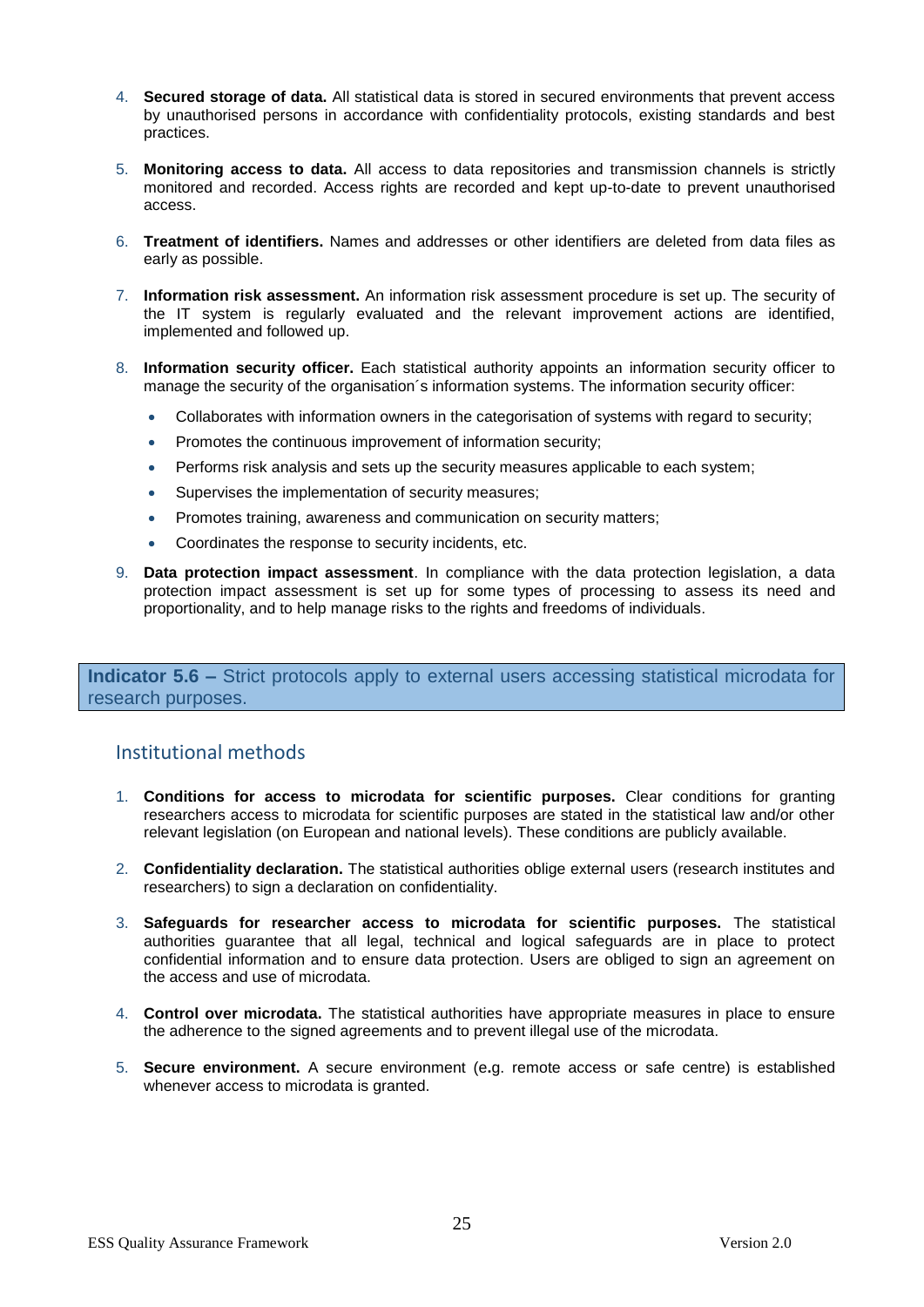4. **Secured storage of data.** All statistical data is stored in secured environments that prevent access by unauthorised persons in accordance with confidentiality protocols, existing standards and best practices.

5. **Monitoring access to data.** All access to data repositories and transmission channels is strictly monitored and recorded. Access rights are recorded and kept up-to-date to prevent unauthorised access.

6. **Treatment of identifiers.** Names and addresses or other identifiers are deleted from data files as early as possible.

7. **Information risk assessment.** An information risk assessment procedure is set up. The security of the IT system is regularly evaluated and the relevant improvement actions are identified, implemented and followed up.

8. **Information security officer.** Each statistical authority appoints an information security officer to manage the security of the organisation´s information systems. The information security officer:
   - Collaborates with information owners in the categorisation of systems with regard to security;
   - Promotes the continuous improvement of information security;
   - Performs risk analysis and sets up the security measures applicable to each system;
   - Supervises the implementation of security measures;
   - Promotes training, awareness and communication on security matters;
   - Coordinates the response to security incidents, etc.

9. **Data protection impact assessment**. In compliance with the data protection legislation, a data protection impact assessment is set up for some types of processing to assess its need and proportionality, and to help manage risks to the rights and freedoms of individuals.

**Indicator 5.6 –** Strict protocols apply to external users accessing statistical microdata for research purposes.

## Institutional methods

1. **Conditions for access to microdata for scientific purposes.** Clear conditions for granting researchers access to microdata for scientific purposes are stated in the statistical law and/or other relevant legislation (on European and national levels). These conditions are publicly available.

2. **Confidentiality declaration.** The statistical authorities oblige external users (research institutes and researchers) to sign a declaration on confidentiality.

3. **Safeguards for researcher access to microdata for scientific purposes.** The statistical authorities guarantee that all legal, technical and logical safeguards are in place to protect confidential information and to ensure data protection. Users are obliged to sign an agreement on the access and use of microdata.

4. **Control over microdata.** The statistical authorities have appropriate measures in place to ensure the adherence to the signed agreements and to prevent illegal use of the microdata.

5. **Secure environment.** A secure environment (e.g. remote access or safe centre) is established whenever access to microdata is granted.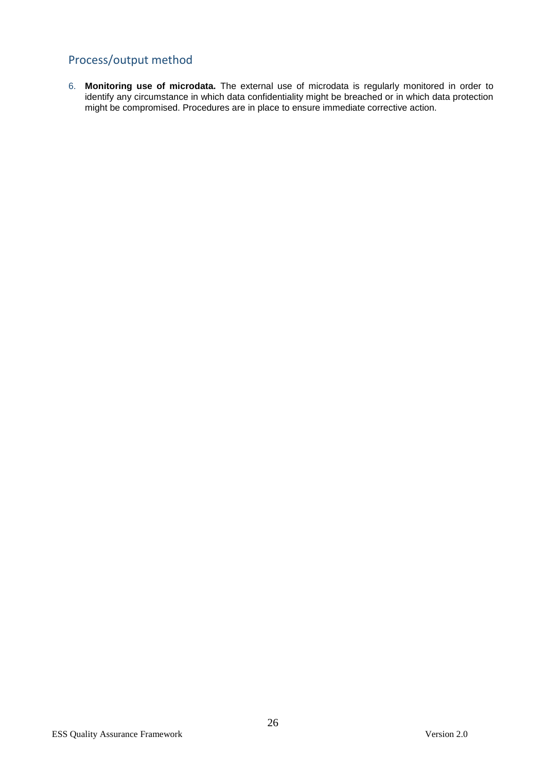## Process/output method

6. **Monitoring use of microdata.** The external use of microdata is regularly monitored in order to identify any circumstance in which data confidentiality might be breached or in which data protection might be compromised. Procedures are in place to ensure immediate corrective action.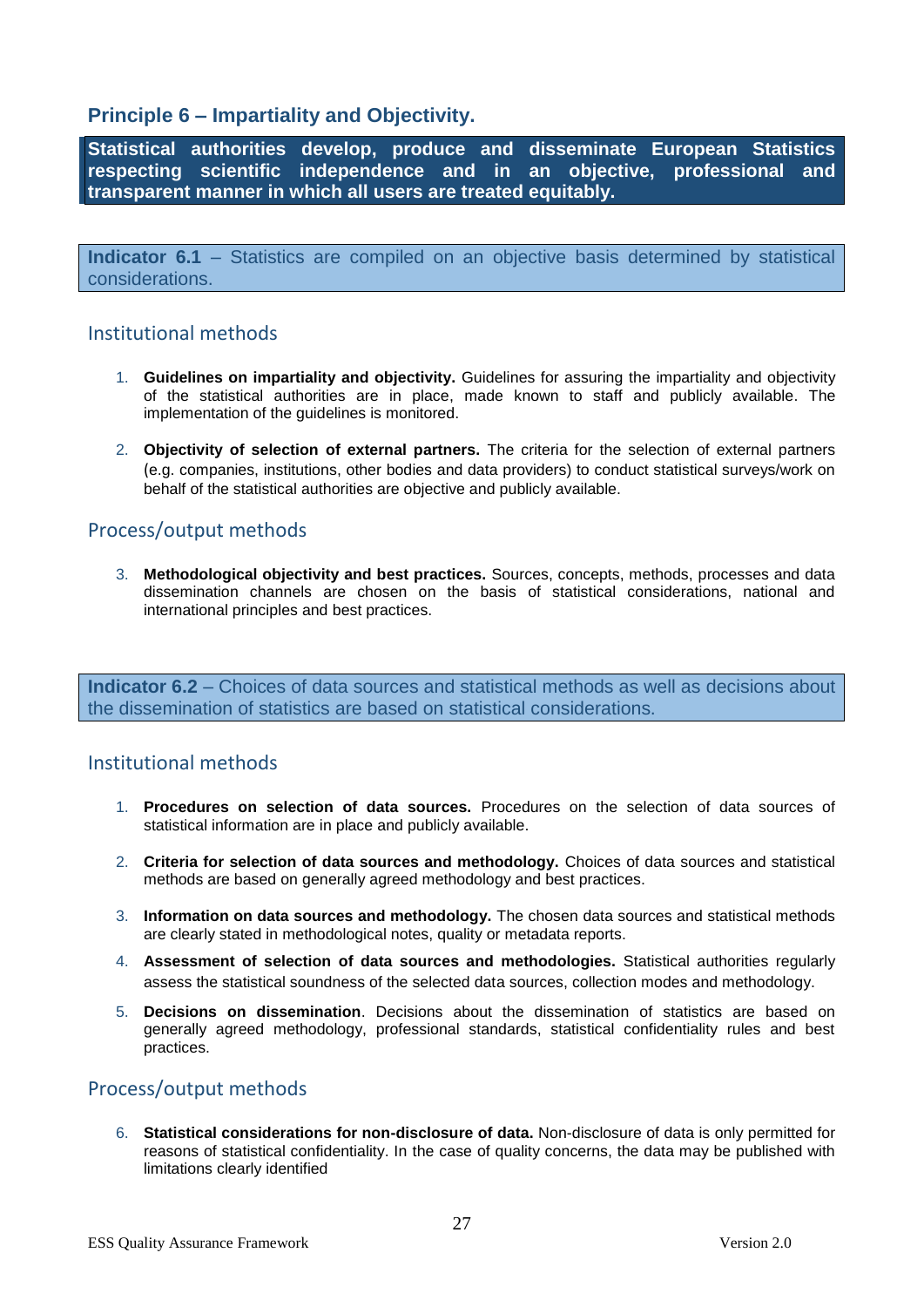## Principle 6 – Impartiality and Objectivity.

**Statistical authorities develop, produce and disseminate European Statistics respecting scientific independence and in an objective, professional and transparent manner in which all users are treated equitably.**

**Indicator 6.1** – Statistics are compiled on an objective basis determined by statistical considerations.

### Institutional methods

1. **Guidelines on impartiality and objectivity.** Guidelines for assuring the impartiality and objectivity of the statistical authorities are in place, made known to staff and publicly available. The implementation of the guidelines is monitored.

2. **Objectivity of selection of external partners.** The criteria for the selection of external partners (e.g. companies, institutions, other bodies and data providers) to conduct statistical surveys/work on behalf of the statistical authorities are objective and publicly available.

### Process/output methods

3. **Methodological objectivity and best practices.** Sources, concepts, methods, processes and data dissemination channels are chosen on the basis of statistical considerations, national and international principles and best practices.

**Indicator 6.2** – Choices of data sources and statistical methods as well as decisions about the dissemination of statistics are based on statistical considerations.

### Institutional methods

1. **Procedures on selection of data sources.** Procedures on the selection of data sources of statistical information are in place and publicly available.

2. **Criteria for selection of data sources and methodology.** Choices of data sources and statistical methods are based on generally agreed methodology and best practices.

3. **Information on data sources and methodology.** The chosen data sources and statistical methods are clearly stated in methodological notes, quality or metadata reports.

4. **Assessment of selection of data sources and methodologies.** Statistical authorities regularly assess the statistical soundness of the selected data sources, collection modes and methodology.

5. **Decisions on dissemination**. Decisions about the dissemination of statistics are based on generally agreed methodology, professional standards, statistical confidentiality rules and best practices.

### Process/output methods

6. **Statistical considerations for non-disclosure of data.** Non-disclosure of data is only permitted for reasons of statistical confidentiality. In the case of quality concerns, the data may be published with limitations clearly identified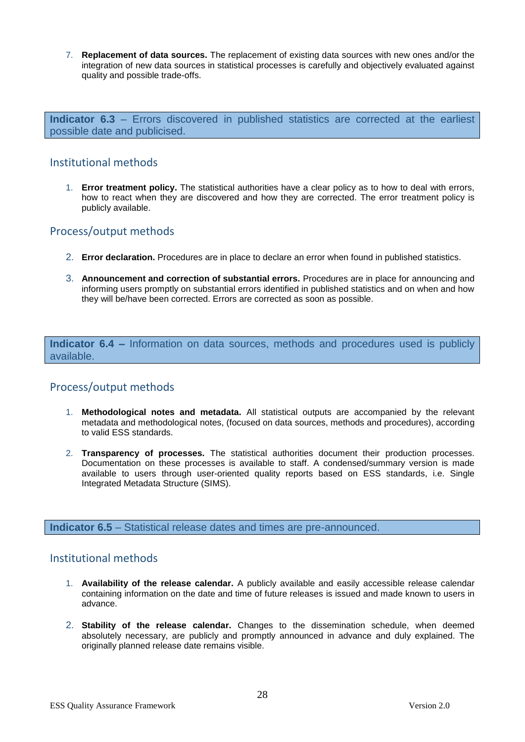7. **Replacement of data sources.** The replacement of existing data sources with new ones and/or the integration of new data sources in statistical processes is carefully and objectively evaluated against quality and possible trade-offs.

**Indicator 6.3** – Errors discovered in published statistics are corrected at the earliest possible date and publicised.

## Institutional methods

1. **Error treatment policy.** The statistical authorities have a clear policy as to how to deal with errors, how to react when they are discovered and how they are corrected. The error treatment policy is publicly available.

## Process/output methods

2. **Error declaration.** Procedures are in place to declare an error when found in published statistics.

3. **Announcement and correction of substantial errors.** Procedures are in place for announcing and informing users promptly on substantial errors identified in published statistics and on when and how they will be/have been corrected. Errors are corrected as soon as possible.

**Indicator 6.4 –** Information on data sources, methods and procedures used is publicly available.

## Process/output methods

1. **Methodological notes and metadata.** All statistical outputs are accompanied by the relevant metadata and methodological notes, (focused on data sources, methods and procedures), according to valid ESS standards.

2. **Transparency of processes.** The statistical authorities document their production processes. Documentation on these processes is available to staff. A condensed/summary version is made available to users through user-oriented quality reports based on ESS standards, i.e. Single Integrated Metadata Structure (SIMS).

**Indicator 6.5** – Statistical release dates and times are pre-announced.

## Institutional methods

1. **Availability of the release calendar.** A publicly available and easily accessible release calendar containing information on the date and time of future releases is issued and made known to users in advance.

2. **Stability of the release calendar.** Changes to the dissemination schedule, when deemed absolutely necessary, are publicly and promptly announced in advance and duly explained. The originally planned release date remains visible.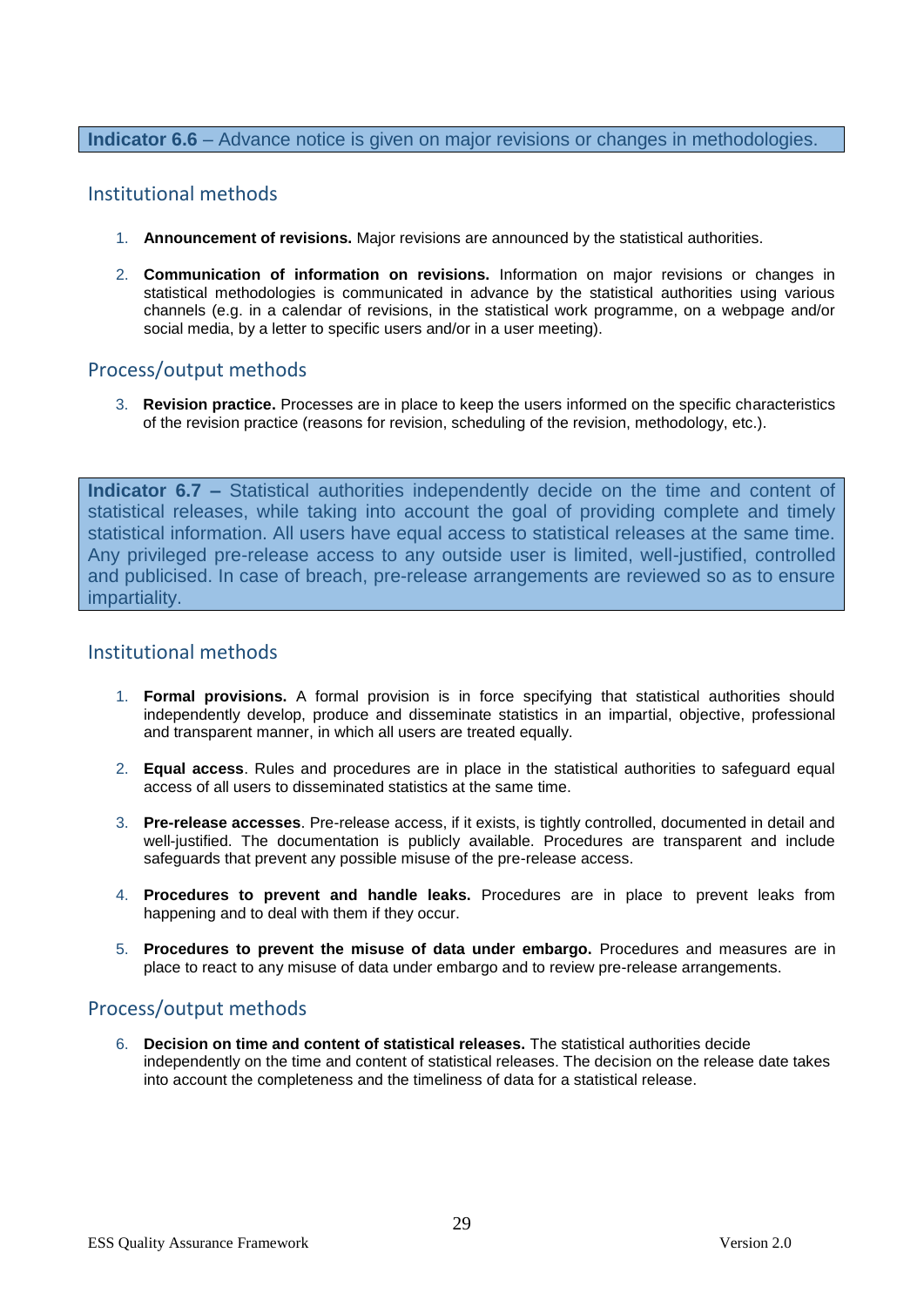**Indicator 6.6** – Advance notice is given on major revisions or changes in methodologies.

## Institutional methods

1. **Announcement of revisions.** Major revisions are announced by the statistical authorities.

2. **Communication of information on revisions.** Information on major revisions or changes in statistical methodologies is communicated in advance by the statistical authorities using various channels (e.g. in a calendar of revisions, in the statistical work programme, on a webpage and/or social media, by a letter to specific users and/or in a user meeting).

## Process/output methods

3. **Revision practice.** Processes are in place to keep the users informed on the specific characteristics of the revision practice (reasons for revision, scheduling of the revision, methodology, etc.).

**Indicator 6.7 –** Statistical authorities independently decide on the time and content of statistical releases, while taking into account the goal of providing complete and timely statistical information. All users have equal access to statistical releases at the same time. Any privileged pre-release access to any outside user is limited, well-justified, controlled and publicised. In case of breach, pre-release arrangements are reviewed so as to ensure impartiality.

## Institutional methods

1. **Formal provisions.** A formal provision is in force specifying that statistical authorities should independently develop, produce and disseminate statistics in an impartial, objective, professional and transparent manner, in which all users are treated equally.

2. **Equal access**. Rules and procedures are in place in the statistical authorities to safeguard equal access of all users to disseminated statistics at the same time.

3. **Pre-release accesses**. Pre-release access, if it exists, is tightly controlled, documented in detail and well-justified. The documentation is publicly available. Procedures are transparent and include safeguards that prevent any possible misuse of the pre-release access.

4. **Procedures to prevent and handle leaks.** Procedures are in place to prevent leaks from happening and to deal with them if they occur.

5. **Procedures to prevent the misuse of data under embargo.** Procedures and measures are in place to react to any misuse of data under embargo and to review pre-release arrangements.

## Process/output methods

6. **Decision on time and content of statistical releases.** The statistical authorities decide independently on the time and content of statistical releases. The decision on the release date takes into account the completeness and the timeliness of data for a statistical release.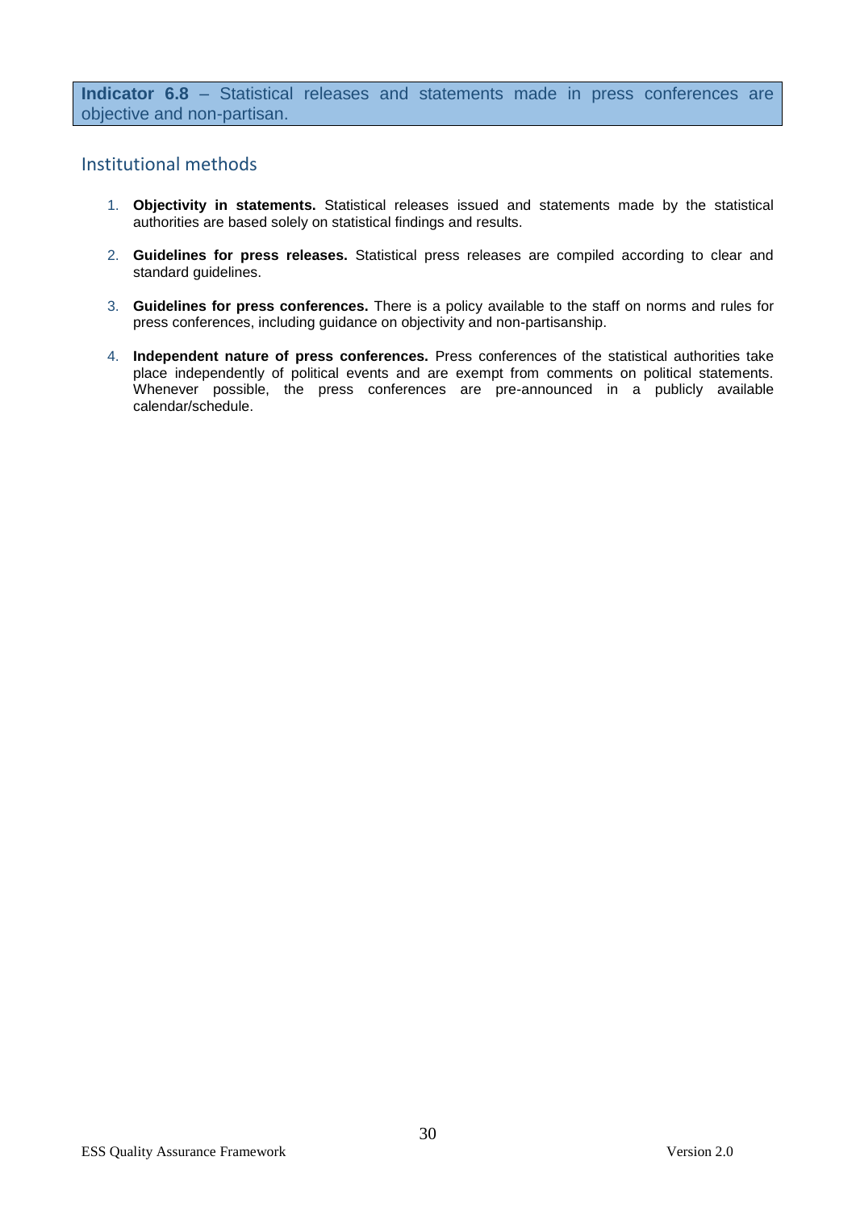**Indicator 6.8** – Statistical releases and statements made in press conferences are objective and non-partisan.

## Institutional methods

1. **Objectivity in statements.** Statistical releases issued and statements made by the statistical authorities are based solely on statistical findings and results.

2. **Guidelines for press releases.** Statistical press releases are compiled according to clear and standard guidelines.

3. **Guidelines for press conferences.** There is a policy available to the staff on norms and rules for press conferences, including guidance on objectivity and non-partisanship.

4. **Independent nature of press conferences.** Press conferences of the statistical authorities take place independently of political events and are exempt from comments on political statements. Whenever possible, the press conferences are pre-announced in a publicly available calendar/schedule.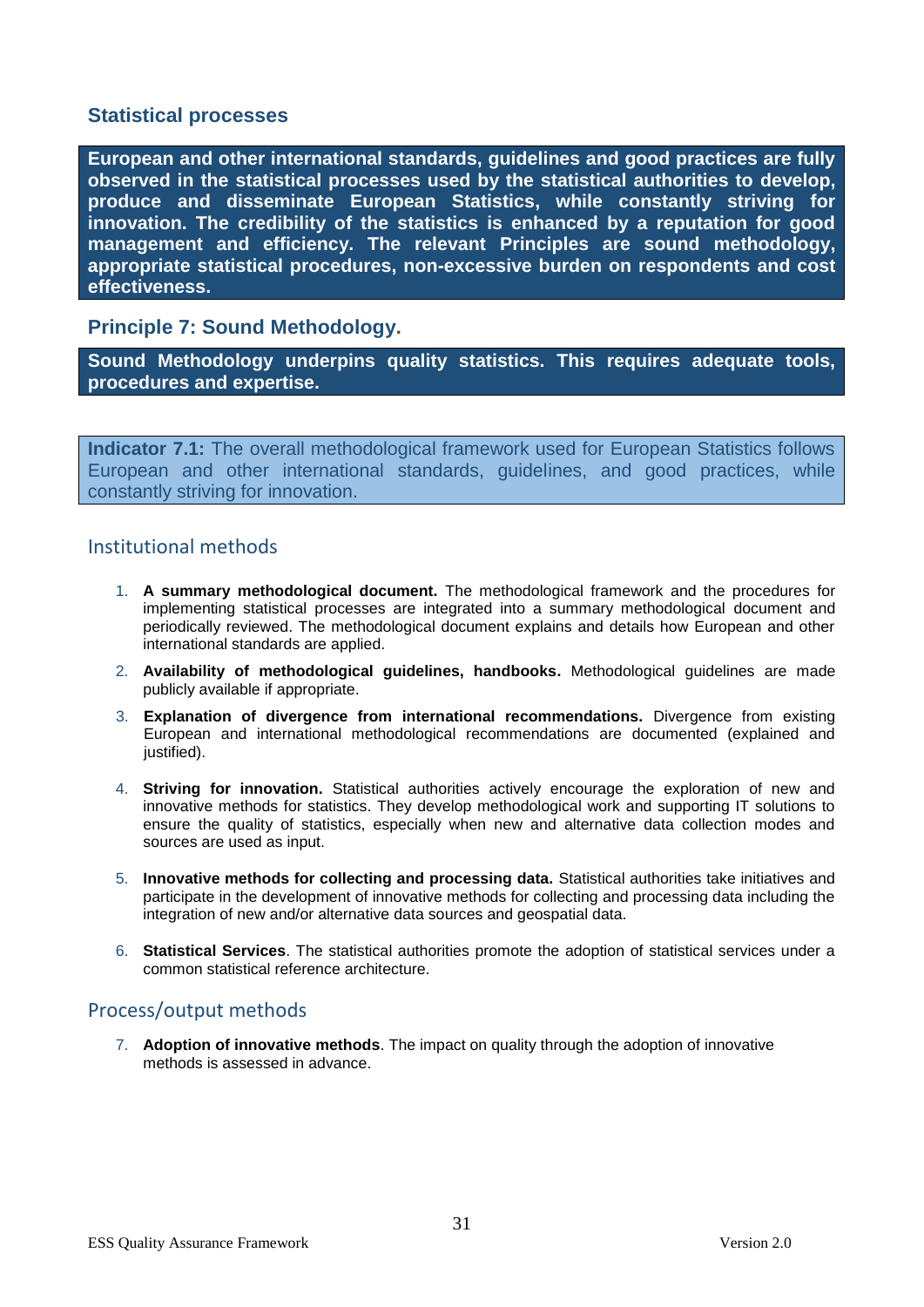## Statistical processes

**European and other international standards, guidelines and good practices are fully observed in the statistical processes used by the statistical authorities to develop, produce and disseminate European Statistics, while constantly striving for innovation. The credibility of the statistics is enhanced by a reputation for good management and efficiency. The relevant Principles are sound methodology, appropriate statistical procedures, non-excessive burden on respondents and cost effectiveness.**

### Principle 7: Sound Methodology.

**Sound Methodology underpins quality statistics. This requires adequate tools, procedures and expertise.**

**Indicator 7.1:** The overall methodological framework used for European Statistics follows European and other international standards, guidelines, and good practices, while constantly striving for innovation.

### Institutional methods

1. **A summary methodological document.** The methodological framework and the procedures for implementing statistical processes are integrated into a summary methodological document and periodically reviewed. The methodological document explains and details how European and other international standards are applied.
2. **Availability of methodological guidelines, handbooks.** Methodological guidelines are made publicly available if appropriate.
3. **Explanation of divergence from international recommendations.** Divergence from existing European and international methodological recommendations are documented (explained and justified).
4. **Striving for innovation.** Statistical authorities actively encourage the exploration of new and innovative methods for statistics. They develop methodological work and supporting IT solutions to ensure the quality of statistics, especially when new and alternative data collection modes and sources are used as input.
5. **Innovative methods for collecting and processing data.** Statistical authorities take initiatives and participate in the development of innovative methods for collecting and processing data including the integration of new and/or alternative data sources and geospatial data.
6. **Statistical Services**. The statistical authorities promote the adoption of statistical services under a common statistical reference architecture.

### Process/output methods

7. **Adoption of innovative methods**. The impact on quality through the adoption of innovative methods is assessed in advance.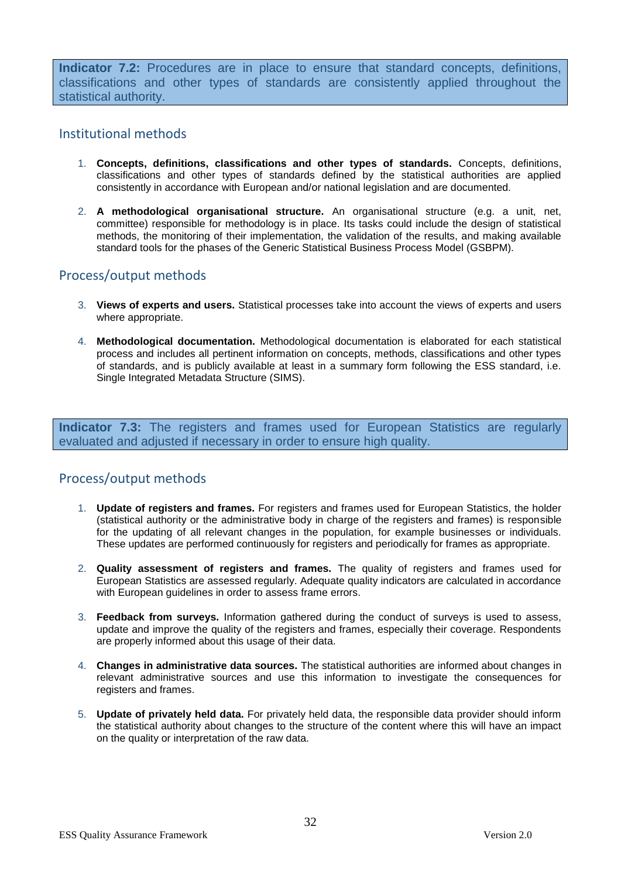**Indicator 7.2:** Procedures are in place to ensure that standard concepts, definitions, classifications and other types of standards are consistently applied throughout the statistical authority.

## Institutional methods

1. **Concepts, definitions, classifications and other types of standards.** Concepts, definitions, classifications and other types of standards defined by the statistical authorities are applied consistently in accordance with European and/or national legislation and are documented.

2. **A methodological organisational structure.** An organisational structure (e.g. a unit, net, committee) responsible for methodology is in place. Its tasks could include the design of statistical methods, the monitoring of their implementation, the validation of the results, and making available standard tools for the phases of the Generic Statistical Business Process Model (GSBPM).

## Process/output methods

3. **Views of experts and users.** Statistical processes take into account the views of experts and users where appropriate.

4. **Methodological documentation.** Methodological documentation is elaborated for each statistical process and includes all pertinent information on concepts, methods, classifications and other types of standards, and is publicly available at least in a summary form following the ESS standard, i.e. Single Integrated Metadata Structure (SIMS).

**Indicator 7.3:** The registers and frames used for European Statistics are regularly evaluated and adjusted if necessary in order to ensure high quality.

## Process/output methods

1. **Update of registers and frames.** For registers and frames used for European Statistics, the holder (statistical authority or the administrative body in charge of the registers and frames) is responsible for the updating of all relevant changes in the population, for example businesses or individuals. These updates are performed continuously for registers and periodically for frames as appropriate.

2. **Quality assessment of registers and frames.** The quality of registers and frames used for European Statistics are assessed regularly. Adequate quality indicators are calculated in accordance with European guidelines in order to assess frame errors.

3. **Feedback from surveys.** Information gathered during the conduct of surveys is used to assess, update and improve the quality of the registers and frames, especially their coverage. Respondents are properly informed about this usage of their data.

4. **Changes in administrative data sources.** The statistical authorities are informed about changes in relevant administrative sources and use this information to investigate the consequences for registers and frames.

5. **Update of privately held data.** For privately held data, the responsible data provider should inform the statistical authority about changes to the structure of the content where this will have an impact on the quality or interpretation of the raw data.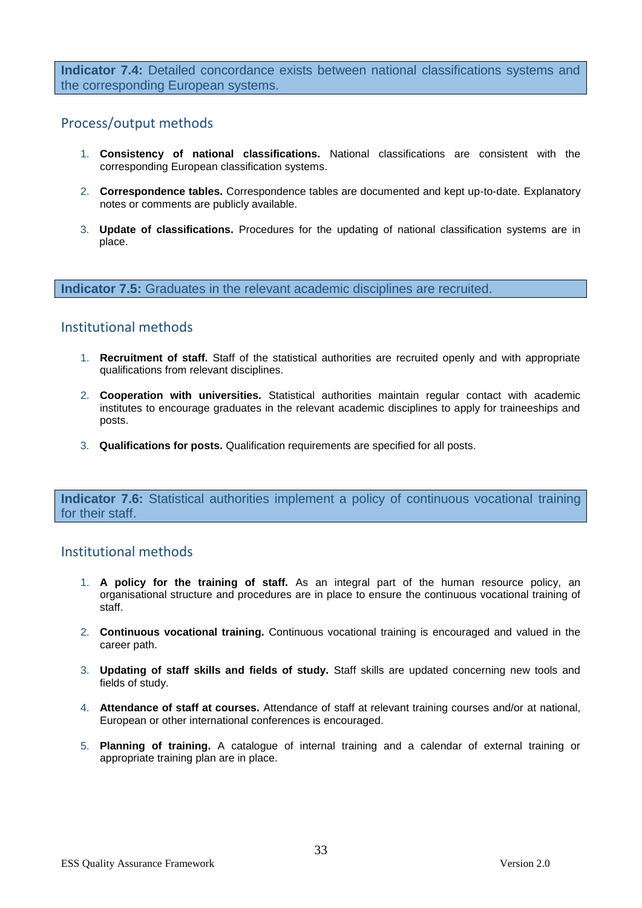**Indicator 7.4:** Detailed concordance exists between national classifications systems and the corresponding European systems.

## Process/output methods

1. **Consistency of national classifications.** National classifications are consistent with the corresponding European classification systems.
2. **Correspondence tables.** Correspondence tables are documented and kept up-to-date. Explanatory notes or comments are publicly available.
3. **Update of classifications.** Procedures for the updating of national classification systems are in place.

**Indicator 7.5:** Graduates in the relevant academic disciplines are recruited.

## Institutional methods

1. **Recruitment of staff.** Staff of the statistical authorities are recruited openly and with appropriate qualifications from relevant disciplines.
2. **Cooperation with universities.** Statistical authorities maintain regular contact with academic institutes to encourage graduates in the relevant academic disciplines to apply for traineeships and posts.
3. **Qualifications for posts.** Qualification requirements are specified for all posts.

**Indicator 7.6:** Statistical authorities implement a policy of continuous vocational training for their staff.

## Institutional methods

1. **A policy for the training of staff.** As an integral part of the human resource policy, an organisational structure and procedures are in place to ensure the continuous vocational training of staff.
2. **Continuous vocational training.** Continuous vocational training is encouraged and valued in the career path.
3. **Updating of staff skills and fields of study.** Staff skills are updated concerning new tools and fields of study.
4. **Attendance of staff at courses.** Attendance of staff at relevant training courses and/or at national, European or other international conferences is encouraged.
5. **Planning of training.** A catalogue of internal training and a calendar of external training or appropriate training plan are in place.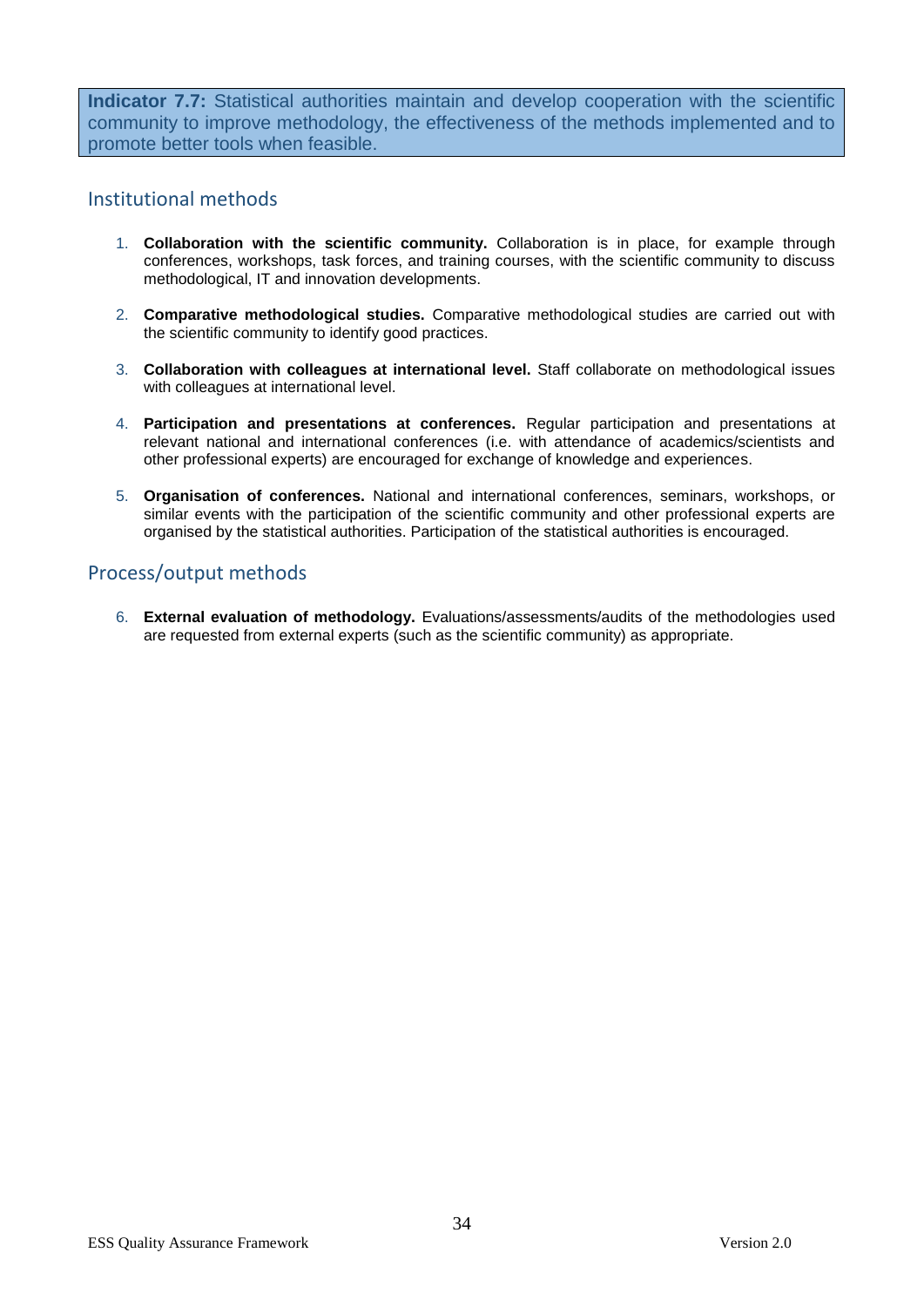**Indicator 7.7:** Statistical authorities maintain and develop cooperation with the scientific community to improve methodology, the effectiveness of the methods implemented and to promote better tools when feasible.

## Institutional methods

1. **Collaboration with the scientific community.** Collaboration is in place, for example through conferences, workshops, task forces, and training courses, with the scientific community to discuss methodological, IT and innovation developments.

2. **Comparative methodological studies.** Comparative methodological studies are carried out with the scientific community to identify good practices.

3. **Collaboration with colleagues at international level.** Staff collaborate on methodological issues with colleagues at international level.

4. **Participation and presentations at conferences.** Regular participation and presentations at relevant national and international conferences (i.e. with attendance of academics/scientists and other professional experts) are encouraged for exchange of knowledge and experiences.

5. **Organisation of conferences.** National and international conferences, seminars, workshops, or similar events with the participation of the scientific community and other professional experts are organised by the statistical authorities. Participation of the statistical authorities is encouraged.

## Process/output methods

6. **External evaluation of methodology.** Evaluations/assessments/audits of the methodologies used are requested from external experts (such as the scientific community) as appropriate.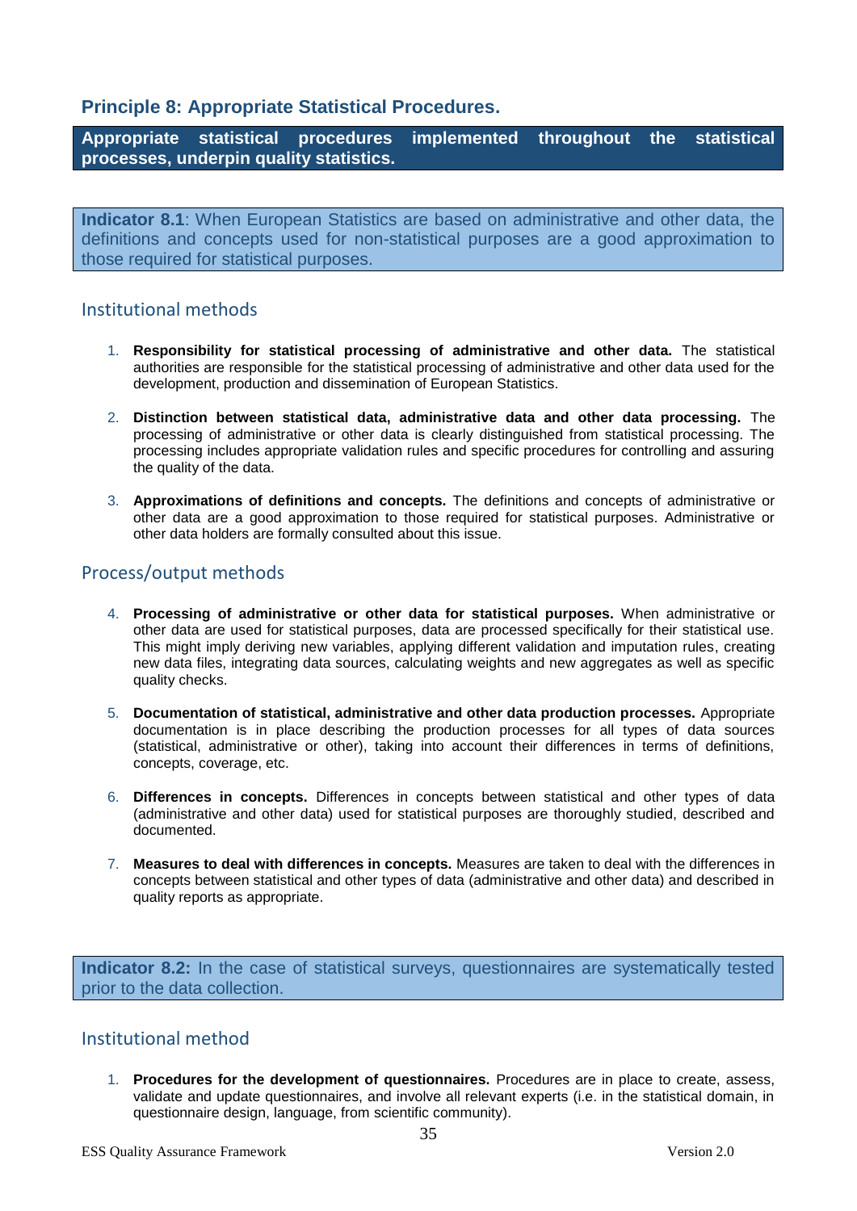## Principle 8: Appropriate Statistical Procedures.

**Appropriate statistical procedures implemented throughout the statistical processes, underpin quality statistics.**

**Indicator 8.1**: When European Statistics are based on administrative and other data, the definitions and concepts used for non-statistical purposes are a good approximation to those required for statistical purposes.

### Institutional methods

1. **Responsibility for statistical processing of administrative and other data.** The statistical authorities are responsible for the statistical processing of administrative and other data used for the development, production and dissemination of European Statistics.

2. **Distinction between statistical data, administrative data and other data processing.** The processing of administrative or other data is clearly distinguished from statistical processing. The processing includes appropriate validation rules and specific procedures for controlling and assuring the quality of the data.

3. **Approximations of definitions and concepts.** The definitions and concepts of administrative or other data are a good approximation to those required for statistical purposes. Administrative or other data holders are formally consulted about this issue.

### Process/output methods

4. **Processing of administrative or other data for statistical purposes.** When administrative or other data are used for statistical purposes, data are processed specifically for their statistical use. This might imply deriving new variables, applying different validation and imputation rules, creating new data files, integrating data sources, calculating weights and new aggregates as well as specific quality checks.

5. **Documentation of statistical, administrative and other data production processes.** Appropriate documentation is in place describing the production processes for all types of data sources (statistical, administrative or other), taking into account their differences in terms of definitions, concepts, coverage, etc.

6. **Differences in concepts.** Differences in concepts between statistical and other types of data (administrative and other data) used for statistical purposes are thoroughly studied, described and documented.

7. **Measures to deal with differences in concepts.** Measures are taken to deal with the differences in concepts between statistical and other types of data (administrative and other data) and described in quality reports as appropriate.

**Indicator 8.2:** In the case of statistical surveys, questionnaires are systematically tested prior to the data collection.

### Institutional method

1. **Procedures for the development of questionnaires.** Procedures are in place to create, assess, validate and update questionnaires, and involve all relevant experts (i.e. in the statistical domain, in questionnaire design, language, from scientific community).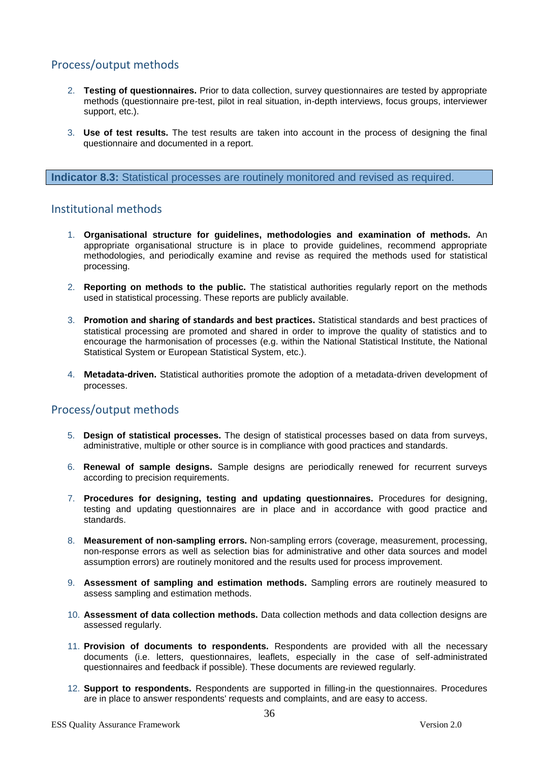## Process/output methods

2. **Testing of questionnaires.** Prior to data collection, survey questionnaires are tested by appropriate methods (questionnaire pre-test, pilot in real situation, in-depth interviews, focus groups, interviewer support, etc.).

3. **Use of test results.** The test results are taken into account in the process of designing the final questionnaire and documented in a report.

**Indicator 8.3:** Statistical processes are routinely monitored and revised as required.

## Institutional methods

1. **Organisational structure for guidelines, methodologies and examination of methods.** An appropriate organisational structure is in place to provide guidelines, recommend appropriate methodologies, and periodically examine and revise as required the methods used for statistical processing.

2. **Reporting on methods to the public.** The statistical authorities regularly report on the methods used in statistical processing. These reports are publicly available.

3. **Promotion and sharing of standards and best practices.** Statistical standards and best practices of statistical processing are promoted and shared in order to improve the quality of statistics and to encourage the harmonisation of processes (e.g. within the National Statistical Institute, the National Statistical System or European Statistical System, etc.).

4. **Metadata-driven.** Statistical authorities promote the adoption of a metadata-driven development of processes.

## Process/output methods

5. **Design of statistical processes.** The design of statistical processes based on data from surveys, administrative, multiple or other source is in compliance with good practices and standards.

6. **Renewal of sample designs.** Sample designs are periodically renewed for recurrent surveys according to precision requirements.

7. **Procedures for designing, testing and updating questionnaires.** Procedures for designing, testing and updating questionnaires are in place and in accordance with good practice and standards.

8. **Measurement of non-sampling errors.** Non-sampling errors (coverage, measurement, processing, non-response errors as well as selection bias for administrative and other data sources and model assumption errors) are routinely monitored and the results used for process improvement.

9. **Assessment of sampling and estimation methods.** Sampling errors are routinely measured to assess sampling and estimation methods.

10. **Assessment of data collection methods.** Data collection methods and data collection designs are assessed regularly.

11. **Provision of documents to respondents.** Respondents are provided with all the necessary documents (i.e. letters, questionnaires, leaflets, especially in the case of self-administrated questionnaires and feedback if possible). These documents are reviewed regularly.

12. **Support to respondents.** Respondents are supported in filling-in the questionnaires. Procedures are in place to answer respondents' requests and complaints, and are easy to access.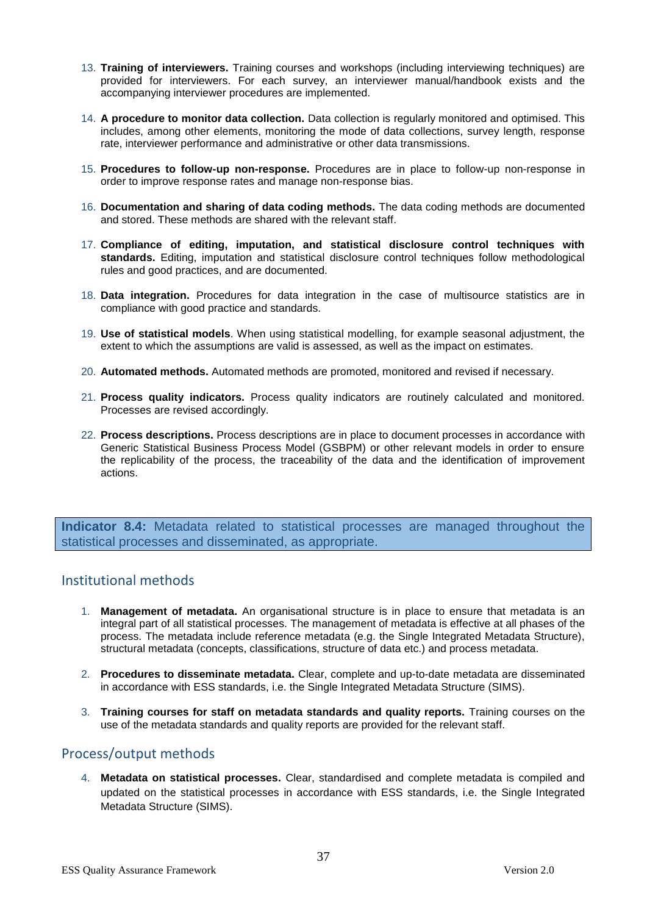13. **Training of interviewers.** Training courses and workshops (including interviewing techniques) are provided for interviewers. For each survey, an interviewer manual/handbook exists and the accompanying interviewer procedures are implemented.

14. **A procedure to monitor data collection.** Data collection is regularly monitored and optimised. This includes, among other elements, monitoring the mode of data collections, survey length, response rate, interviewer performance and administrative or other data transmissions.

15. **Procedures to follow-up non-response.** Procedures are in place to follow-up non-response in order to improve response rates and manage non-response bias.

16. **Documentation and sharing of data coding methods.** The data coding methods are documented and stored. These methods are shared with the relevant staff.

17. **Compliance of editing, imputation, and statistical disclosure control techniques with standards.** Editing, imputation and statistical disclosure control techniques follow methodological rules and good practices, and are documented.

18. **Data integration.** Procedures for data integration in the case of multisource statistics are in compliance with good practice and standards.

19. **Use of statistical models**. When using statistical modelling, for example seasonal adjustment, the extent to which the assumptions are valid is assessed, as well as the impact on estimates.

20. **Automated methods.** Automated methods are promoted, monitored and revised if necessary.

21. **Process quality indicators.** Process quality indicators are routinely calculated and monitored. Processes are revised accordingly.

22. **Process descriptions.** Process descriptions are in place to document processes in accordance with Generic Statistical Business Process Model (GSBPM) or other relevant models in order to ensure the replicability of the process, the traceability of the data and the identification of improvement actions.

**Indicator 8.4:** Metadata related to statistical processes are managed throughout the statistical processes and disseminated, as appropriate.

## Institutional methods

1. **Management of metadata.** An organisational structure is in place to ensure that metadata is an integral part of all statistical processes. The management of metadata is effective at all phases of the process. The metadata include reference metadata (e.g. the Single Integrated Metadata Structure), structural metadata (concepts, classifications, structure of data etc.) and process metadata.

2. **Procedures to disseminate metadata.** Clear, complete and up-to-date metadata are disseminated in accordance with ESS standards, i.e. the Single Integrated Metadata Structure (SIMS).

3. **Training courses for staff on metadata standards and quality reports.** Training courses on the use of the metadata standards and quality reports are provided for the relevant staff.

## Process/output methods

4. **Metadata on statistical processes.** Clear, standardised and complete metadata is compiled and updated on the statistical processes in accordance with ESS standards, i.e. the Single Integrated Metadata Structure (SIMS).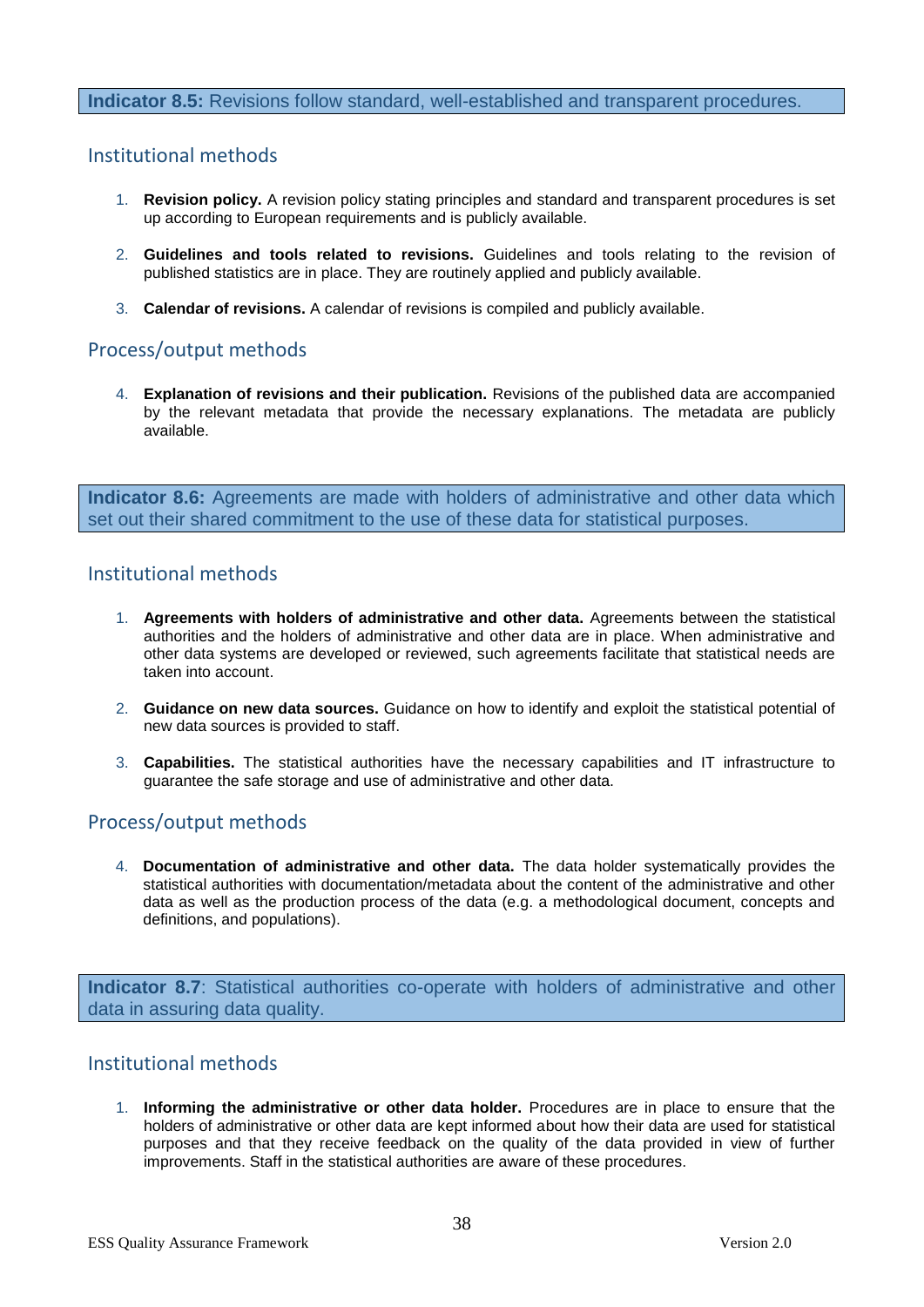**Indicator 8.5:** Revisions follow standard, well-established and transparent procedures.

## Institutional methods

1. **Revision policy.** A revision policy stating principles and standard and transparent procedures is set up according to European requirements and is publicly available.

2. **Guidelines and tools related to revisions.** Guidelines and tools relating to the revision of published statistics are in place. They are routinely applied and publicly available.

3. **Calendar of revisions.** A calendar of revisions is compiled and publicly available.

## Process/output methods

4. **Explanation of revisions and their publication.** Revisions of the published data are accompanied by the relevant metadata that provide the necessary explanations. The metadata are publicly available.

**Indicator 8.6:** Agreements are made with holders of administrative and other data which set out their shared commitment to the use of these data for statistical purposes.

## Institutional methods

1. **Agreements with holders of administrative and other data.** Agreements between the statistical authorities and the holders of administrative and other data are in place. When administrative and other data systems are developed or reviewed, such agreements facilitate that statistical needs are taken into account.

2. **Guidance on new data sources.** Guidance on how to identify and exploit the statistical potential of new data sources is provided to staff.

3. **Capabilities.** The statistical authorities have the necessary capabilities and IT infrastructure to guarantee the safe storage and use of administrative and other data.

## Process/output methods

4. **Documentation of administrative and other data.** The data holder systematically provides the statistical authorities with documentation/metadata about the content of the administrative and other data as well as the production process of the data (e.g. a methodological document, concepts and definitions, and populations).

**Indicator 8.7**: Statistical authorities co-operate with holders of administrative and other data in assuring data quality.

## Institutional methods

1. **Informing the administrative or other data holder.** Procedures are in place to ensure that the holders of administrative or other data are kept informed about how their data are used for statistical purposes and that they receive feedback on the quality of the data provided in view of further improvements. Staff in the statistical authorities are aware of these procedures.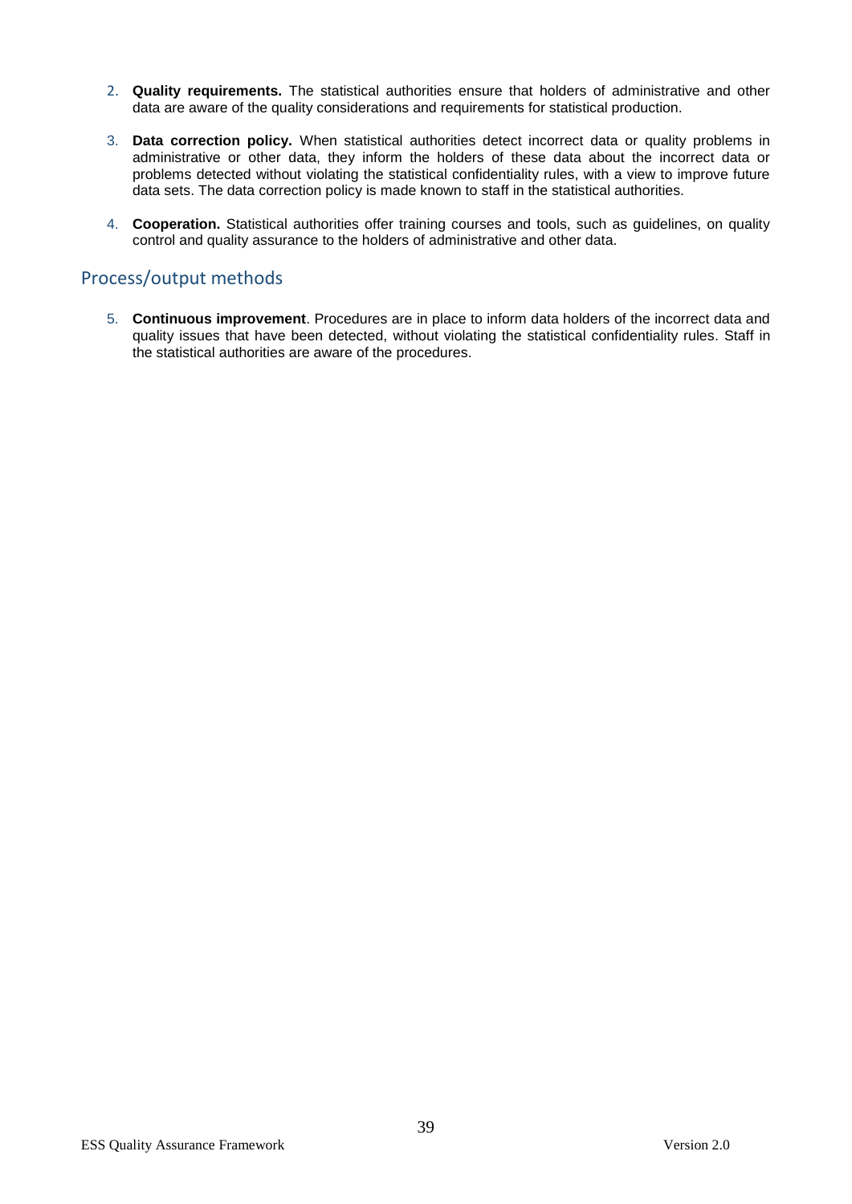2. **Quality requirements.** The statistical authorities ensure that holders of administrative and other data are aware of the quality considerations and requirements for statistical production.

3. **Data correction policy.** When statistical authorities detect incorrect data or quality problems in administrative or other data, they inform the holders of these data about the incorrect data or problems detected without violating the statistical confidentiality rules, with a view to improve future data sets. The data correction policy is made known to staff in the statistical authorities.

4. **Cooperation.** Statistical authorities offer training courses and tools, such as guidelines, on quality control and quality assurance to the holders of administrative and other data.

## Process/output methods

5. **Continuous improvement**. Procedures are in place to inform data holders of the incorrect data and quality issues that have been detected, without violating the statistical confidentiality rules. Staff in the statistical authorities are aware of the procedures.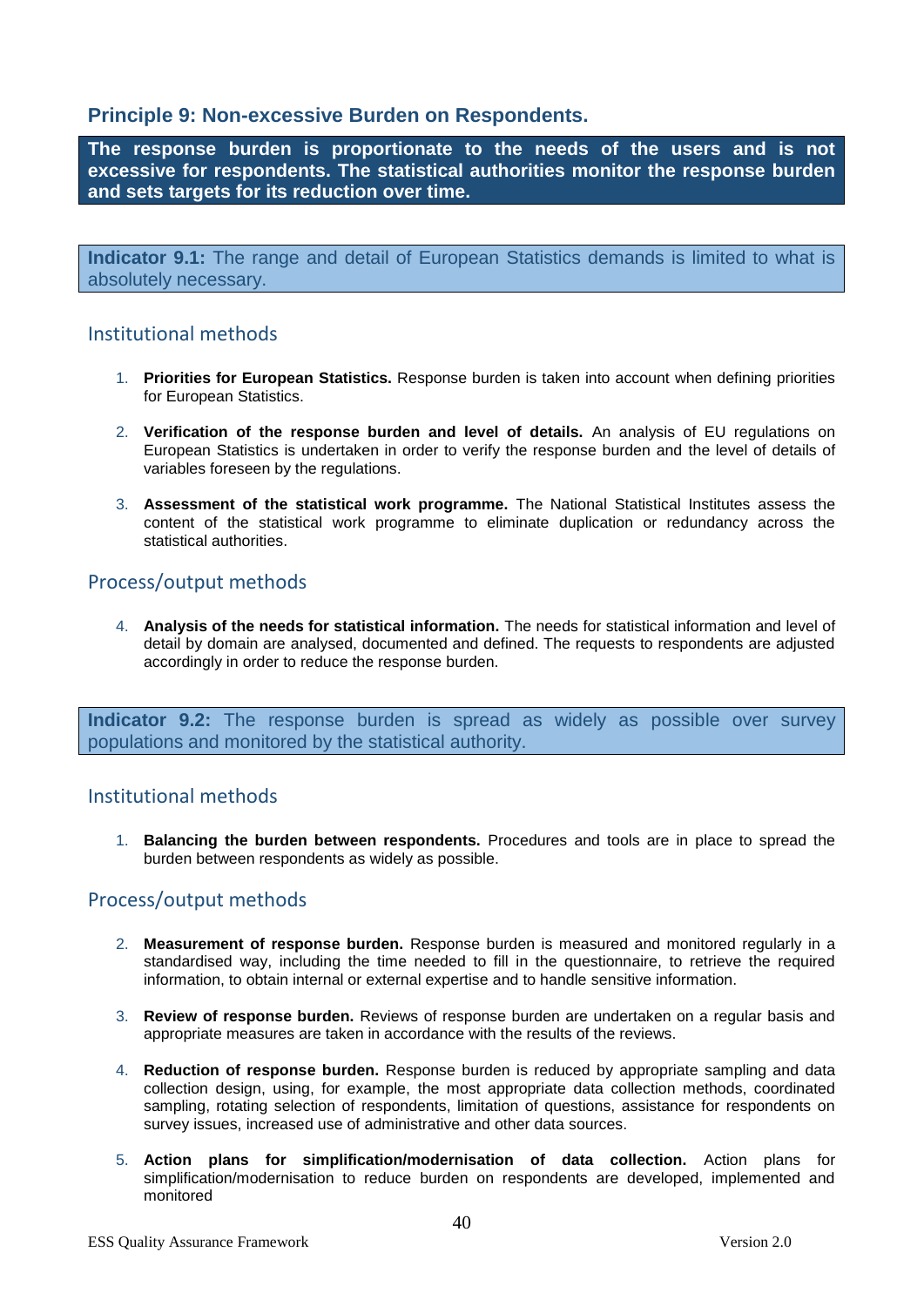## Principle 9: Non-excessive Burden on Respondents.

**The response burden is proportionate to the needs of the users and is not excessive for respondents. The statistical authorities monitor the response burden and sets targets for its reduction over time.**

**Indicator 9.1:** The range and detail of European Statistics demands is limited to what is absolutely necessary.

### Institutional methods

1. **Priorities for European Statistics.** Response burden is taken into account when defining priorities for European Statistics.

2. **Verification of the response burden and level of details.** An analysis of EU regulations on European Statistics is undertaken in order to verify the response burden and the level of details of variables foreseen by the regulations.

3. **Assessment of the statistical work programme.** The National Statistical Institutes assess the content of the statistical work programme to eliminate duplication or redundancy across the statistical authorities.

### Process/output methods

4. **Analysis of the needs for statistical information.** The needs for statistical information and level of detail by domain are analysed, documented and defined. The requests to respondents are adjusted accordingly in order to reduce the response burden.

**Indicator 9.2:** The response burden is spread as widely as possible over survey populations and monitored by the statistical authority.

### Institutional methods

1. **Balancing the burden between respondents.** Procedures and tools are in place to spread the burden between respondents as widely as possible.

### Process/output methods

2. **Measurement of response burden.** Response burden is measured and monitored regularly in a standardised way, including the time needed to fill in the questionnaire, to retrieve the required information, to obtain internal or external expertise and to handle sensitive information.

3. **Review of response burden.** Reviews of response burden are undertaken on a regular basis and appropriate measures are taken in accordance with the results of the reviews.

4. **Reduction of response burden.** Response burden is reduced by appropriate sampling and data collection design, using, for example, the most appropriate data collection methods, coordinated sampling, rotating selection of respondents, limitation of questions, assistance for respondents on survey issues, increased use of administrative and other data sources.

5. **Action plans for simplification/modernisation of data collection.** Action plans for simplification/modernisation to reduce burden on respondents are developed, implemented and monitored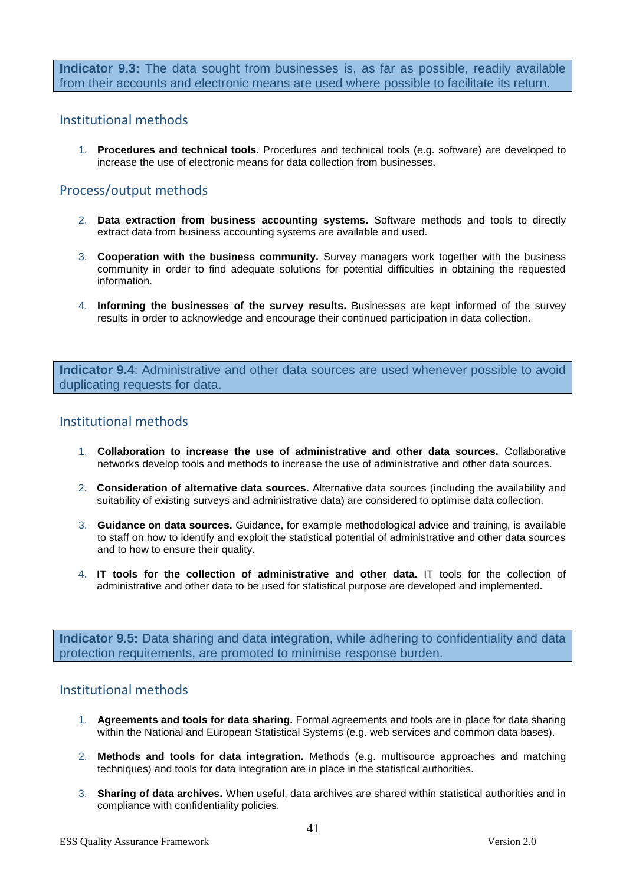**Indicator 9.3:** The data sought from businesses is, as far as possible, readily available from their accounts and electronic means are used where possible to facilitate its return.

## Institutional methods

1. **Procedures and technical tools.** Procedures and technical tools (e.g. software) are developed to increase the use of electronic means for data collection from businesses.

## Process/output methods

2. **Data extraction from business accounting systems.** Software methods and tools to directly extract data from business accounting systems are available and used.

3. **Cooperation with the business community.** Survey managers work together with the business community in order to find adequate solutions for potential difficulties in obtaining the requested information.

4. **Informing the businesses of the survey results.** Businesses are kept informed of the survey results in order to acknowledge and encourage their continued participation in data collection.

**Indicator 9.4**: Administrative and other data sources are used whenever possible to avoid duplicating requests for data.

## Institutional methods

1. **Collaboration to increase the use of administrative and other data sources.** Collaborative networks develop tools and methods to increase the use of administrative and other data sources.

2. **Consideration of alternative data sources.** Alternative data sources (including the availability and suitability of existing surveys and administrative data) are considered to optimise data collection.

3. **Guidance on data sources.** Guidance, for example methodological advice and training, is available to staff on how to identify and exploit the statistical potential of administrative and other data sources and to how to ensure their quality.

4. **IT tools for the collection of administrative and other data.** IT tools for the collection of administrative and other data to be used for statistical purpose are developed and implemented.

**Indicator 9.5:** Data sharing and data integration, while adhering to confidentiality and data protection requirements, are promoted to minimise response burden.

## Institutional methods

1. **Agreements and tools for data sharing.** Formal agreements and tools are in place for data sharing within the National and European Statistical Systems (e.g. web services and common data bases).

2. **Methods and tools for data integration.** Methods (e.g. multisource approaches and matching techniques) and tools for data integration are in place in the statistical authorities.

3. **Sharing of data archives.** When useful, data archives are shared within statistical authorities and in compliance with confidentiality policies.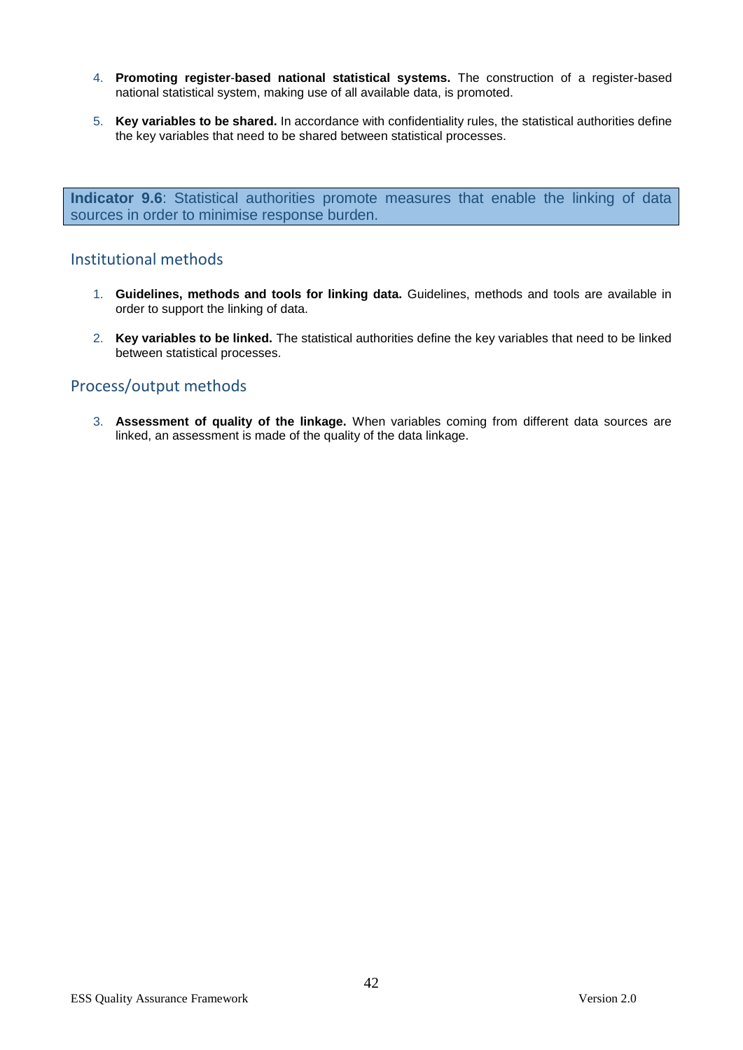4. **Promoting register-based national statistical systems.** The construction of a register-based national statistical system, making use of all available data, is promoted.

5. **Key variables to be shared.** In accordance with confidentiality rules, the statistical authorities define the key variables that need to be shared between statistical processes.

**Indicator 9.6**: Statistical authorities promote measures that enable the linking of data sources in order to minimise response burden.

## Institutional methods

1. **Guidelines, methods and tools for linking data.** Guidelines, methods and tools are available in order to support the linking of data.

2. **Key variables to be linked.** The statistical authorities define the key variables that need to be linked between statistical processes.

## Process/output methods

3. **Assessment of quality of the linkage.** When variables coming from different data sources are linked, an assessment is made of the quality of the data linkage.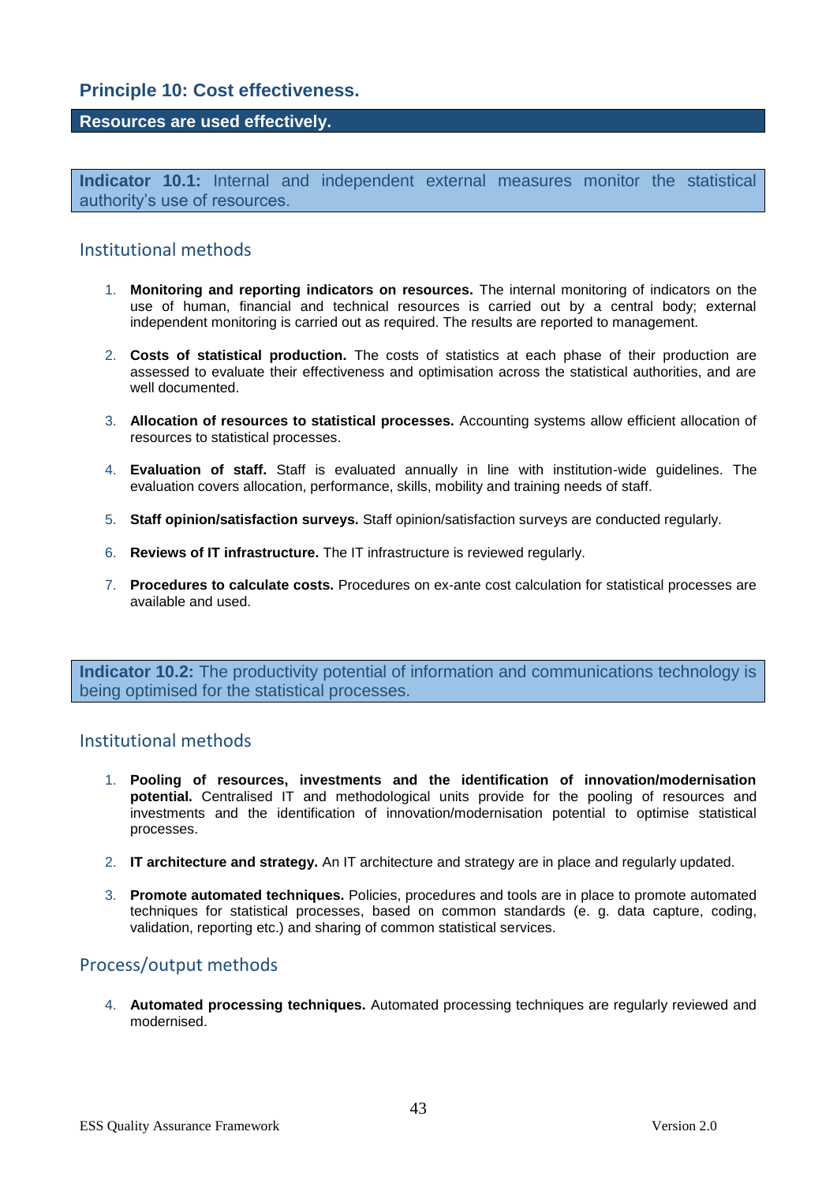## Principle 10: Cost effectiveness.

**Resources are used effectively.**

**Indicator 10.1:** Internal and independent external measures monitor the statistical authority's use of resources.

### Institutional methods

1. **Monitoring and reporting indicators on resources.** The internal monitoring of indicators on the use of human, financial and technical resources is carried out by a central body; external independent monitoring is carried out as required. The results are reported to management.

2. **Costs of statistical production.** The costs of statistics at each phase of their production are assessed to evaluate their effectiveness and optimisation across the statistical authorities, and are well documented.

3. **Allocation of resources to statistical processes.** Accounting systems allow efficient allocation of resources to statistical processes.

4. **Evaluation of staff.** Staff is evaluated annually in line with institution-wide guidelines. The evaluation covers allocation, performance, skills, mobility and training needs of staff.

5. **Staff opinion/satisfaction surveys.** Staff opinion/satisfaction surveys are conducted regularly.

6. **Reviews of IT infrastructure.** The IT infrastructure is reviewed regularly.

7. **Procedures to calculate costs.** Procedures on ex-ante cost calculation for statistical processes are available and used.

**Indicator 10.2:** The productivity potential of information and communications technology is being optimised for the statistical processes.

### Institutional methods

1. **Pooling of resources, investments and the identification of innovation/modernisation potential.** Centralised IT and methodological units provide for the pooling of resources and investments and the identification of innovation/modernisation potential to optimise statistical processes.

2. **IT architecture and strategy.** An IT architecture and strategy are in place and regularly updated.

3. **Promote automated techniques.** Policies, procedures and tools are in place to promote automated techniques for statistical processes, based on common standards (e. g. data capture, coding, validation, reporting etc.) and sharing of common statistical services.

### Process/output methods

4. **Automated processing techniques.** Automated processing techniques are regularly reviewed and modernised.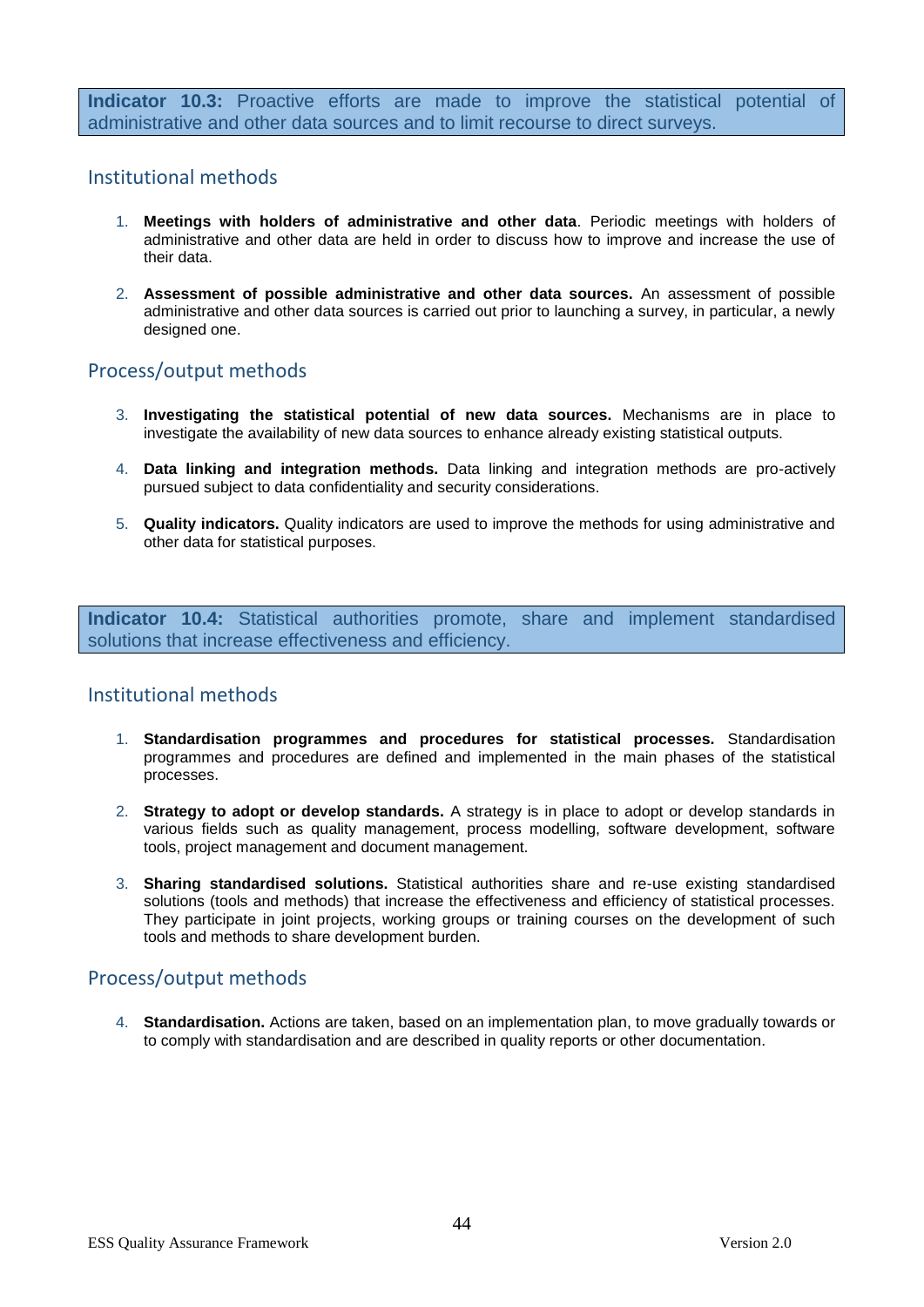**Indicator 10.3:** Proactive efforts are made to improve the statistical potential of administrative and other data sources and to limit recourse to direct surveys.

## Institutional methods

1. **Meetings with holders of administrative and other data**. Periodic meetings with holders of administrative and other data are held in order to discuss how to improve and increase the use of their data.

2. **Assessment of possible administrative and other data sources.** An assessment of possible administrative and other data sources is carried out prior to launching a survey, in particular, a newly designed one.

## Process/output methods

3. **Investigating the statistical potential of new data sources.** Mechanisms are in place to investigate the availability of new data sources to enhance already existing statistical outputs.

4. **Data linking and integration methods.** Data linking and integration methods are pro-actively pursued subject to data confidentiality and security considerations.

5. **Quality indicators.** Quality indicators are used to improve the methods for using administrative and other data for statistical purposes.

**Indicator 10.4:** Statistical authorities promote, share and implement standardised solutions that increase effectiveness and efficiency.

## Institutional methods

1. **Standardisation programmes and procedures for statistical processes.** Standardisation programmes and procedures are defined and implemented in the main phases of the statistical processes.

2. **Strategy to adopt or develop standards.** A strategy is in place to adopt or develop standards in various fields such as quality management, process modelling, software development, software tools, project management and document management.

3. **Sharing standardised solutions.** Statistical authorities share and re-use existing standardised solutions (tools and methods) that increase the effectiveness and efficiency of statistical processes. They participate in joint projects, working groups or training courses on the development of such tools and methods to share development burden.

## Process/output methods

4. **Standardisation.** Actions are taken, based on an implementation plan, to move gradually towards or to comply with standardisation and are described in quality reports or other documentation.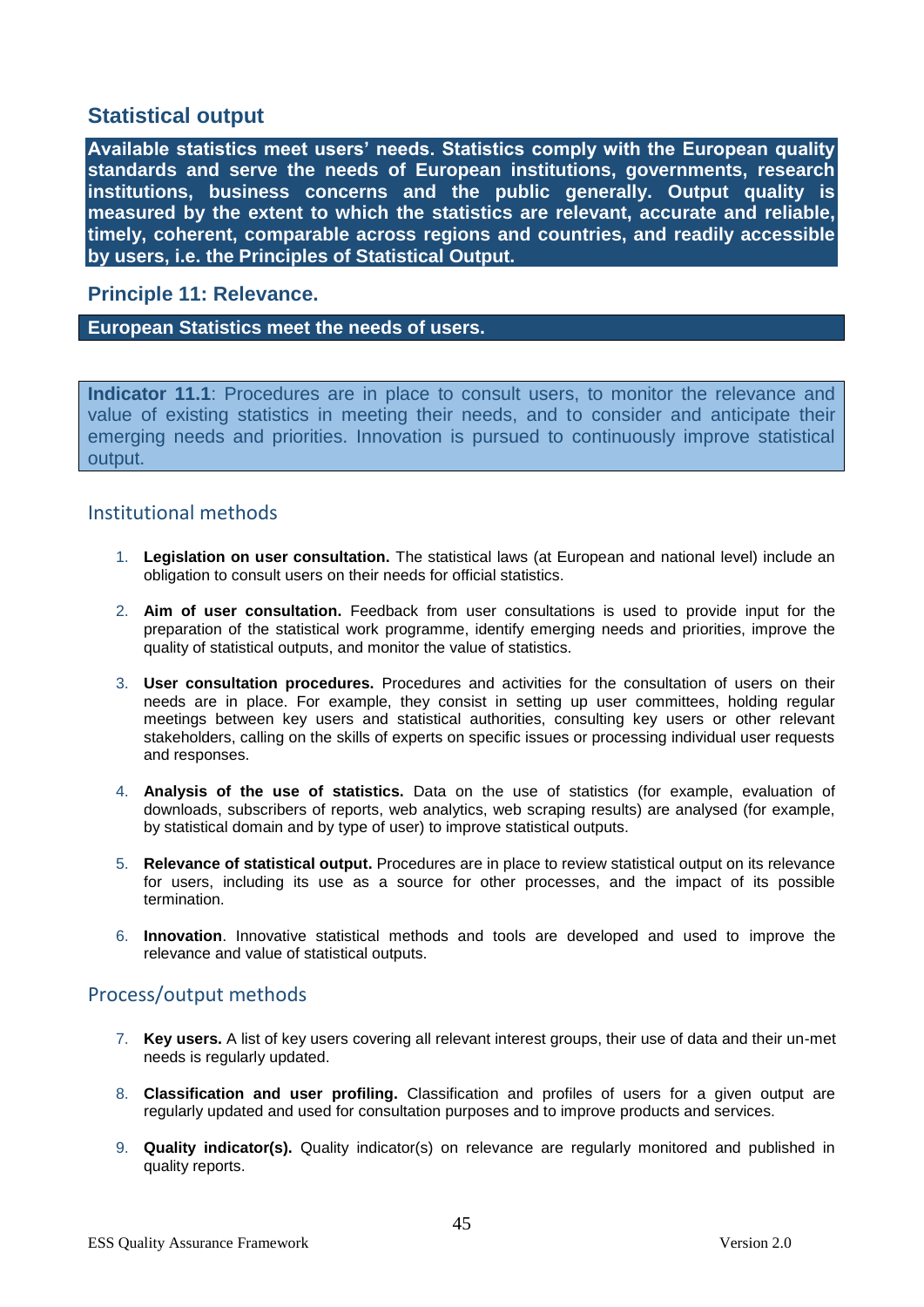## Statistical output

**Available statistics meet users' needs. Statistics comply with the European quality standards and serve the needs of European institutions, governments, research institutions, business concerns and the public generally. Output quality is measured by the extent to which the statistics are relevant, accurate and reliable, timely, coherent, comparable across regions and countries, and readily accessible by users, i.e. the Principles of Statistical Output.**

### Principle 11: Relevance.

**European Statistics meet the needs of users.**

**Indicator 11.1**: Procedures are in place to consult users, to monitor the relevance and value of existing statistics in meeting their needs, and to consider and anticipate their emerging needs and priorities. Innovation is pursued to continuously improve statistical output.

### Institutional methods

1. **Legislation on user consultation.** The statistical laws (at European and national level) include an obligation to consult users on their needs for official statistics.

2. **Aim of user consultation.** Feedback from user consultations is used to provide input for the preparation of the statistical work programme, identify emerging needs and priorities, improve the quality of statistical outputs, and monitor the value of statistics.

3. **User consultation procedures.** Procedures and activities for the consultation of users on their needs are in place. For example, they consist in setting up user committees, holding regular meetings between key users and statistical authorities, consulting key users or other relevant stakeholders, calling on the skills of experts on specific issues or processing individual user requests and responses.

4. **Analysis of the use of statistics.** Data on the use of statistics (for example, evaluation of downloads, subscribers of reports, web analytics, web scraping results) are analysed (for example, by statistical domain and by type of user) to improve statistical outputs.

5. **Relevance of statistical output.** Procedures are in place to review statistical output on its relevance for users, including its use as a source for other processes, and the impact of its possible termination.

6. **Innovation**. Innovative statistical methods and tools are developed and used to improve the relevance and value of statistical outputs.

### Process/output methods

7. **Key users.** A list of key users covering all relevant interest groups, their use of data and their un-met needs is regularly updated.

8. **Classification and user profiling.** Classification and profiles of users for a given output are regularly updated and used for consultation purposes and to improve products and services.

9. **Quality indicator(s).** Quality indicator(s) on relevance are regularly monitored and published in quality reports.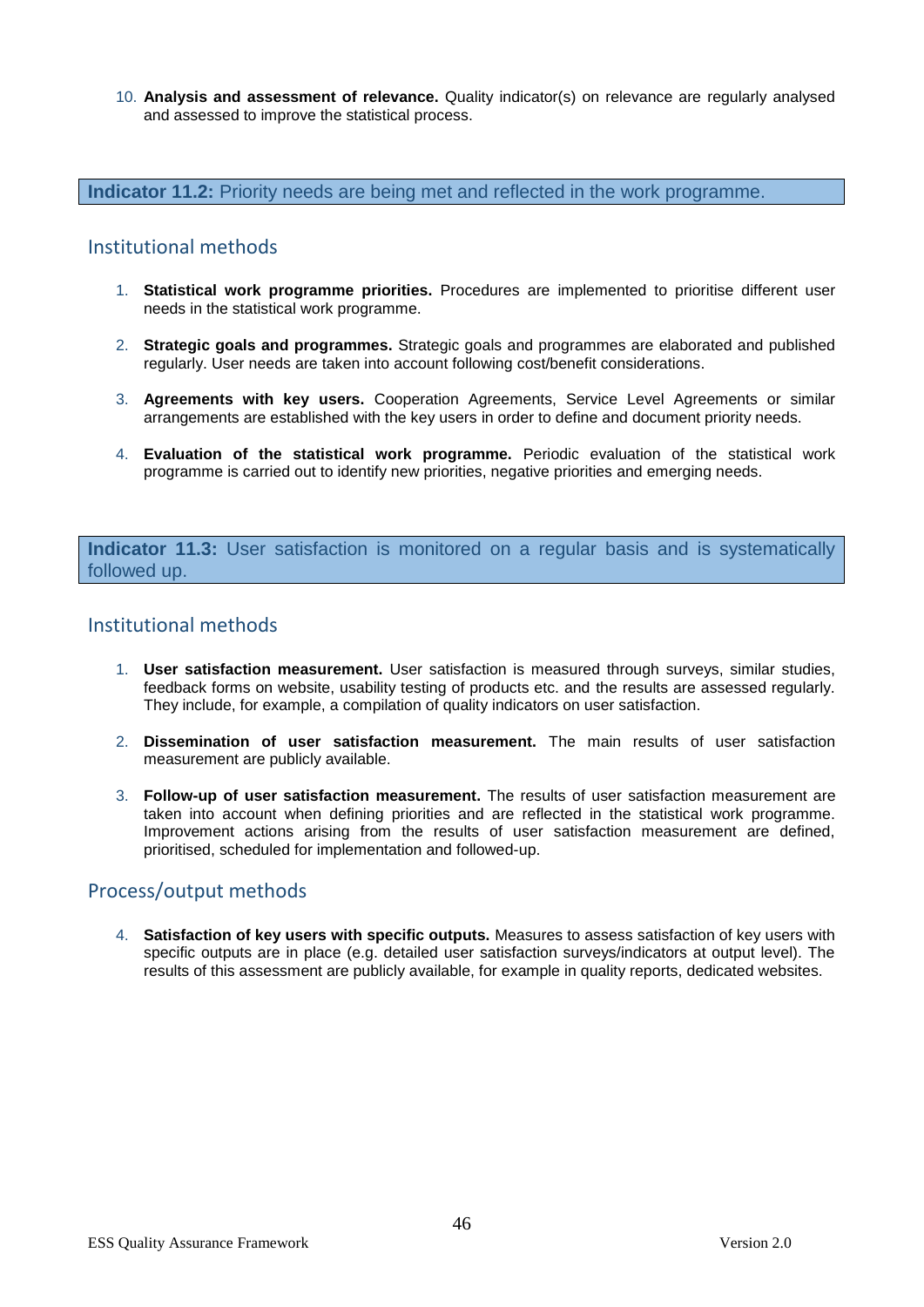10. **Analysis and assessment of relevance.** Quality indicator(s) on relevance are regularly analysed and assessed to improve the statistical process.

**Indicator 11.2:** Priority needs are being met and reflected in the work programme.

## Institutional methods

1. **Statistical work programme priorities.** Procedures are implemented to prioritise different user needs in the statistical work programme.

2. **Strategic goals and programmes.** Strategic goals and programmes are elaborated and published regularly. User needs are taken into account following cost/benefit considerations.

3. **Agreements with key users.** Cooperation Agreements, Service Level Agreements or similar arrangements are established with the key users in order to define and document priority needs.

4. **Evaluation of the statistical work programme.** Periodic evaluation of the statistical work programme is carried out to identify new priorities, negative priorities and emerging needs.

**Indicator 11.3:** User satisfaction is monitored on a regular basis and is systematically followed up.

## Institutional methods

1. **User satisfaction measurement.** User satisfaction is measured through surveys, similar studies, feedback forms on website, usability testing of products etc. and the results are assessed regularly. They include, for example, a compilation of quality indicators on user satisfaction.

2. **Dissemination of user satisfaction measurement.** The main results of user satisfaction measurement are publicly available.

3. **Follow-up of user satisfaction measurement.** The results of user satisfaction measurement are taken into account when defining priorities and are reflected in the statistical work programme. Improvement actions arising from the results of user satisfaction measurement are defined, prioritised, scheduled for implementation and followed-up.

## Process/output methods

4. **Satisfaction of key users with specific outputs.** Measures to assess satisfaction of key users with specific outputs are in place (e.g. detailed user satisfaction surveys/indicators at output level). The results of this assessment are publicly available, for example in quality reports, dedicated websites.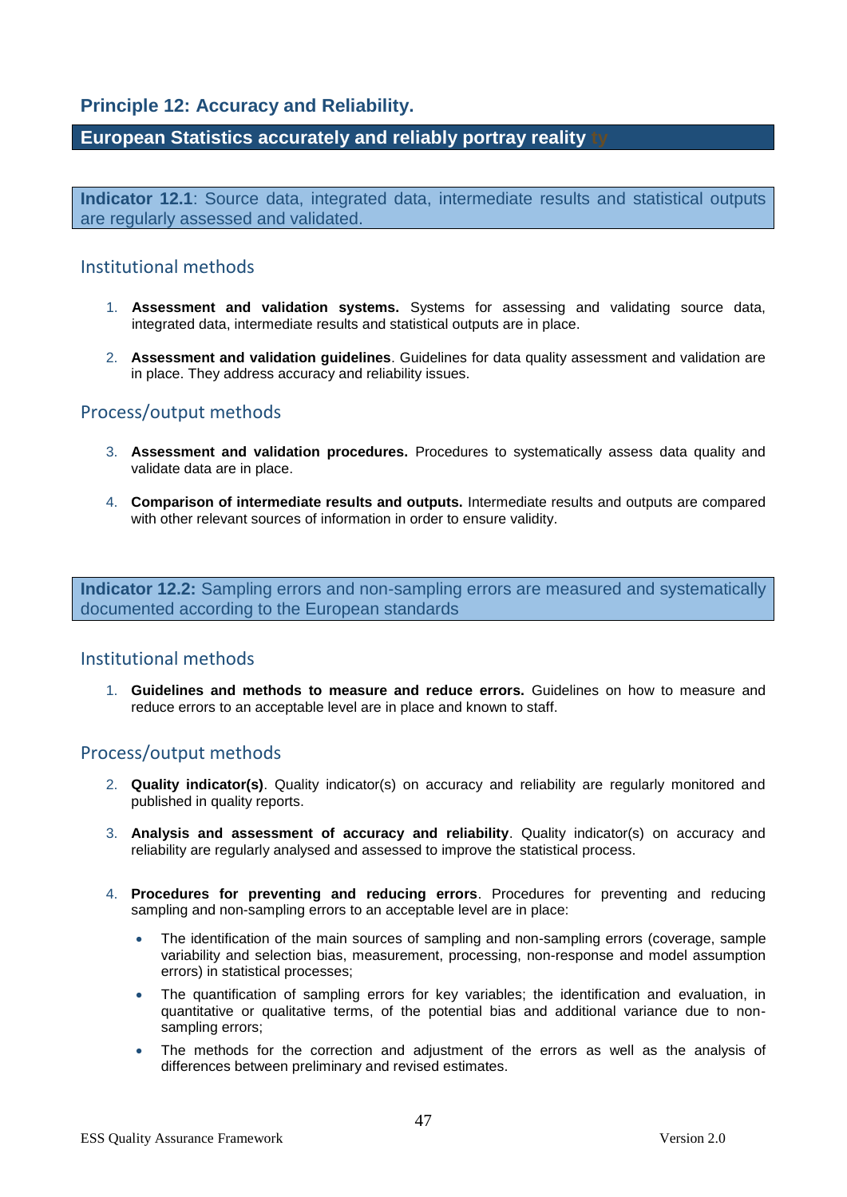## Principle 12: Accuracy and Reliability.

**European Statistics accurately and reliably portray reality**

**Indicator 12.1**: Source data, integrated data, intermediate results and statistical outputs are regularly assessed and validated.

### Institutional methods

1. **Assessment and validation systems.** Systems for assessing and validating source data, integrated data, intermediate results and statistical outputs are in place.
2. **Assessment and validation guidelines**. Guidelines for data quality assessment and validation are in place. They address accuracy and reliability issues.

### Process/output methods

3. **Assessment and validation procedures.** Procedures to systematically assess data quality and validate data are in place.
4. **Comparison of intermediate results and outputs.** Intermediate results and outputs are compared with other relevant sources of information in order to ensure validity.

**Indicator 12.2:** Sampling errors and non-sampling errors are measured and systematically documented according to the European standards

### Institutional methods

1. **Guidelines and methods to measure and reduce errors.** Guidelines on how to measure and reduce errors to an acceptable level are in place and known to staff.

### Process/output methods

2. **Quality indicator(s)**. Quality indicator(s) on accuracy and reliability are regularly monitored and published in quality reports.
3. **Analysis and assessment of accuracy and reliability**. Quality indicator(s) on accuracy and reliability are regularly analysed and assessed to improve the statistical process.
4. **Procedures for preventing and reducing errors**. Procedures for preventing and reducing sampling and non-sampling errors to an acceptable level are in place:
   - The identification of the main sources of sampling and non-sampling errors (coverage, sample variability and selection bias, measurement, processing, non-response and model assumption errors) in statistical processes;
   - The quantification of sampling errors for key variables; the identification and evaluation, in quantitative or qualitative terms, of the potential bias and additional variance due to non-sampling errors;
   - The methods for the correction and adjustment of the errors as well as the analysis of differences between preliminary and revised estimates.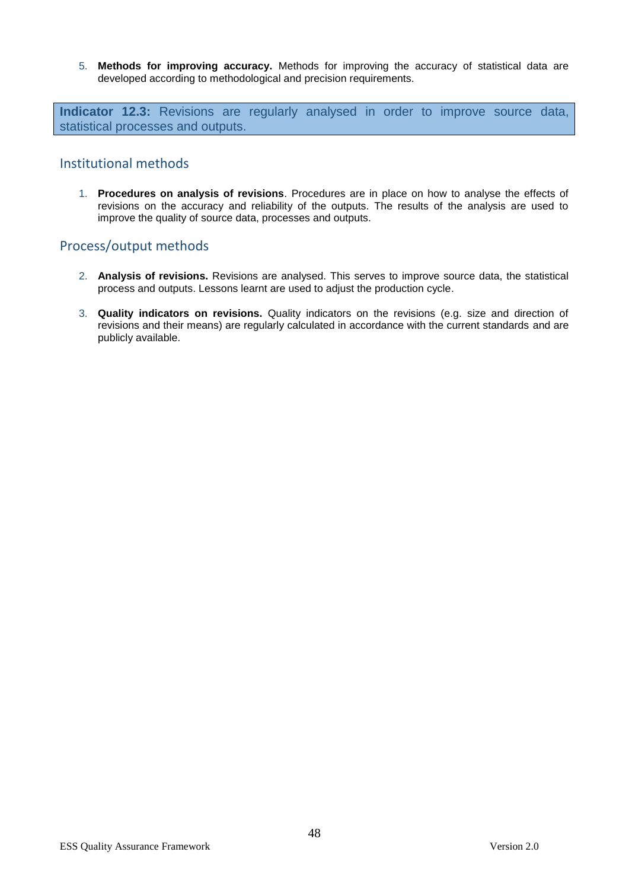5. **Methods for improving accuracy.** Methods for improving the accuracy of statistical data are developed according to methodological and precision requirements.

**Indicator 12.3:** Revisions are regularly analysed in order to improve source data, statistical processes and outputs.

## Institutional methods

1. **Procedures on analysis of revisions**. Procedures are in place on how to analyse the effects of revisions on the accuracy and reliability of the outputs. The results of the analysis are used to improve the quality of source data, processes and outputs.

## Process/output methods

2. **Analysis of revisions.** Revisions are analysed. This serves to improve source data, the statistical process and outputs. Lessons learnt are used to adjust the production cycle.

3. **Quality indicators on revisions.** Quality indicators on the revisions (e.g. size and direction of revisions and their means) are regularly calculated in accordance with the current standards and are publicly available.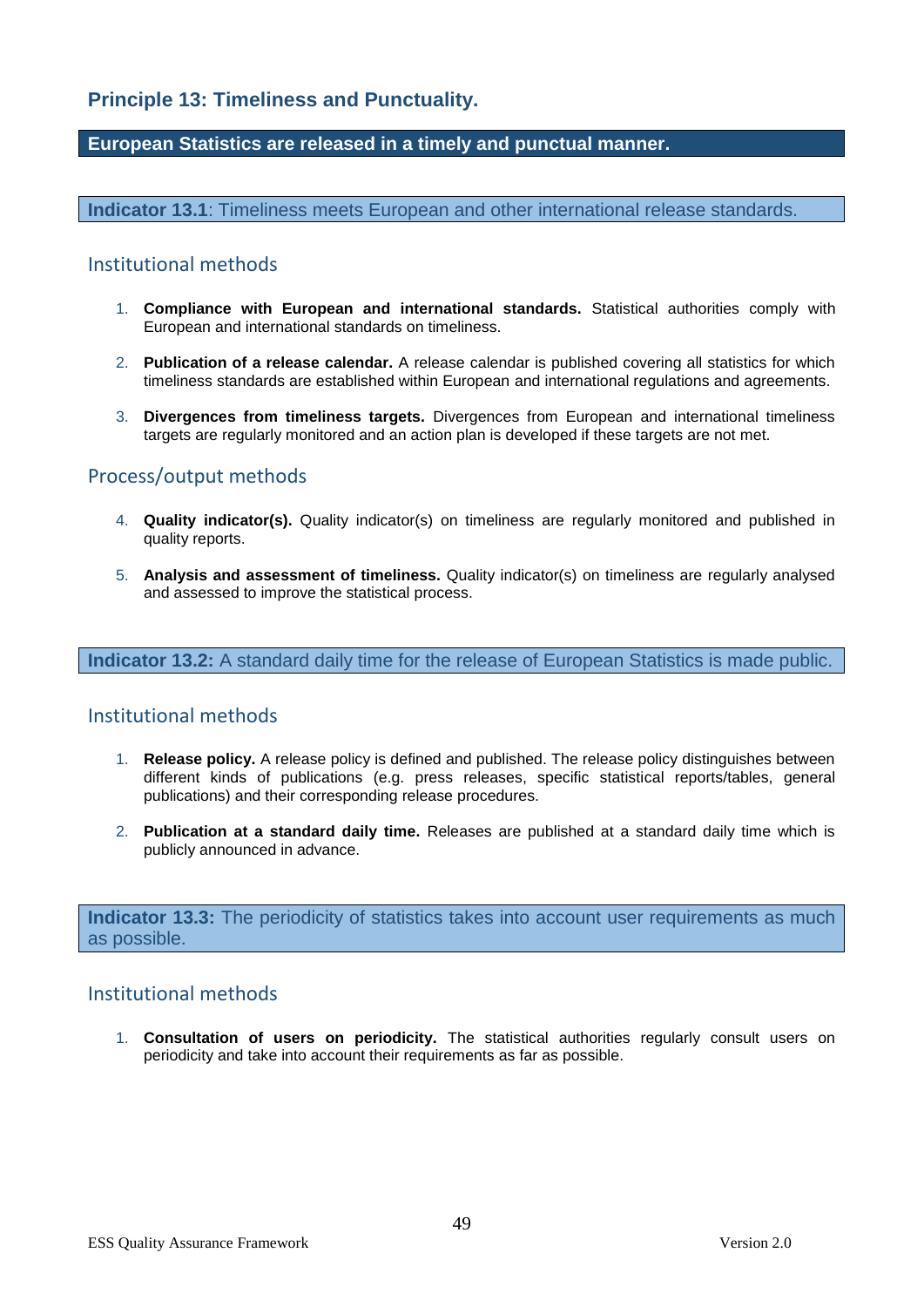## Principle 13: Timeliness and Punctuality.

**European Statistics are released in a timely and punctual manner.**

**Indicator 13.1**: Timeliness meets European and other international release standards.

### Institutional methods

1. **Compliance with European and international standards.** Statistical authorities comply with European and international standards on timeliness.

2. **Publication of a release calendar.** A release calendar is published covering all statistics for which timeliness standards are established within European and international regulations and agreements.

3. **Divergences from timeliness targets.** Divergences from European and international timeliness targets are regularly monitored and an action plan is developed if these targets are not met.

### Process/output methods

4. **Quality indicator(s).** Quality indicator(s) on timeliness are regularly monitored and published in quality reports.

5. **Analysis and assessment of timeliness.** Quality indicator(s) on timeliness are regularly analysed and assessed to improve the statistical process.

**Indicator 13.2:** A standard daily time for the release of European Statistics is made public.

### Institutional methods

1. **Release policy.** A release policy is defined and published. The release policy distinguishes between different kinds of publications (e.g. press releases, specific statistical reports/tables, general publications) and their corresponding release procedures.

2. **Publication at a standard daily time.** Releases are published at a standard daily time which is publicly announced in advance.

**Indicator 13.3:** The periodicity of statistics takes into account user requirements as much as possible.

### Institutional methods

1. **Consultation of users on periodicity.** The statistical authorities regularly consult users on periodicity and take into account their requirements as far as possible.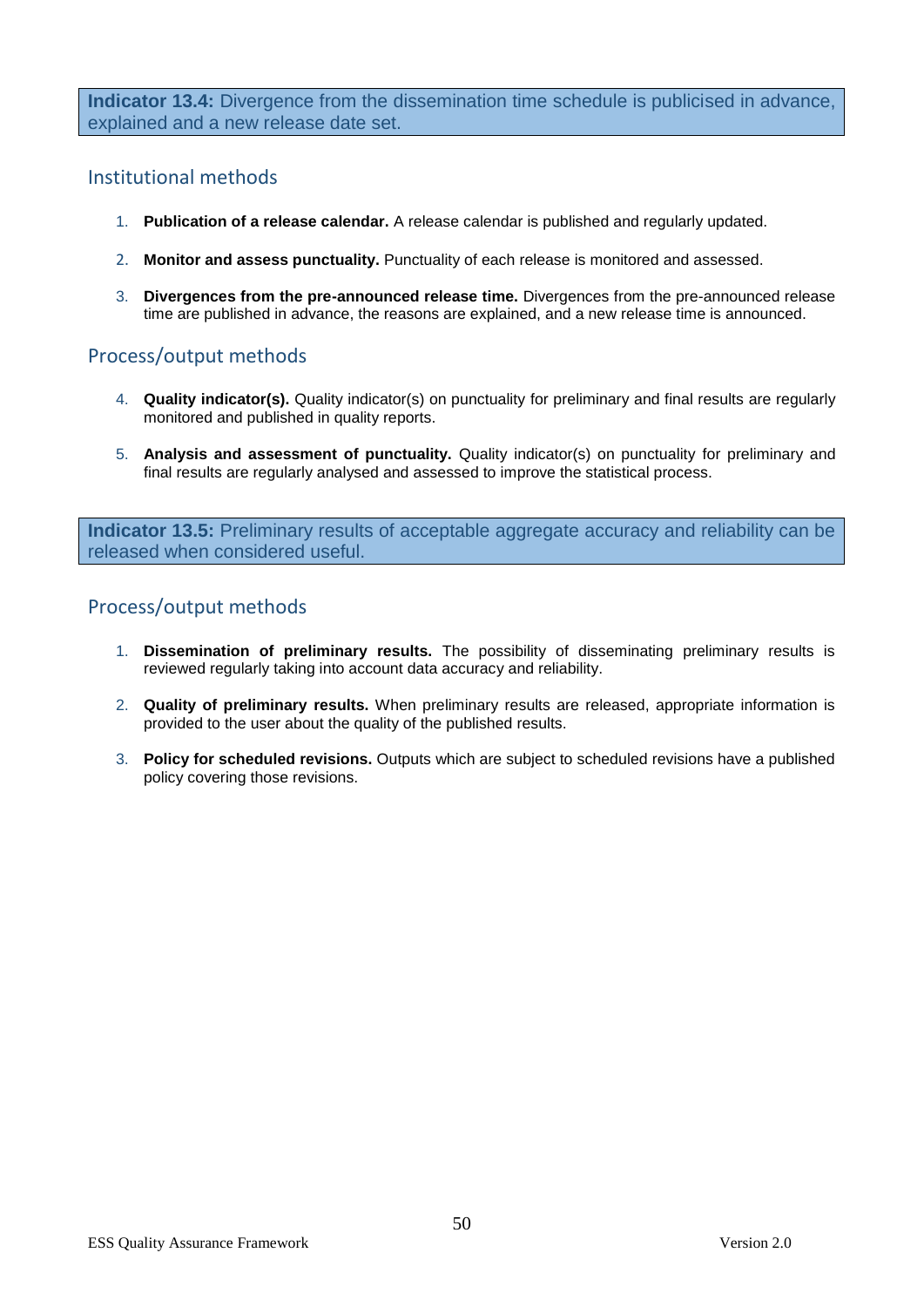**Indicator 13.4:** Divergence from the dissemination time schedule is publicised in advance, explained and a new release date set.

## Institutional methods

1. **Publication of a release calendar.** A release calendar is published and regularly updated.

2. **Monitor and assess punctuality.** Punctuality of each release is monitored and assessed.

3. **Divergences from the pre-announced release time.** Divergences from the pre-announced release time are published in advance, the reasons are explained, and a new release time is announced.

## Process/output methods

4. **Quality indicator(s).** Quality indicator(s) on punctuality for preliminary and final results are regularly monitored and published in quality reports.

5. **Analysis and assessment of punctuality.** Quality indicator(s) on punctuality for preliminary and final results are regularly analysed and assessed to improve the statistical process.

**Indicator 13.5:** Preliminary results of acceptable aggregate accuracy and reliability can be released when considered useful.

## Process/output methods

1. **Dissemination of preliminary results.** The possibility of disseminating preliminary results is reviewed regularly taking into account data accuracy and reliability.

2. **Quality of preliminary results.** When preliminary results are released, appropriate information is provided to the user about the quality of the published results.

3. **Policy for scheduled revisions.** Outputs which are subject to scheduled revisions have a published policy covering those revisions.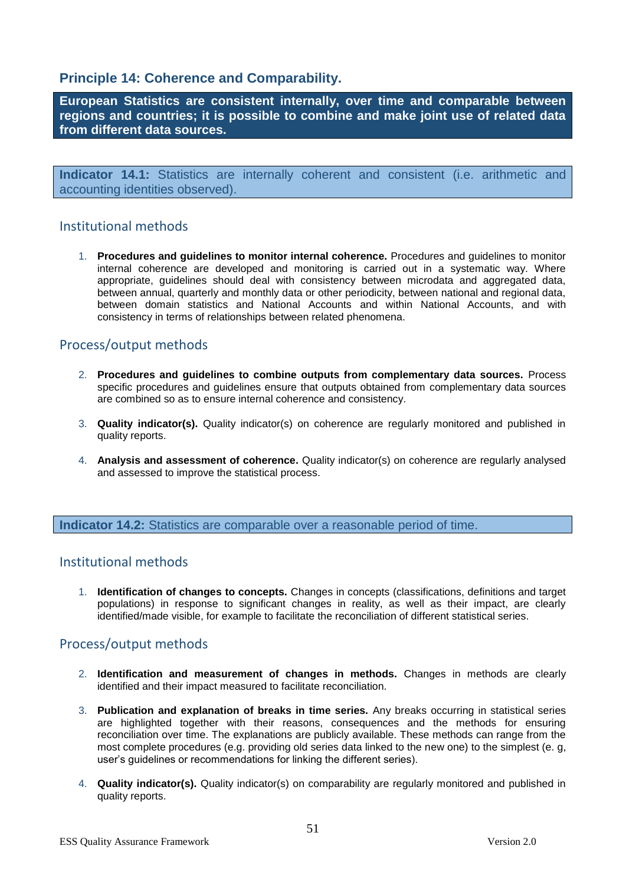## Principle 14: Coherence and Comparability.

**European Statistics are consistent internally, over time and comparable between regions and countries; it is possible to combine and make joint use of related data from different data sources.**

**Indicator 14.1:** Statistics are internally coherent and consistent (i.e. arithmetic and accounting identities observed).

### Institutional methods

1. **Procedures and guidelines to monitor internal coherence.** Procedures and guidelines to monitor internal coherence are developed and monitoring is carried out in a systematic way. Where appropriate, guidelines should deal with consistency between microdata and aggregated data, between annual, quarterly and monthly data or other periodicity, between national and regional data, between domain statistics and National Accounts and within National Accounts, and with consistency in terms of relationships between related phenomena.

### Process/output methods

2. **Procedures and guidelines to combine outputs from complementary data sources.** Process specific procedures and guidelines ensure that outputs obtained from complementary data sources are combined so as to ensure internal coherence and consistency.

3. **Quality indicator(s).** Quality indicator(s) on coherence are regularly monitored and published in quality reports.

4. **Analysis and assessment of coherence.** Quality indicator(s) on coherence are regularly analysed and assessed to improve the statistical process.

**Indicator 14.2:** Statistics are comparable over a reasonable period of time.

### Institutional methods

1. **Identification of changes to concepts.** Changes in concepts (classifications, definitions and target populations) in response to significant changes in reality, as well as their impact, are clearly identified/made visible, for example to facilitate the reconciliation of different statistical series.

### Process/output methods

2. **Identification and measurement of changes in methods.** Changes in methods are clearly identified and their impact measured to facilitate reconciliation.

3. **Publication and explanation of breaks in time series.** Any breaks occurring in statistical series are highlighted together with their reasons, consequences and the methods for ensuring reconciliation over time. The explanations are publicly available. These methods can range from the most complete procedures (e.g. providing old series data linked to the new one) to the simplest (e. g, user's guidelines or recommendations for linking the different series).

4. **Quality indicator(s).** Quality indicator(s) on comparability are regularly monitored and published in quality reports.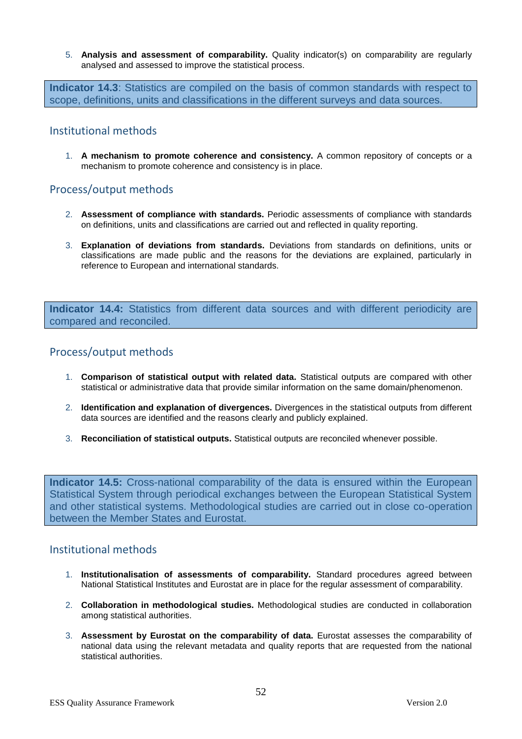5. **Analysis and assessment of comparability.** Quality indicator(s) on comparability are regularly analysed and assessed to improve the statistical process.

**Indicator 14.3**: Statistics are compiled on the basis of common standards with respect to scope, definitions, units and classifications in the different surveys and data sources.

## Institutional methods

1. **A mechanism to promote coherence and consistency.** A common repository of concepts or a mechanism to promote coherence and consistency is in place.

## Process/output methods

2. **Assessment of compliance with standards.** Periodic assessments of compliance with standards on definitions, units and classifications are carried out and reflected in quality reporting.

3. **Explanation of deviations from standards.** Deviations from standards on definitions, units or classifications are made public and the reasons for the deviations are explained, particularly in reference to European and international standards.

**Indicator 14.4:** Statistics from different data sources and with different periodicity are compared and reconciled.

## Process/output methods

1. **Comparison of statistical output with related data.** Statistical outputs are compared with other statistical or administrative data that provide similar information on the same domain/phenomenon.

2. **Identification and explanation of divergences.** Divergences in the statistical outputs from different data sources are identified and the reasons clearly and publicly explained.

3. **Reconciliation of statistical outputs.** Statistical outputs are reconciled whenever possible.

**Indicator 14.5:** Cross-national comparability of the data is ensured within the European Statistical System through periodical exchanges between the European Statistical System and other statistical systems. Methodological studies are carried out in close co-operation between the Member States and Eurostat.

## Institutional methods

1. **Institutionalisation of assessments of comparability.** Standard procedures agreed between National Statistical Institutes and Eurostat are in place for the regular assessment of comparability.

2. **Collaboration in methodological studies.** Methodological studies are conducted in collaboration among statistical authorities.

3. **Assessment by Eurostat on the comparability of data.** Eurostat assesses the comparability of national data using the relevant metadata and quality reports that are requested from the national statistical authorities.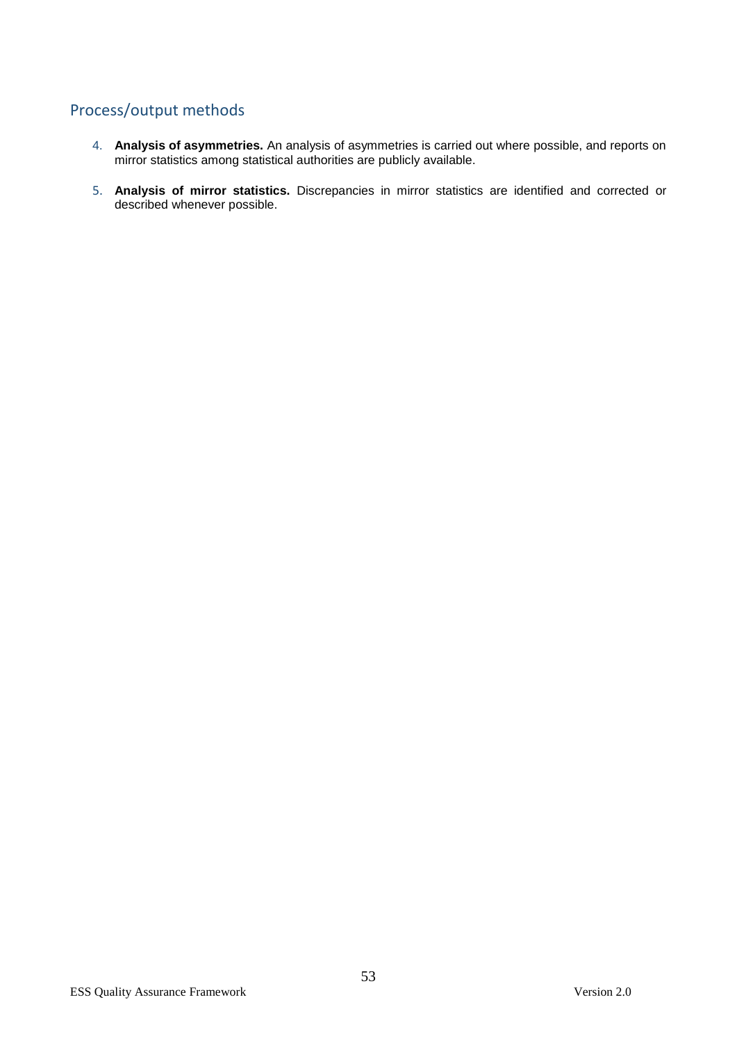## Process/output methods

4. **Analysis of asymmetries.** An analysis of asymmetries is carried out where possible, and reports on mirror statistics among statistical authorities are publicly available.

5. **Analysis of mirror statistics.** Discrepancies in mirror statistics are identified and corrected or described whenever possible.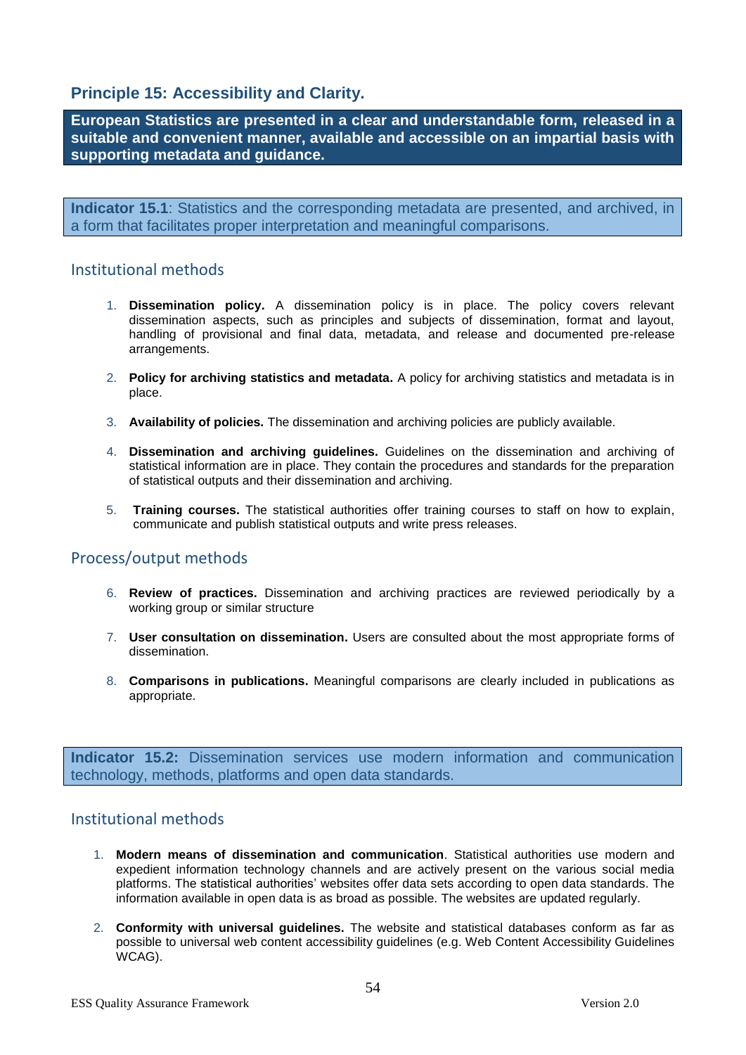## Principle 15: Accessibility and Clarity.

**European Statistics are presented in a clear and understandable form, released in a suitable and convenient manner, available and accessible on an impartial basis with supporting metadata and guidance.**

**Indicator 15.1**: Statistics and the corresponding metadata are presented, and archived, in a form that facilitates proper interpretation and meaningful comparisons.

### Institutional methods

1. **Dissemination policy.** A dissemination policy is in place. The policy covers relevant dissemination aspects, such as principles and subjects of dissemination, format and layout, handling of provisional and final data, metadata, and release and documented pre-release arrangements.

2. **Policy for archiving statistics and metadata.** A policy for archiving statistics and metadata is in place.

3. **Availability of policies.** The dissemination and archiving policies are publicly available.

4. **Dissemination and archiving guidelines.** Guidelines on the dissemination and archiving of statistical information are in place. They contain the procedures and standards for the preparation of statistical outputs and their dissemination and archiving.

5. **Training courses.** The statistical authorities offer training courses to staff on how to explain, communicate and publish statistical outputs and write press releases.

### Process/output methods

6. **Review of practices.** Dissemination and archiving practices are reviewed periodically by a working group or similar structure

7. **User consultation on dissemination.** Users are consulted about the most appropriate forms of dissemination.

8. **Comparisons in publications.** Meaningful comparisons are clearly included in publications as appropriate.

**Indicator 15.2:** Dissemination services use modern information and communication technology, methods, platforms and open data standards.

### Institutional methods

1. **Modern means of dissemination and communication**. Statistical authorities use modern and expedient information technology channels and are actively present on the various social media platforms. The statistical authorities' websites offer data sets according to open data standards. The information available in open data is as broad as possible. The websites are updated regularly.

2. **Conformity with universal guidelines.** The website and statistical databases conform as far as possible to universal web content accessibility guidelines (e.g. Web Content Accessibility Guidelines WCAG).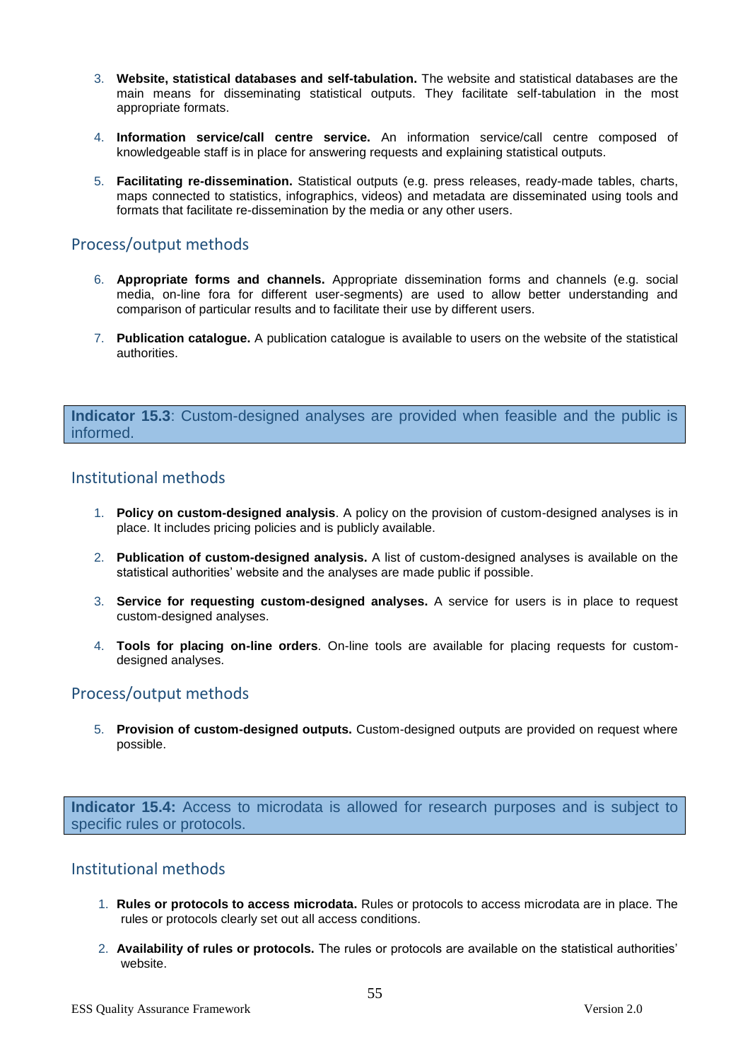3. **Website, statistical databases and self-tabulation.** The website and statistical databases are the main means for disseminating statistical outputs. They facilitate self-tabulation in the most appropriate formats.

4. **Information service/call centre service.** An information service/call centre composed of knowledgeable staff is in place for answering requests and explaining statistical outputs.

5. **Facilitating re-dissemination.** Statistical outputs (e.g. press releases, ready-made tables, charts, maps connected to statistics, infographics, videos) and metadata are disseminated using tools and formats that facilitate re-dissemination by the media or any other users.

## Process/output methods

6. **Appropriate forms and channels.** Appropriate dissemination forms and channels (e.g. social media, on-line fora for different user-segments) are used to allow better understanding and comparison of particular results and to facilitate their use by different users.

7. **Publication catalogue.** A publication catalogue is available to users on the website of the statistical authorities.

**Indicator 15.3**: Custom-designed analyses are provided when feasible and the public is informed.

## Institutional methods

1. **Policy on custom-designed analysis**. A policy on the provision of custom-designed analyses is in place. It includes pricing policies and is publicly available.

2. **Publication of custom-designed analysis.** A list of custom-designed analyses is available on the statistical authorities' website and the analyses are made public if possible.

3. **Service for requesting custom-designed analyses.** A service for users is in place to request custom-designed analyses.

4. **Tools for placing on-line orders**. On-line tools are available for placing requests for custom-designed analyses.

## Process/output methods

5. **Provision of custom-designed outputs.** Custom-designed outputs are provided on request where possible.

**Indicator 15.4:** Access to microdata is allowed for research purposes and is subject to specific rules or protocols.

## Institutional methods

1. **Rules or protocols to access microdata.** Rules or protocols to access microdata are in place. The rules or protocols clearly set out all access conditions.

2. **Availability of rules or protocols.** The rules or protocols are available on the statistical authorities' website.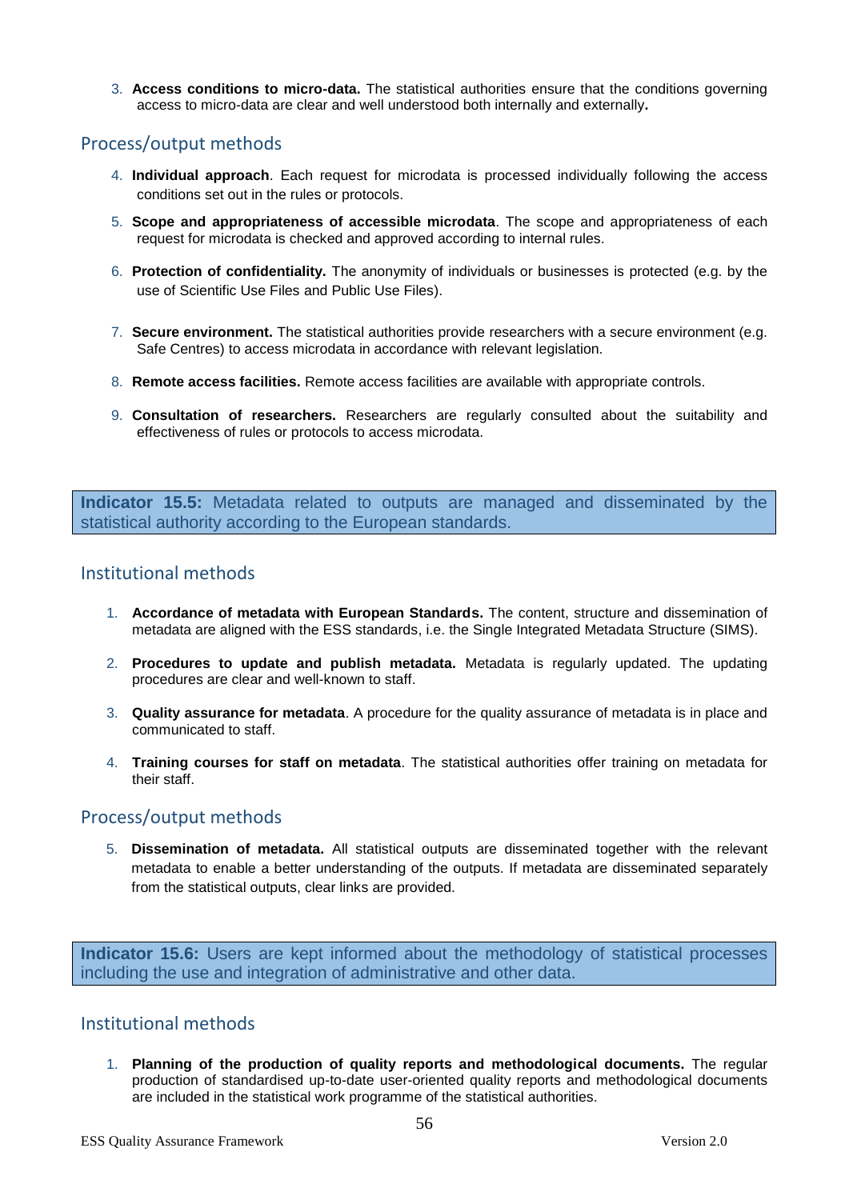3. **Access conditions to micro-data.** The statistical authorities ensure that the conditions governing access to micro-data are clear and well understood both internally and externally**.**

## Process/output methods

4. **Individual approach**. Each request for microdata is processed individually following the access conditions set out in the rules or protocols.

5. **Scope and appropriateness of accessible microdata**. The scope and appropriateness of each request for microdata is checked and approved according to internal rules.

6. **Protection of confidentiality.** The anonymity of individuals or businesses is protected (e.g. by the use of Scientific Use Files and Public Use Files).

7. **Secure environment.** The statistical authorities provide researchers with a secure environment (e.g. Safe Centres) to access microdata in accordance with relevant legislation.

8. **Remote access facilities.** Remote access facilities are available with appropriate controls.

9. **Consultation of researchers.** Researchers are regularly consulted about the suitability and effectiveness of rules or protocols to access microdata.

**Indicator 15.5:** Metadata related to outputs are managed and disseminated by the statistical authority according to the European standards.

## Institutional methods

1. **Accordance of metadata with European Standards.** The content, structure and dissemination of metadata are aligned with the ESS standards, i.e. the Single Integrated Metadata Structure (SIMS).

2. **Procedures to update and publish metadata.** Metadata is regularly updated. The updating procedures are clear and well-known to staff.

3. **Quality assurance for metadata**. A procedure for the quality assurance of metadata is in place and communicated to staff.

4. **Training courses for staff on metadata**. The statistical authorities offer training on metadata for their staff.

## Process/output methods

5. **Dissemination of metadata.** All statistical outputs are disseminated together with the relevant metadata to enable a better understanding of the outputs. If metadata are disseminated separately from the statistical outputs, clear links are provided.

**Indicator 15.6:** Users are kept informed about the methodology of statistical processes including the use and integration of administrative and other data.

## Institutional methods

1. **Planning of the production of quality reports and methodological documents.** The regular production of standardised up-to-date user-oriented quality reports and methodological documents are included in the statistical work programme of the statistical authorities.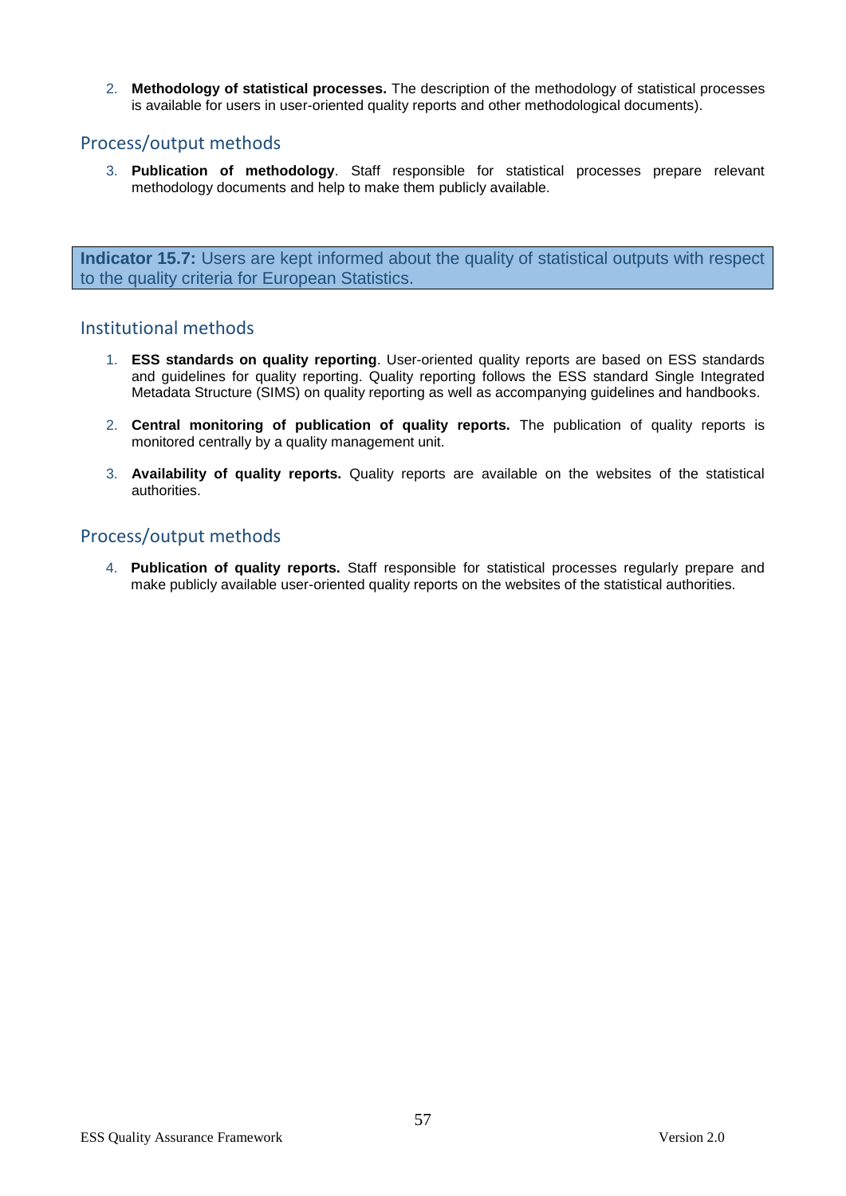2. **Methodology of statistical processes.** The description of the methodology of statistical processes is available for users in user-oriented quality reports and other methodological documents).

## Process/output methods

3. **Publication of methodology**. Staff responsible for statistical processes prepare relevant methodology documents and help to make them publicly available.

**Indicator 15.7:** Users are kept informed about the quality of statistical outputs with respect to the quality criteria for European Statistics.

## Institutional methods

1. **ESS standards on quality reporting**. User-oriented quality reports are based on ESS standards and guidelines for quality reporting. Quality reporting follows the ESS standard Single Integrated Metadata Structure (SIMS) on quality reporting as well as accompanying guidelines and handbooks.

2. **Central monitoring of publication of quality reports.** The publication of quality reports is monitored centrally by a quality management unit.

3. **Availability of quality reports.** Quality reports are available on the websites of the statistical authorities.

## Process/output methods

4. **Publication of quality reports.** Staff responsible for statistical processes regularly prepare and make publicly available user-oriented quality reports on the websites of the statistical authorities.